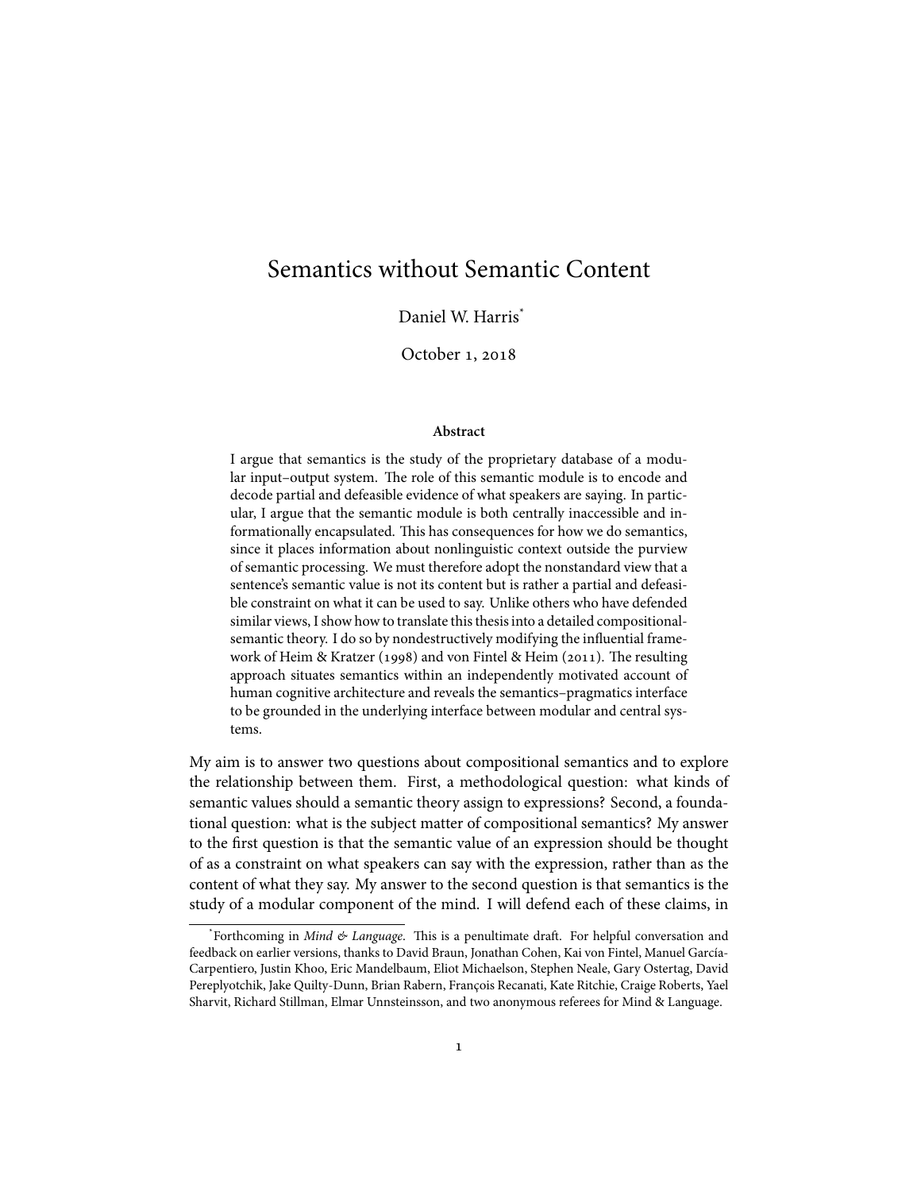# Semantics without Semantic Content

Daniel W. Harris*

October 1, 2018

**Abstract**

I argue that semantics is the study of the proprietary database of a modular input–output system. The role of this semantic module is to encode and decode partial and defeasible evidence of what speakers are saying. In particular, I argue that the semantic module is both centrally inaccessible and informationally encapsulated. This has consequences for how we do semantics, since it places information about nonlinguistic context outside the purview of semantic processing. We must therefore adopt the nonstandard view that a sentence's semantic value is not its content but is rather a partial and defeasible constraint on what it can be used to say. Unlike others who have defended similar views, I show how to translate this thesis into a detailed compositional-semantic theory. I do so by nondestructively modifying the influential framework of Heim & Kratzer (1998) and von Fintel & Heim (2011). The resulting approach situates semantics within an independently motivated account of human cognitive architecture and reveals the semantics–pragmatics interface to be grounded in the underlying interface between modular and central systems.

My aim is to answer two questions about compositional semantics and to explore the relationship between them. First, a methodological question: what kinds of semantic values should a semantic theory assign to expressions? Second, a foundational question: what is the subject matter of compositional semantics? My answer to the first question is that the semantic value of an expression should be thought of as a constraint on what speakers can say with the expression, rather than as the content of what they say. My answer to the second question is that semantics is the study of a modular component of the mind. I will defend each of these claims, in

---

*Forthcoming in *Mind & Language*. This is a penultimate draft. For helpful conversation and feedback on earlier versions, thanks to David Braun, Jonathan Cohen, Kai von Fintel, Manuel García-Carpentiero, Justin Khoo, Eric Mandelbaum, Eliot Michaelson, Stephen Neale, Gary Ostertag, David Pereplyotchik, Jake Quilty-Dunn, Brian Rabern, François Recanati, Kate Ritchie, Craige Roberts, Yael Sharvit, Richard Stillman, Elmar Unnsteinsson, and two anonymous referees for Mind & Language.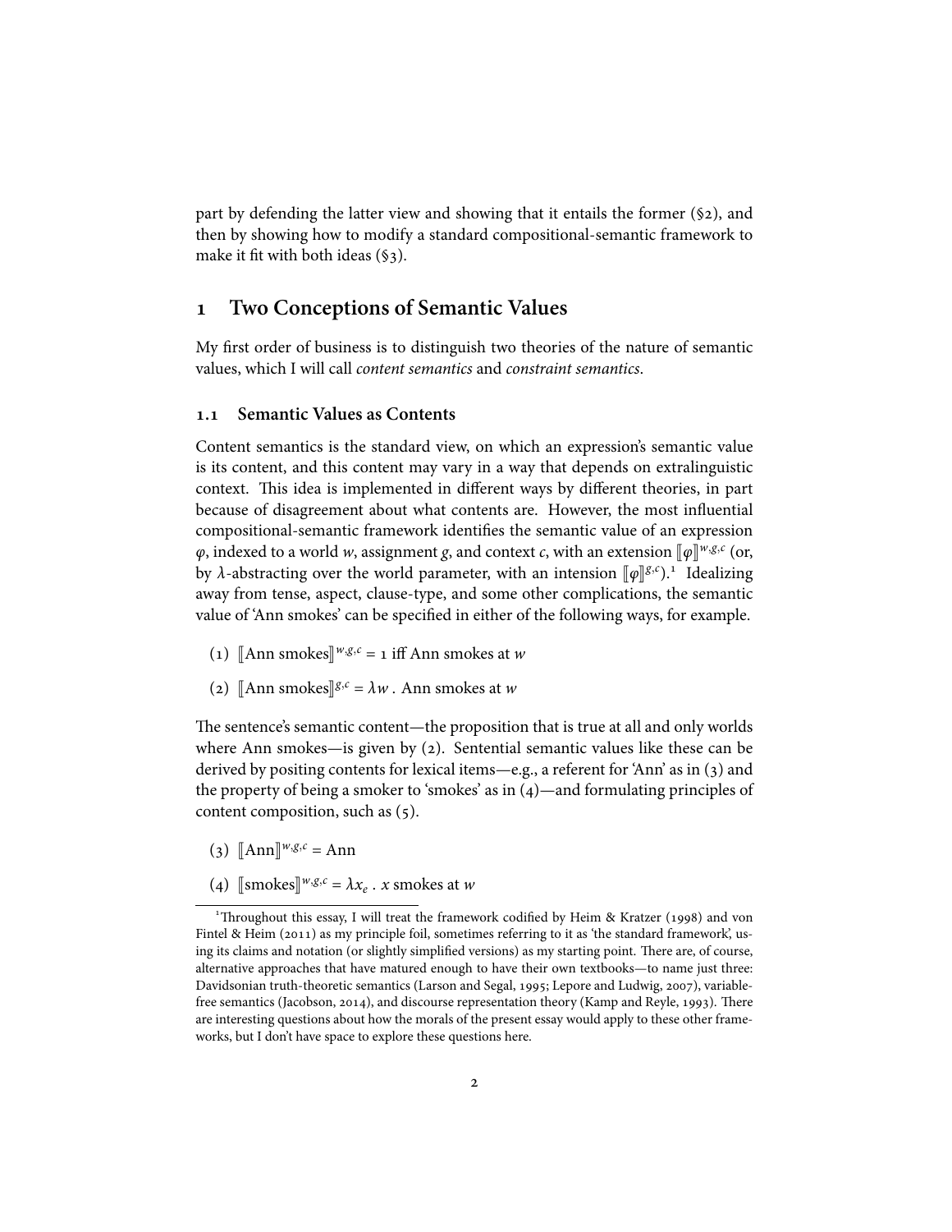part by defending the latter view and showing that it entails the former (§2), and then by showing how to modify a standard compositional-semantic framework to make it fit with both ideas (§3).

# 1 Two Conceptions of Semantic Values

My first order of business is to distinguish two theories of the nature of semantic values, which I will call *content semantics* and *constraint semantics*.

## 1.1 Semantic Values as Contents

Content semantics is the standard view, on which an expression's semantic value is its content, and this content may vary in a way that depends on extralinguistic context. This idea is implemented in different ways by different theories, in part because of disagreement about what contents are. However, the most influential compositional-semantic framework identifies the semantic value of an expression $\varphi$, indexed to a world $w$, assignment $g$, and context $c$, with an extension $[\![\varphi]\!]^{w,g,c}$ (or, by $\lambda$-abstracting over the world parameter, with an intension $[\![\varphi]\!]^{g,c}$).[1] Idealizing away from tense, aspect, clause-type, and some other complications, the semantic value of 'Ann smokes' can be specified in either of the following ways, for example.

(1) $[\![\text{Ann smokes}]\!]^{w,g,c} = 1$ iff Ann smokes at $w$

(2) $[\![\text{Ann smokes}]\!]^{g,c} = \lambda w\,.$ Ann smokes at $w$

The sentence's semantic content—the proposition that is true at all and only worlds where Ann smokes—is given by (2). Sentential semantic values like these can be derived by positing contents for lexical items—e.g., a referent for 'Ann' as in (3) and the property of being a smoker to 'smokes' as in (4)—and formulating principles of content composition, such as (5).

(3) $[\![\text{Ann}]\!]^{w,g,c} = \text{Ann}$

(4) $[\![\text{smokes}]\!]^{w,g,c} = \lambda x_e\,.$ $x$ smokes at $w$

[1] Throughout this essay, I will treat the framework codified by Heim & Kratzer (1998) and von Fintel & Heim (2011) as my principle foil, sometimes referring to it as 'the standard framework', using its claims and notation (or slightly simplified versions) as my starting point. There are, of course, alternative approaches that have matured enough to have their own textbooks—to name just three: Davidsonian truth-theoretic semantics (Larson and Segal, 1995; Lepore and Ludwig, 2007), variable-free semantics (Jacobson, 2014), and discourse representation theory (Kamp and Reyle, 1993). There are interesting questions about how the morals of the present essay would apply to these other frameworks, but I don't have space to explore these questions here.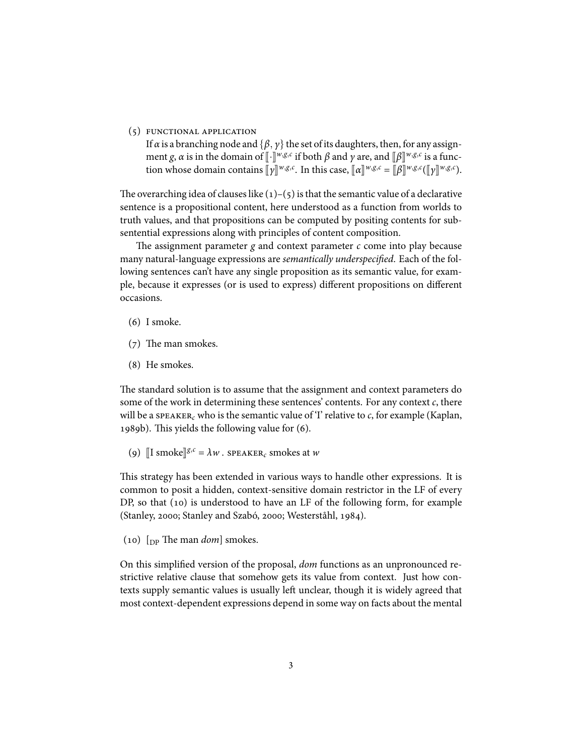(5) FUNCTIONAL APPLICATION
If $\alpha$ is a branching node and $\{\beta, \gamma\}$ the set of its daughters, then, for any assignment $g$, $\alpha$ is in the domain of $[\![\cdot]\!]^{w,g,c}$ if both $\beta$ and $\gamma$ are, and $[\![\beta]\!]^{w,g,c}$ is a function whose domain contains $[\![\gamma]\!]^{w,g,c}$. In this case, $[\![\alpha]\!]^{w,g,c} = [\![\beta]\!]^{w,g,c}([\![\gamma]\!]^{w,g,c})$.

The overarching idea of clauses like (1)–(5) is that the semantic value of a declarative sentence is a propositional content, here understood as a function from worlds to truth values, and that propositions can be computed by positing contents for sub-sentential expressions along with principles of content composition.

The assignment parameter $g$ and context parameter $c$ come into play because many natural-language expressions are *semantically underspecified*. Each of the following sentences can't have any single proposition as its semantic value, for example, because it expresses (or is used to express) different propositions on different occasions.

(6) I smoke.

(7) The man smokes.

(8) He smokes.

The standard solution is to assume that the assignment and context parameters do some of the work in determining these sentences' contents. For any context $c$, there will be a SPEAKER$_c$ who is the semantic value of 'I' relative to $c$, for example (Kaplan, 1989b). This yields the following value for (6).

(9) $[\![\text{I smoke}]\!]^{g,c} = \lambda w \,.\, \text{SPEAKER}_c$ smokes at $w$

This strategy has been extended in various ways to handle other expressions. It is common to posit a hidden, context-sensitive domain restrictor in the LF of every DP, so that (10) is understood to have an LF of the following form, for example (Stanley, 2000; Stanley and Szabó, 2000; Westerståhl, 1984).

(10) [$_{\text{DP}}$ The man *dom*] smokes.

On this simplified version of the proposal, *dom* functions as an unpronounced restrictive relative clause that somehow gets its value from context. Just how contexts supply semantic values is usually left unclear, though it is widely agreed that most context-dependent expressions depend in some way on facts about the mental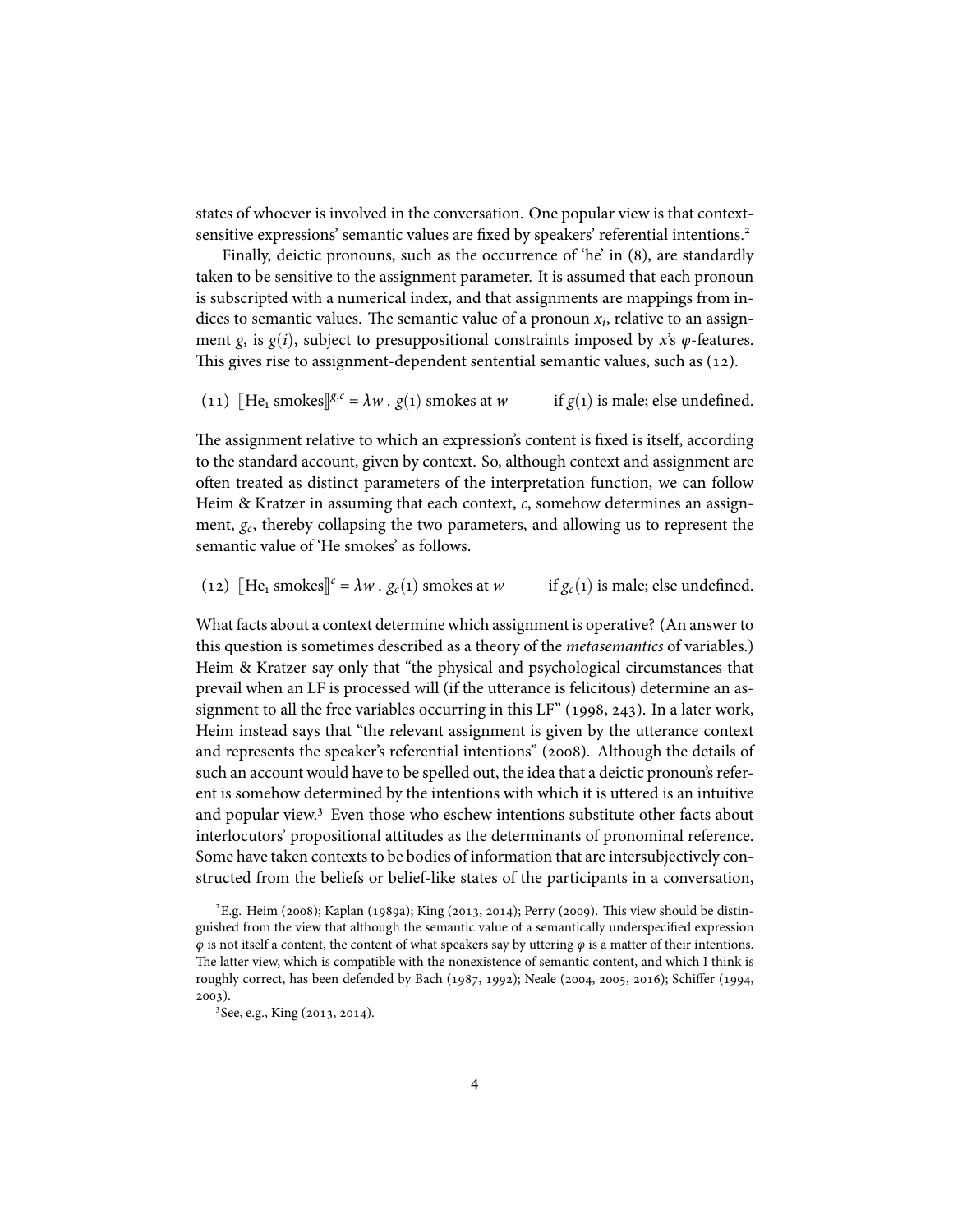states of whoever is involved in the conversation. One popular view is that context-sensitive expressions' semantic values are fixed by speakers' referential intentions.[2]

Finally, deictic pronouns, such as the occurrence of 'he' in (8), are standardly taken to be sensitive to the assignment parameter. It is assumed that each pronoun is subscripted with a numerical index, and that assignments are mappings from indices to semantic values. The semantic value of a pronoun $x_i$, relative to an assignment $g$, is $g(i)$, subject to presuppositional constraints imposed by $x$'s $\varphi$-features. This gives rise to assignment-dependent sentential semantic values, such as (12).

(11) $[\![\text{He}_1 \text{ smokes}]\!]^{g,c} = \lambda w \,.\, g(1) \text{ smokes at } w \qquad \text{if } g(1) \text{ is male; else undefined.}$

The assignment relative to which an expression's content is fixed is itself, according to the standard account, given by context. So, although context and assignment are often treated as distinct parameters of the interpretation function, we can follow Heim & Kratzer in assuming that each context, $c$, somehow determines an assignment, $g_c$, thereby collapsing the two parameters, and allowing us to represent the semantic value of 'He smokes' as follows.

(12) $[\![\text{He}_1 \text{ smokes}]\!]^{c} = \lambda w \,.\, g_c(1) \text{ smokes at } w \qquad \text{if } g_c(1) \text{ is male; else undefined.}$

What facts about a context determine which assignment is operative? (An answer to this question is sometimes described as a theory of the *metasemantics* of variables.) Heim & Kratzer say only that "the physical and psychological circumstances that prevail when an LF is processed will (if the utterance is felicitous) determine an assignment to all the free variables occurring in this LF" (1998, 243). In a later work, Heim instead says that "the relevant assignment is given by the utterance context and represents the speaker's referential intentions" (2008). Although the details of such an account would have to be spelled out, the idea that a deictic pronoun's referent is somehow determined by the intentions with which it is uttered is an intuitive and popular view.[3] Even those who eschew intentions substitute other facts about interlocutors' propositional attitudes as the determinants of pronominal reference. Some have taken contexts to be bodies of information that are intersubjectively constructed from the beliefs or belief-like states of the participants in a conversation,

---

[2] E.g. Heim (2008); Kaplan (1989a); King (2013, 2014); Perry (2009). This view should be distinguished from the view that although the semantic value of a semantically underspecified expression $\varphi$ is not itself a content, the content of what speakers say by uttering $\varphi$ is a matter of their intentions. The latter view, which is compatible with the nonexistence of semantic content, and which I think is roughly correct, has been defended by Bach (1987, 1992); Neale (2004, 2005, 2016); Schiffer (1994, 2003).

[3] See, e.g., King (2013, 2014).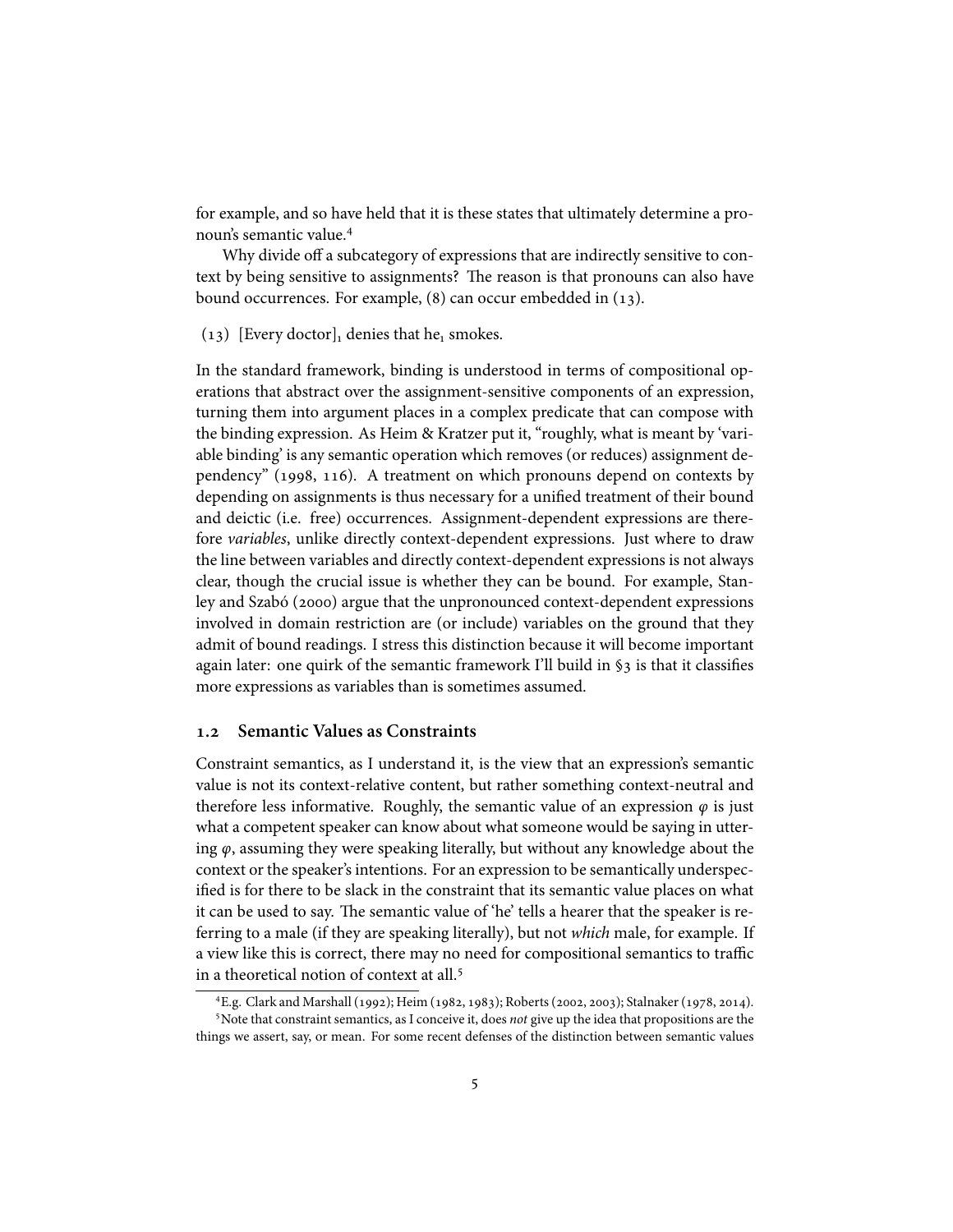for example, and so have held that it is these states that ultimately determine a pronoun's semantic value.[4]

Why divide off a subcategory of expressions that are indirectly sensitive to context by being sensitive to assignments? The reason is that pronouns can also have bound occurrences. For example, (8) can occur embedded in (13).

(13) [Every doctor]$_1$ denies that he$_1$ smokes.

In the standard framework, binding is understood in terms of compositional operations that abstract over the assignment-sensitive components of an expression, turning them into argument places in a complex predicate that can compose with the binding expression. As Heim & Kratzer put it, "roughly, what is meant by 'variable binding' is any semantic operation which removes (or reduces) assignment dependency" (1998, 116). A treatment on which pronouns depend on contexts by depending on assignments is thus necessary for a unified treatment of their bound and deictic (i.e. free) occurrences. Assignment-dependent expressions are therefore *variables*, unlike directly context-dependent expressions. Just where to draw the line between variables and directly context-dependent expressions is not always clear, though the crucial issue is whether they can be bound. For example, Stanley and Szabó (2000) argue that the unpronounced context-dependent expressions involved in domain restriction are (or include) variables on the ground that they admit of bound readings. I stress this distinction because it will become important again later: one quirk of the semantic framework I'll build in §3 is that it classifies more expressions as variables than is sometimes assumed.

## 1.2 Semantic Values as Constraints

Constraint semantics, as I understand it, is the view that an expression's semantic value is not its context-relative content, but rather something context-neutral and therefore less informative. Roughly, the semantic value of an expression $\varphi$ is just what a competent speaker can know about what someone would be saying in uttering $\varphi$, assuming they were speaking literally, but without any knowledge about the context or the speaker's intentions. For an expression to be semantically underspecified is for there to be slack in the constraint that its semantic value places on what it can be used to say. The semantic value of 'he' tells a hearer that the speaker is referring to a male (if they are speaking literally), but not *which* male, for example. If a view like this is correct, there may no need for compositional semantics to traffic in a theoretical notion of context at all.[5]

[4] E.g. Clark and Marshall (1992); Heim (1982, 1983); Roberts (2002, 2003); Stalnaker (1978, 2014).

[5] Note that constraint semantics, as I conceive it, does *not* give up the idea that propositions are the things we assert, say, or mean. For some recent defenses of the distinction between semantic values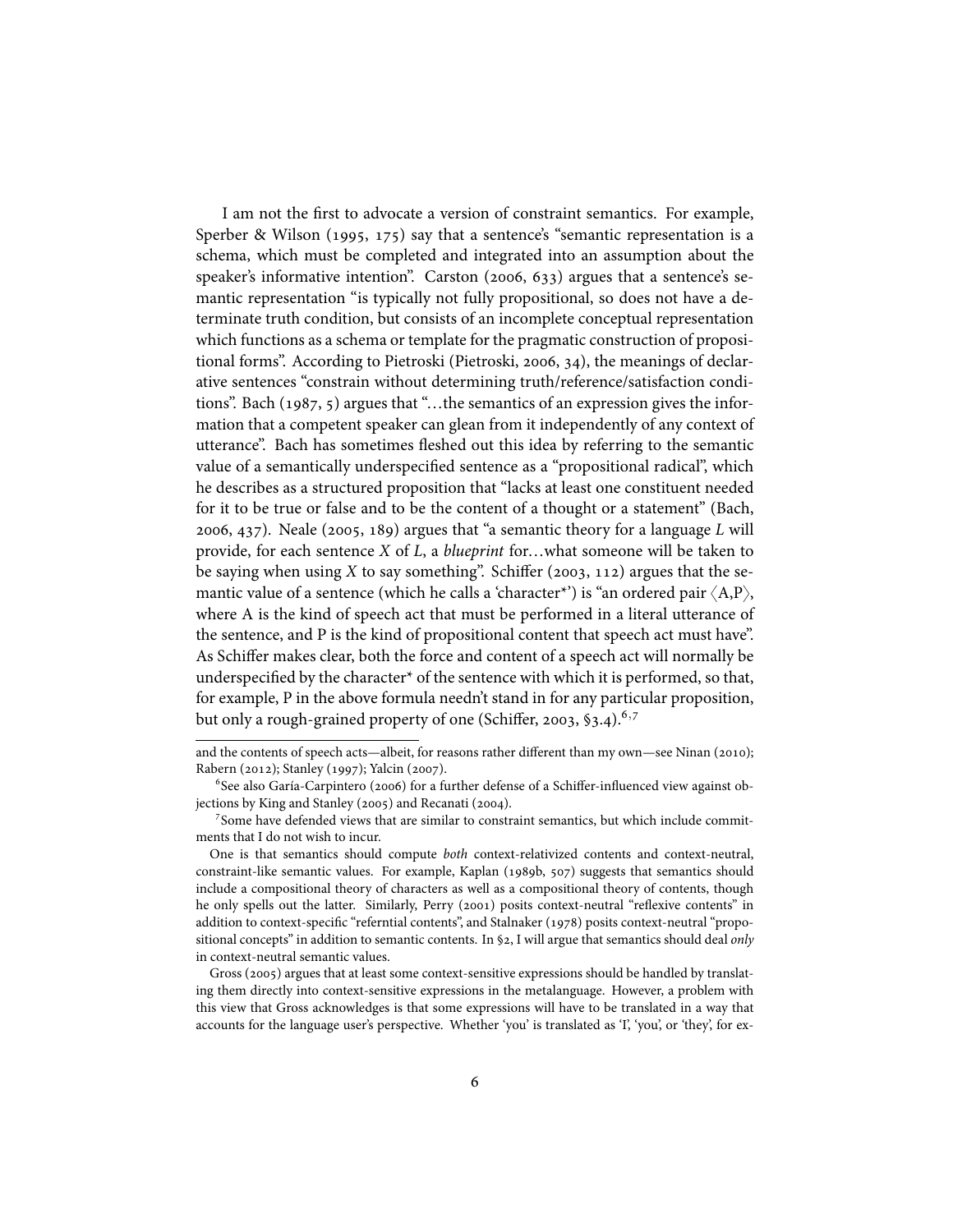I am not the first to advocate a version of constraint semantics. For example, Sperber & Wilson (1995, 175) say that a sentence's "semantic representation is a schema, which must be completed and integrated into an assumption about the speaker's informative intention". Carston (2006, 633) argues that a sentence's semantic representation "is typically not fully propositional, so does not have a determinate truth condition, but consists of an incomplete conceptual representation which functions as a schema or template for the pragmatic construction of propositional forms". According to Pietroski (Pietroski, 2006, 34), the meanings of declarative sentences "constrain without determining truth/reference/satisfaction conditions". Bach (1987, 5) argues that "…the semantics of an expression gives the information that a competent speaker can glean from it independently of any context of utterance". Bach has sometimes fleshed out this idea by referring to the semantic value of a semantically underspecified sentence as a "propositional radical", which he describes as a structured proposition that "lacks at least one constituent needed for it to be true or false and to be the content of a thought or a statement" (Bach, 2006, 437). Neale (2005, 189) argues that "a semantic theory for a language *L* will provide, for each sentence *X* of *L*, a *blueprint* for…what someone will be taken to be saying when using *X* to say something". Schiffer (2003, 112) argues that the semantic value of a sentence (which he calls a 'character*') is "an ordered pair $\langle$A,P$\rangle$, where A is the kind of speech act that must be performed in a literal utterance of the sentence, and P is the kind of propositional content that speech act must have". As Schiffer makes clear, both the force and content of a speech act will normally be underspecified by the character* of the sentence with which it is performed, so that, for example, P in the above formula needn't stand in for any particular proposition, but only a rough-grained property of one (Schiffer, 2003, §3.4).[6,7]

---

and the contents of speech acts—albeit, for reasons rather different than my own—see Ninan (2010); Rabern (2012); Stanley (1997); Yalcin (2007).

[6]See also Garía-Carpintero (2006) for a further defense of a Schiffer-influenced view against objections by King and Stanley (2005) and Recanati (2004).

[7]Some have defended views that are similar to constraint semantics, but which include commitments that I do not wish to incur.

One is that semantics should compute *both* context-relativized contents and context-neutral, constraint-like semantic values. For example, Kaplan (1989b, 507) suggests that semantics should include a compositional theory of characters as well as a compositional theory of contents, though he only spells out the latter. Similarly, Perry (2001) posits context-neutral "reflexive contents" in addition to context-specific "referntial contents", and Stalnaker (1978) posits context-neutral "propositional concepts" in addition to semantic contents. In §2, I will argue that semantics should deal *only* in context-neutral semantic values.

Gross (2005) argues that at least some context-sensitive expressions should be handled by translating them directly into context-sensitive expressions in the metalanguage. However, a problem with this view that Gross acknowledges is that some expressions will have to be translated in a way that accounts for the language user's perspective. Whether 'you' is translated as 'I', 'you', or 'they', for ex-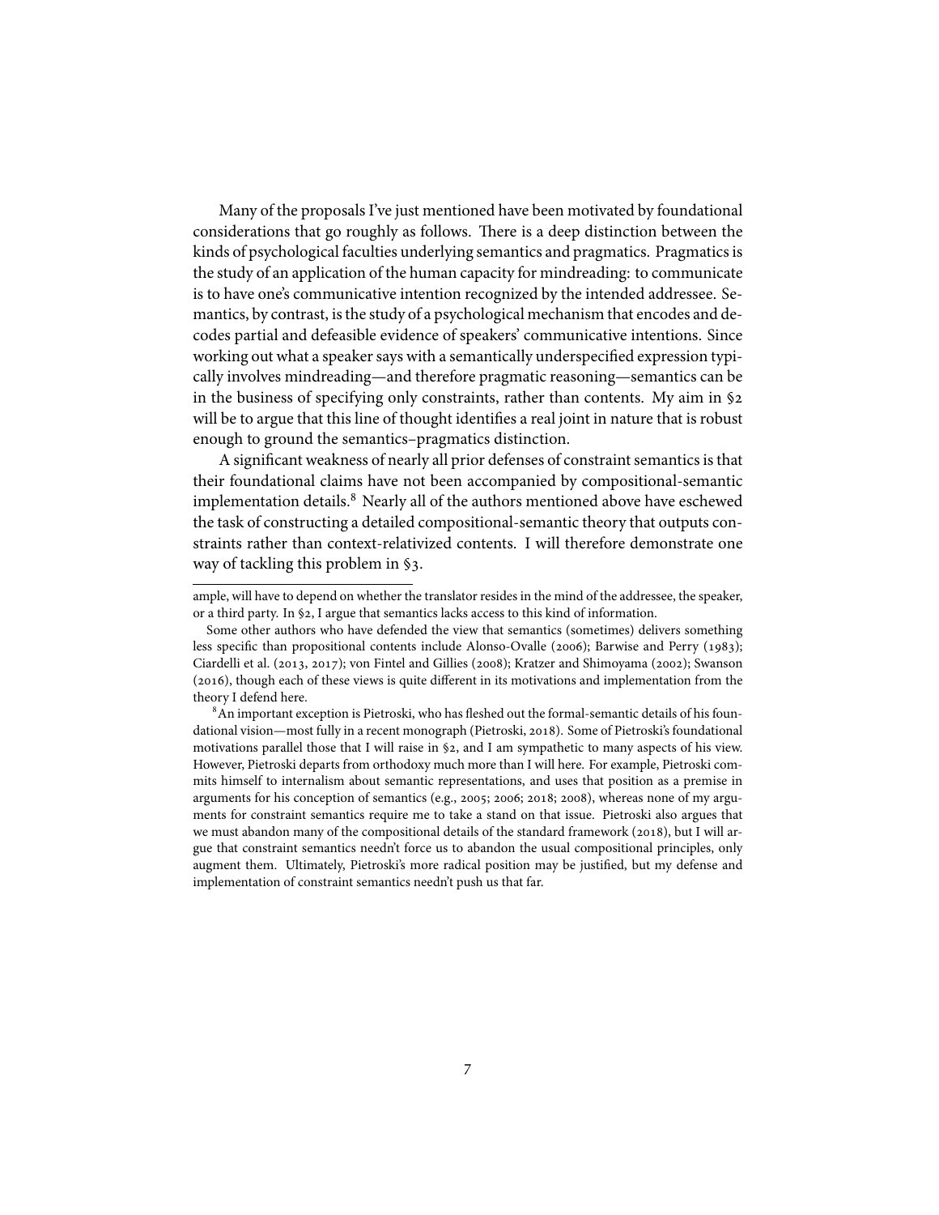Many of the proposals I've just mentioned have been motivated by foundational considerations that go roughly as follows. There is a deep distinction between the kinds of psychological faculties underlying semantics and pragmatics. Pragmatics is the study of an application of the human capacity for mindreading: to communicate is to have one's communicative intention recognized by the intended addressee. Semantics, by contrast, is the study of a psychological mechanism that encodes and decodes partial and defeasible evidence of speakers' communicative intentions. Since working out what a speaker says with a semantically underspecified expression typically involves mindreading—and therefore pragmatic reasoning—semantics can be in the business of specifying only constraints, rather than contents. My aim in §2 will be to argue that this line of thought identifies a real joint in nature that is robust enough to ground the semantics–pragmatics distinction.

A significant weakness of nearly all prior defenses of constraint semantics is that their foundational claims have not been accompanied by compositional-semantic implementation details.[8] Nearly all of the authors mentioned above have eschewed the task of constructing a detailed compositional-semantic theory that outputs constraints rather than context-relativized contents. I will therefore demonstrate one way of tackling this problem in §3.

---

ample, will have to depend on whether the translator resides in the mind of the addressee, the speaker, or a third party. In §2, I argue that semantics lacks access to this kind of information.

Some other authors who have defended the view that semantics (sometimes) delivers something less specific than propositional contents include Alonso-Ovalle (2006); Barwise and Perry (1983); Ciardelli et al. (2013, 2017); von Fintel and Gillies (2008); Kratzer and Shimoyama (2002); Swanson (2016), though each of these views is quite different in its motivations and implementation from the theory I defend here.

[8] An important exception is Pietroski, who has fleshed out the formal-semantic details of his foundational vision—most fully in a recent monograph (Pietroski, 2018). Some of Pietroski's foundational motivations parallel those that I will raise in §2, and I am sympathetic to many aspects of his view. However, Pietroski departs from orthodoxy much more than I will here. For example, Pietroski commits himself to internalism about semantic representations, and uses that position as a premise in arguments for his conception of semantics (e.g., 2005; 2006; 2018; 2008), whereas none of my arguments for constraint semantics require me to take a stand on that issue. Pietroski also argues that we must abandon many of the compositional details of the standard framework (2018), but I will argue that constraint semantics needn't force us to abandon the usual compositional principles, only augment them. Ultimately, Pietroski's more radical position may be justified, but my defense and implementation of constraint semantics needn't push us that far.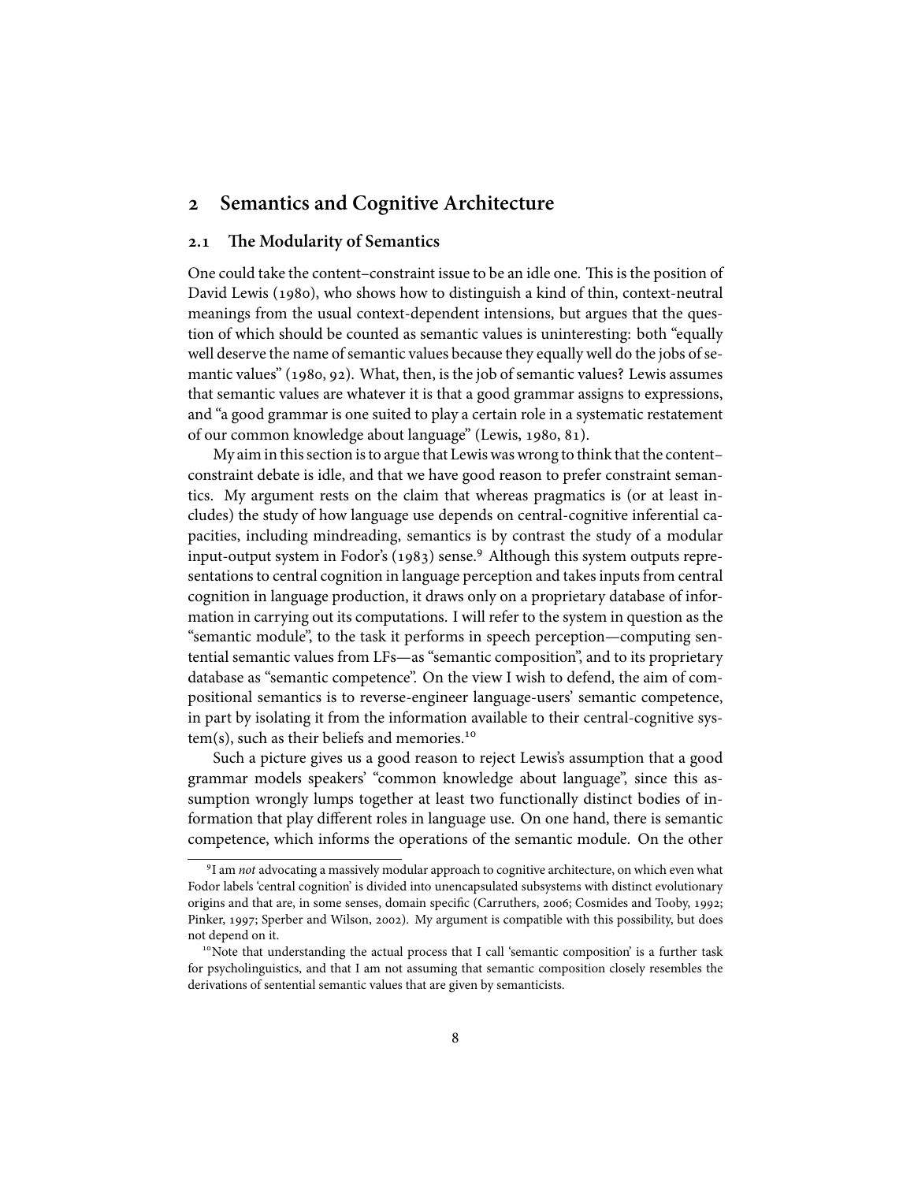## 2 Semantics and Cognitive Architecture

### 2.1 The Modularity of Semantics

One could take the content–constraint issue to be an idle one. This is the position of David Lewis (1980), who shows how to distinguish a kind of thin, context-neutral meanings from the usual context-dependent intensions, but argues that the question of which should be counted as semantic values is uninteresting: both "equally well deserve the name of semantic values because they equally well do the jobs of semantic values" (1980, 92). What, then, is the job of semantic values? Lewis assumes that semantic values are whatever it is that a good grammar assigns to expressions, and "a good grammar is one suited to play a certain role in a systematic restatement of our common knowledge about language" (Lewis, 1980, 81).

My aim in this section is to argue that Lewis was wrong to think that the content–constraint debate is idle, and that we have good reason to prefer constraint semantics. My argument rests on the claim that whereas pragmatics is (or at least includes) the study of how language use depends on central-cognitive inferential capacities, including mindreading, semantics is by contrast the study of a modular input-output system in Fodor's (1983) sense.[9] Although this system outputs representations to central cognition in language perception and takes inputs from central cognition in language production, it draws only on a proprietary database of information in carrying out its computations. I will refer to the system in question as the "semantic module", to the task it performs in speech perception—computing sentential semantic values from LFs—as "semantic composition", and to its proprietary database as "semantic competence". On the view I wish to defend, the aim of compositional semantics is to reverse-engineer language-users' semantic competence, in part by isolating it from the information available to their central-cognitive system(s), such as their beliefs and memories.[10]

Such a picture gives us a good reason to reject Lewis's assumption that a good grammar models speakers' "common knowledge about language", since this assumption wrongly lumps together at least two functionally distinct bodies of information that play different roles in language use. On one hand, there is semantic competence, which informs the operations of the semantic module. On the other

---

[9] I am *not* advocating a massively modular approach to cognitive architecture, on which even what Fodor labels 'central cognition' is divided into unencapsulated subsystems with distinct evolutionary origins and that are, in some senses, domain specific (Carruthers, 2006; Cosmides and Tooby, 1992; Pinker, 1997; Sperber and Wilson, 2002). My argument is compatible with this possibility, but does not depend on it.

[10] Note that understanding the actual process that I call 'semantic composition' is a further task for psycholinguistics, and that I am not assuming that semantic composition closely resembles the derivations of sentential semantic values that are given by semanticists.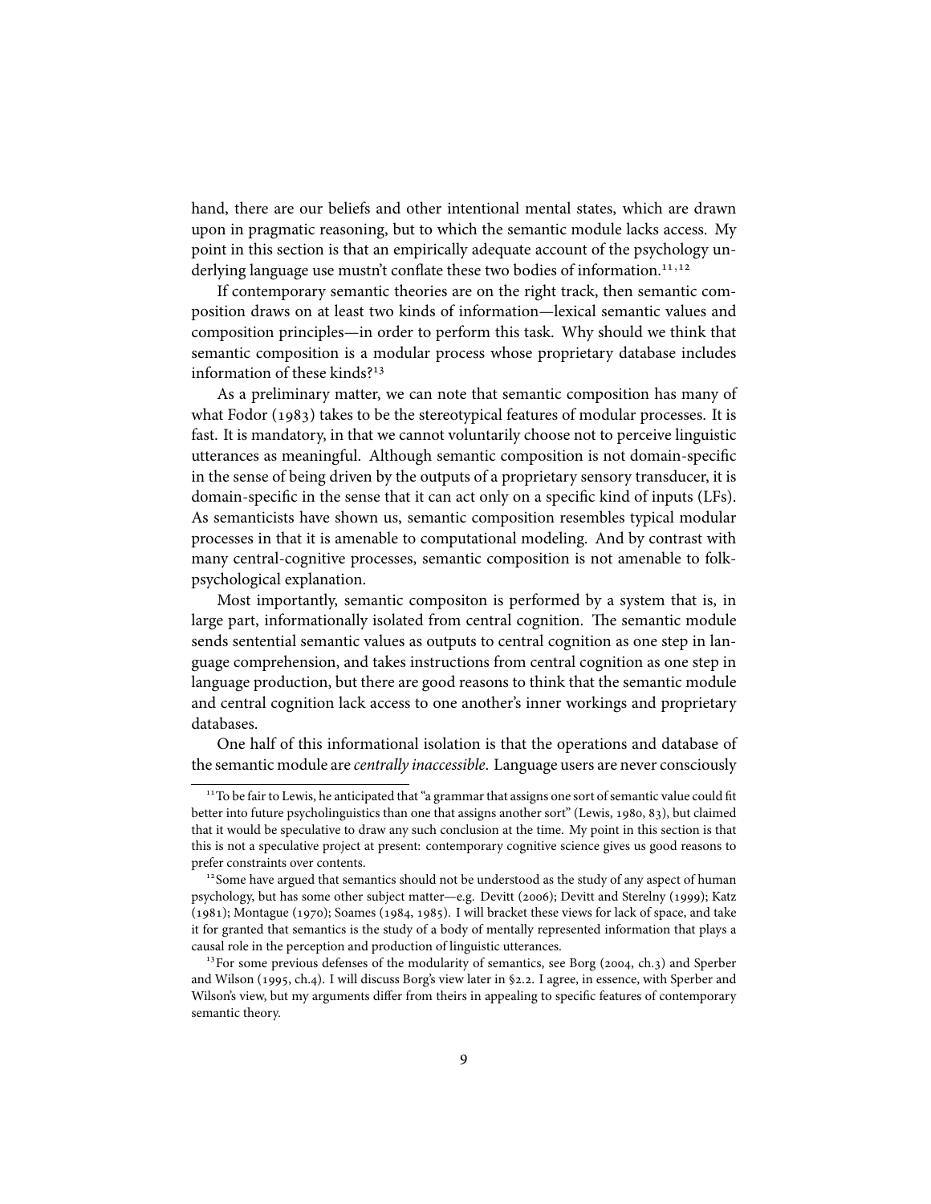hand, there are our beliefs and other intentional mental states, which are drawn upon in pragmatic reasoning, but to which the semantic module lacks access. My point in this section is that an empirically adequate account of the psychology underlying language use mustn't conflate these two bodies of information.[11,12]

If contemporary semantic theories are on the right track, then semantic composition draws on at least two kinds of information—lexical semantic values and composition principles—in order to perform this task. Why should we think that semantic composition is a modular process whose proprietary database includes information of these kinds?[13]

As a preliminary matter, we can note that semantic composition has many of what Fodor (1983) takes to be the stereotypical features of modular processes. It is fast. It is mandatory, in that we cannot voluntarily choose not to perceive linguistic utterances as meaningful. Although semantic composition is not domain-specific in the sense of being driven by the outputs of a proprietary sensory transducer, it is domain-specific in the sense that it can act only on a specific kind of inputs (LFs). As semanticists have shown us, semantic composition resembles typical modular processes in that it is amenable to computational modeling. And by contrast with many central-cognitive processes, semantic composition is not amenable to folk-psychological explanation.

Most importantly, semantic compositon is performed by a system that is, in large part, informationally isolated from central cognition. The semantic module sends sentential semantic values as outputs to central cognition as one step in language comprehension, and takes instructions from central cognition as one step in language production, but there are good reasons to think that the semantic module and central cognition lack access to one another's inner workings and proprietary databases.

One half of this informational isolation is that the operations and database of the semantic module are *centrally inaccessible*. Language users are never consciously

---

[11] To be fair to Lewis, he anticipated that "a grammar that assigns one sort of semantic value could fit better into future psycholinguistics than one that assigns another sort" (Lewis, 1980, 83), but claimed that it would be speculative to draw any such conclusion at the time. My point in this section is that this is not a speculative project at present: contemporary cognitive science gives us good reasons to prefer constraints over contents.

[12] Some have argued that semantics should not be understood as the study of any aspect of human psychology, but has some other subject matter—e.g. Devitt (2006); Devitt and Sterelny (1999); Katz (1981); Montague (1970); Soames (1984, 1985). I will bracket these views for lack of space, and take it for granted that semantics is the study of a body of mentally represented information that plays a causal role in the perception and production of linguistic utterances.

[13] For some previous defenses of the modularity of semantics, see Borg (2004, ch.3) and Sperber and Wilson (1995, ch.4). I will discuss Borg's view later in §2.2. I agree, in essence, with Sperber and Wilson's view, but my arguments differ from theirs in appealing to specific features of contemporary semantic theory.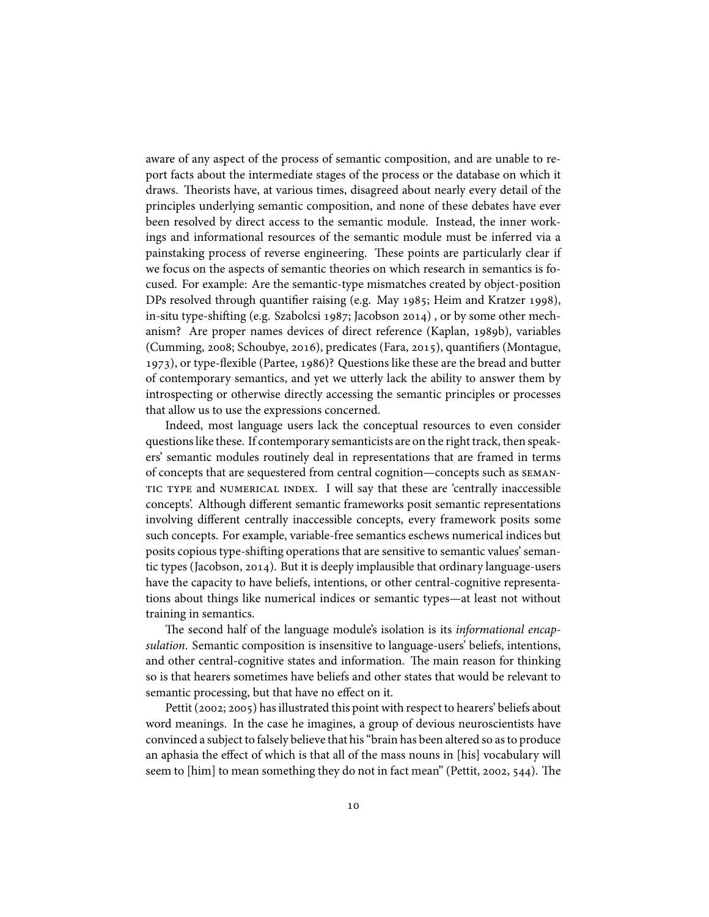aware of any aspect of the process of semantic composition, and are unable to report facts about the intermediate stages of the process or the database on which it draws. Theorists have, at various times, disagreed about nearly every detail of the principles underlying semantic composition, and none of these debates have ever been resolved by direct access to the semantic module. Instead, the inner workings and informational resources of the semantic module must be inferred via a painstaking process of reverse engineering. These points are particularly clear if we focus on the aspects of semantic theories on which research in semantics is focused. For example: Are the semantic-type mismatches created by object-position DPs resolved through quantifier raising (e.g. May 1985; Heim and Kratzer 1998), in-situ type-shifting (e.g. Szabolcsi 1987; Jacobson 2014) , or by some other mechanism? Are proper names devices of direct reference (Kaplan, 1989b), variables (Cumming, 2008; Schoubye, 2016), predicates (Fara, 2015), quantifiers (Montague, 1973), or type-flexible (Partee, 1986)? Questions like these are the bread and butter of contemporary semantics, and yet we utterly lack the ability to answer them by introspecting or otherwise directly accessing the semantic principles or processes that allow us to use the expressions concerned.

Indeed, most language users lack the conceptual resources to even consider questions like these. If contemporary semanticists are on the right track, then speakers' semantic modules routinely deal in representations that are framed in terms of concepts that are sequestered from central cognition—concepts such as SEMANTIC TYPE and NUMERICAL INDEX. I will say that these are 'centrally inaccessible concepts'. Although different semantic frameworks posit semantic representations involving different centrally inaccessible concepts, every framework posits some such concepts. For example, variable-free semantics eschews numerical indices but posits copious type-shifting operations that are sensitive to semantic values' semantic types (Jacobson, 2014). But it is deeply implausible that ordinary language-users have the capacity to have beliefs, intentions, or other central-cognitive representations about things like numerical indices or semantic types—at least not without training in semantics.

The second half of the language module's isolation is its *informational encapsulation*. Semantic composition is insensitive to language-users' beliefs, intentions, and other central-cognitive states and information. The main reason for thinking so is that hearers sometimes have beliefs and other states that would be relevant to semantic processing, but that have no effect on it.

Pettit (2002; 2005) has illustrated this point with respect to hearers' beliefs about word meanings. In the case he imagines, a group of devious neuroscientists have convinced a subject to falsely believe that his "brain has been altered so as to produce an aphasia the effect of which is that all of the mass nouns in [his] vocabulary will seem to [him] to mean something they do not in fact mean" (Pettit, 2002, 544). The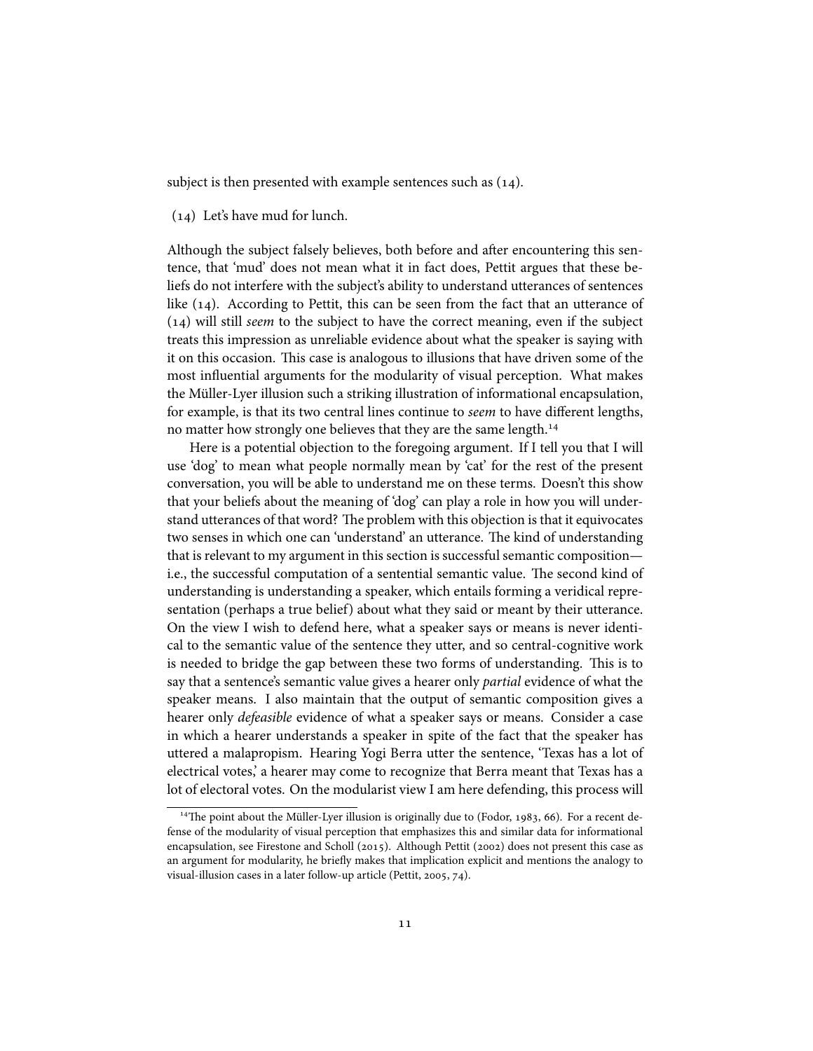subject is then presented with example sentences such as (14).

(14) Let's have mud for lunch.

Although the subject falsely believes, both before and after encountering this sentence, that 'mud' does not mean what it in fact does, Pettit argues that these beliefs do not interfere with the subject's ability to understand utterances of sentences like (14). According to Pettit, this can be seen from the fact that an utterance of (14) will still *seem* to the subject to have the correct meaning, even if the subject treats this impression as unreliable evidence about what the speaker is saying with it on this occasion. This case is analogous to illusions that have driven some of the most influential arguments for the modularity of visual perception. What makes the Müller-Lyer illusion such a striking illustration of informational encapsulation, for example, is that its two central lines continue to *seem* to have different lengths, no matter how strongly one believes that they are the same length.[14]

Here is a potential objection to the foregoing argument. If I tell you that I will use 'dog' to mean what people normally mean by 'cat' for the rest of the present conversation, you will be able to understand me on these terms. Doesn't this show that your beliefs about the meaning of 'dog' can play a role in how you will understand utterances of that word? The problem with this objection is that it equivocates two senses in which one can 'understand' an utterance. The kind of understanding that is relevant to my argument in this section is successful semantic composition—i.e., the successful computation of a sentential semantic value. The second kind of understanding is understanding a speaker, which entails forming a veridical representation (perhaps a true belief) about what they said or meant by their utterance. On the view I wish to defend here, what a speaker says or means is never identical to the semantic value of the sentence they utter, and so central-cognitive work is needed to bridge the gap between these two forms of understanding. This is to say that a sentence's semantic value gives a hearer only *partial* evidence of what the speaker means. I also maintain that the output of semantic composition gives a hearer only *defeasible* evidence of what a speaker says or means. Consider a case in which a hearer understands a speaker in spite of the fact that the speaker has uttered a malapropism. Hearing Yogi Berra utter the sentence, 'Texas has a lot of electrical votes,' a hearer may come to recognize that Berra meant that Texas has a lot of electoral votes. On the modularist view I am here defending, this process will

[14] The point about the Müller-Lyer illusion is originally due to (Fodor, 1983, 66). For a recent defense of the modularity of visual perception that emphasizes this and similar data for informational encapsulation, see Firestone and Scholl (2015). Although Pettit (2002) does not present this case as an argument for modularity, he briefly makes that implication explicit and mentions the analogy to visual-illusion cases in a later follow-up article (Pettit, 2005, 74).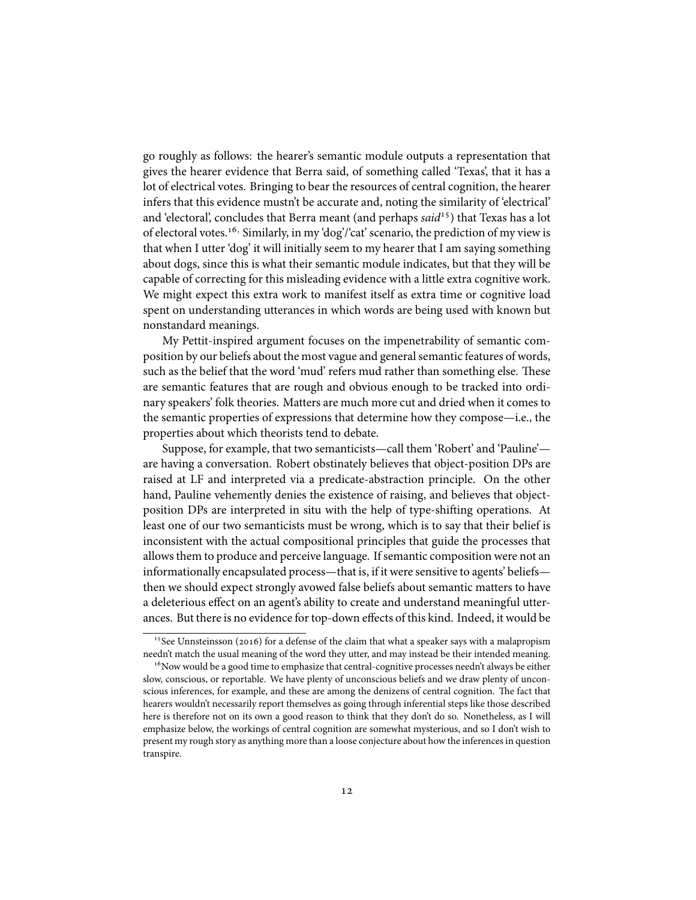go roughly as follows: the hearer's semantic module outputs a representation that gives the hearer evidence that Berra said, of something called 'Texas', that it has a lot of electrical votes. Bringing to bear the resources of central cognition, the hearer infers that this evidence mustn't be accurate and, noting the similarity of 'electrical' and 'electoral', concludes that Berra meant (and perhaps *said*[15]) that Texas has a lot of electoral votes.[16] Similarly, in my 'dog'/'cat' scenario, the prediction of my view is that when I utter 'dog' it will initially seem to my hearer that I am saying something about dogs, since this is what their semantic module indicates, but that they will be capable of correcting for this misleading evidence with a little extra cognitive work. We might expect this extra work to manifest itself as extra time or cognitive load spent on understanding utterances in which words are being used with known but nonstandard meanings.

My Pettit-inspired argument focuses on the impenetrability of semantic composition by our beliefs about the most vague and general semantic features of words, such as the belief that the word 'mud' refers mud rather than something else. These are semantic features that are rough and obvious enough to be tracked into ordinary speakers' folk theories. Matters are much more cut and dried when it comes to the semantic properties of expressions that determine how they compose—i.e., the properties about which theorists tend to debate.

Suppose, for example, that two semanticists—call them 'Robert' and 'Pauline'—are having a conversation. Robert obstinately believes that object-position DPs are raised at LF and interpreted via a predicate-abstraction principle. On the other hand, Pauline vehemently denies the existence of raising, and believes that object-position DPs are interpreted in situ with the help of type-shifting operations. At least one of our two semanticists must be wrong, which is to say that their belief is inconsistent with the actual compositional principles that guide the processes that allows them to produce and perceive language. If semantic composition were not an informationally encapsulated process—that is, if it were sensitive to agents' beliefs—then we should expect strongly avowed false beliefs about semantic matters to have a deleterious effect on an agent's ability to create and understand meaningful utterances. But there is no evidence for top-down effects of this kind. Indeed, it would be

[15] See Unnsteinsson (2016) for a defense of the claim that what a speaker says with a malapropism needn't match the usual meaning of the word they utter, and may instead be their intended meaning.

[16] Now would be a good time to emphasize that central-cognitive processes needn't always be either slow, conscious, or reportable. We have plenty of unconscious beliefs and we draw plenty of unconscious inferences, for example, and these are among the denizens of central cognition. The fact that hearers wouldn't necessarily report themselves as going through inferential steps like those described here is therefore not on its own a good reason to think that they don't do so. Nonetheless, as I will emphasize below, the workings of central cognition are somewhat mysterious, and so I don't wish to present my rough story as anything more than a loose conjecture about how the inferences in question transpire.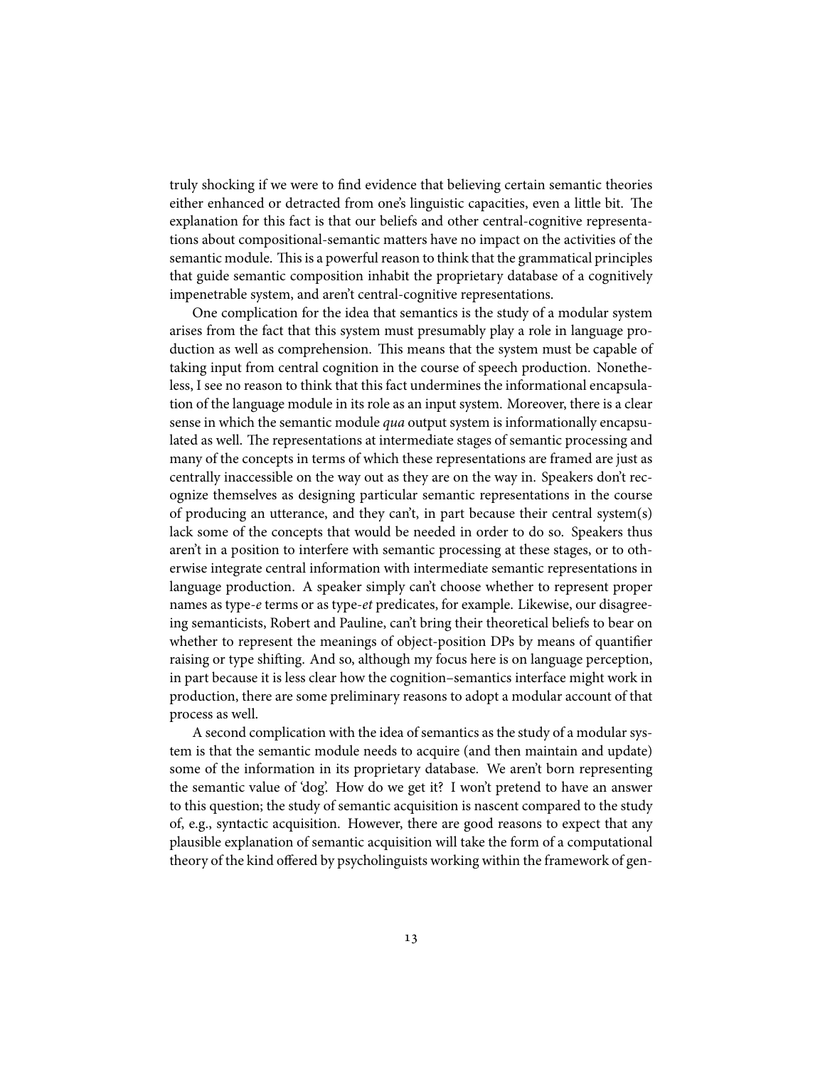truly shocking if we were to find evidence that believing certain semantic theories either enhanced or detracted from one's linguistic capacities, even a little bit. The explanation for this fact is that our beliefs and other central-cognitive representations about compositional-semantic matters have no impact on the activities of the semantic module. This is a powerful reason to think that the grammatical principles that guide semantic composition inhabit the proprietary database of a cognitively impenetrable system, and aren't central-cognitive representations.

One complication for the idea that semantics is the study of a modular system arises from the fact that this system must presumably play a role in language production as well as comprehension. This means that the system must be capable of taking input from central cognition in the course of speech production. Nonetheless, I see no reason to think that this fact undermines the informational encapsulation of the language module in its role as an input system. Moreover, there is a clear sense in which the semantic module *qua* output system is informationally encapsulated as well. The representations at intermediate stages of semantic processing and many of the concepts in terms of which these representations are framed are just as centrally inaccessible on the way out as they are on the way in. Speakers don't recognize themselves as designing particular semantic representations in the course of producing an utterance, and they can't, in part because their central system(s) lack some of the concepts that would be needed in order to do so. Speakers thus aren't in a position to interfere with semantic processing at these stages, or to otherwise integrate central information with intermediate semantic representations in language production. A speaker simply can't choose whether to represent proper names as type-*e* terms or as type-*et* predicates, for example. Likewise, our disagreeing semanticists, Robert and Pauline, can't bring their theoretical beliefs to bear on whether to represent the meanings of object-position DPs by means of quantifier raising or type shifting. And so, although my focus here is on language perception, in part because it is less clear how the cognition–semantics interface might work in production, there are some preliminary reasons to adopt a modular account of that process as well.

A second complication with the idea of semantics as the study of a modular system is that the semantic module needs to acquire (and then maintain and update) some of the information in its proprietary database. We aren't born representing the semantic value of 'dog'. How do we get it? I won't pretend to have an answer to this question; the study of semantic acquisition is nascent compared to the study of, e.g., syntactic acquisition. However, there are good reasons to expect that any plausible explanation of semantic acquisition will take the form of a computational theory of the kind offered by psycholinguists working within the framework of gen-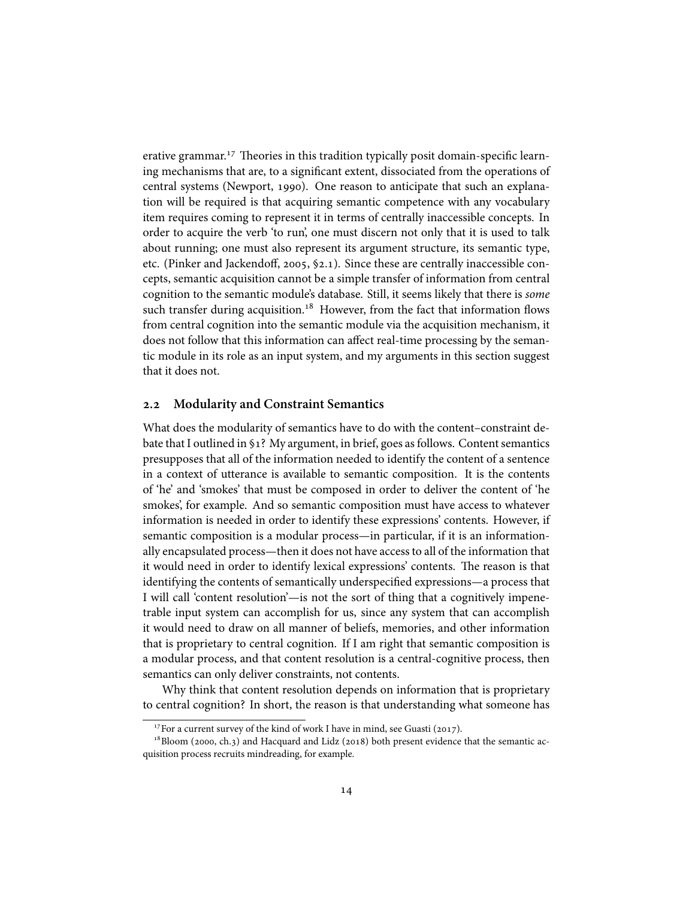erative grammar.[17] Theories in this tradition typically posit domain-specific learning mechanisms that are, to a significant extent, dissociated from the operations of central systems (Newport, 1990). One reason to anticipate that such an explanation will be required is that acquiring semantic competence with any vocabulary item requires coming to represent it in terms of centrally inaccessible concepts. In order to acquire the verb 'to run', one must discern not only that it is used to talk about running; one must also represent its argument structure, its semantic type, etc. (Pinker and Jackendoff, 2005, §2.1). Since these are centrally inaccessible concepts, semantic acquisition cannot be a simple transfer of information from central cognition to the semantic module's database. Still, it seems likely that there is *some* such transfer during acquisition.[18] However, from the fact that information flows from central cognition into the semantic module via the acquisition mechanism, it does not follow that this information can affect real-time processing by the semantic module in its role as an input system, and my arguments in this section suggest that it does not.

## 2.2 Modularity and Constraint Semantics

What does the modularity of semantics have to do with the content–constraint debate that I outlined in §1? My argument, in brief, goes as follows. Content semantics presupposes that all of the information needed to identify the content of a sentence in a context of utterance is available to semantic composition. It is the contents of 'he' and 'smokes' that must be composed in order to deliver the content of 'he smokes', for example. And so semantic composition must have access to whatever information is needed in order to identify these expressions' contents. However, if semantic composition is a modular process—in particular, if it is an informationally encapsulated process—then it does not have access to all of the information that it would need in order to identify lexical expressions' contents. The reason is that identifying the contents of semantically underspecified expressions—a process that I will call 'content resolution'—is not the sort of thing that a cognitively impenetrable input system can accomplish for us, since any system that can accomplish it would need to draw on all manner of beliefs, memories, and other information that is proprietary to central cognition. If I am right that semantic composition is a modular process, and that content resolution is a central-cognitive process, then semantics can only deliver constraints, not contents.

Why think that content resolution depends on information that is proprietary to central cognition? In short, the reason is that understanding what someone has

[17] For a current survey of the kind of work I have in mind, see Guasti (2017).

[18] Bloom (2000, ch.3) and Hacquard and Lidz (2018) both present evidence that the semantic acquisition process recruits mindreading, for example.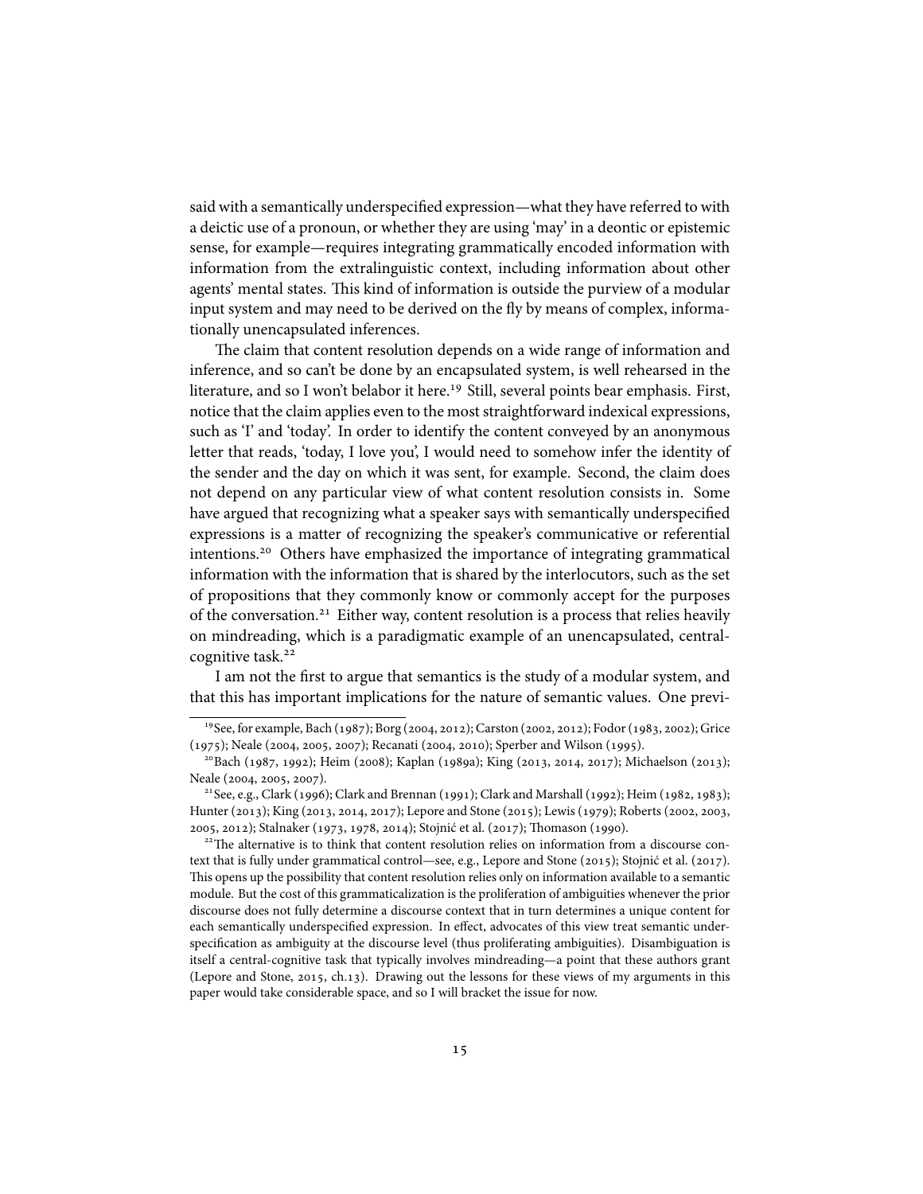said with a semantically underspecified expression—what they have referred to with a deictic use of a pronoun, or whether they are using 'may' in a deontic or epistemic sense, for example—requires integrating grammatically encoded information with information from the extralinguistic context, including information about other agents' mental states. This kind of information is outside the purview of a modular input system and may need to be derived on the fly by means of complex, informationally unencapsulated inferences.

The claim that content resolution depends on a wide range of information and inference, and so can't be done by an encapsulated system, is well rehearsed in the literature, and so I won't belabor it here.[19] Still, several points bear emphasis. First, notice that the claim applies even to the most straightforward indexical expressions, such as 'I' and 'today'. In order to identify the content conveyed by an anonymous letter that reads, 'today, I love you', I would need to somehow infer the identity of the sender and the day on which it was sent, for example. Second, the claim does not depend on any particular view of what content resolution consists in. Some have argued that recognizing what a speaker says with semantically underspecified expressions is a matter of recognizing the speaker's communicative or referential intentions.[20] Others have emphasized the importance of integrating grammatical information with the information that is shared by the interlocutors, such as the set of propositions that they commonly know or commonly accept for the purposes of the conversation.[21] Either way, content resolution is a process that relies heavily on mindreading, which is a paradigmatic example of an unencapsulated, central-cognitive task.[22]

I am not the first to argue that semantics is the study of a modular system, and that this has important implications for the nature of semantic values. One previ-

---

[19] See, for example, Bach (1987); Borg (2004, 2012); Carston (2002, 2012); Fodor (1983, 2002); Grice (1975); Neale (2004, 2005, 2007); Recanati (2004, 2010); Sperber and Wilson (1995).

[20] Bach (1987, 1992); Heim (2008); Kaplan (1989a); King (2013, 2014, 2017); Michaelson (2013); Neale (2004, 2005, 2007).

[21] See, e.g., Clark (1996); Clark and Brennan (1991); Clark and Marshall (1992); Heim (1982, 1983); Hunter (2013); King (2013, 2014, 2017); Lepore and Stone (2015); Lewis (1979); Roberts (2002, 2003, 2005, 2012); Stalnaker (1973, 1978, 2014); Stojnić et al. (2017); Thomason (1990).

[22] The alternative is to think that content resolution relies on information from a discourse context that is fully under grammatical control—see, e.g., Lepore and Stone (2015); Stojnić et al. (2017). This opens up the possibility that content resolution relies only on information available to a semantic module. But the cost of this grammaticalization is the proliferation of ambiguities whenever the prior discourse does not fully determine a discourse context that in turn determines a unique content for each semantically underspecified expression. In effect, advocates of this view treat semantic underspecification as ambiguity at the discourse level (thus proliferating ambiguities). Disambiguation is itself a central-cognitive task that typically involves mindreading—a point that these authors grant (Lepore and Stone, 2015, ch.13). Drawing out the lessons for these views of my arguments in this paper would take considerable space, and so I will bracket the issue for now.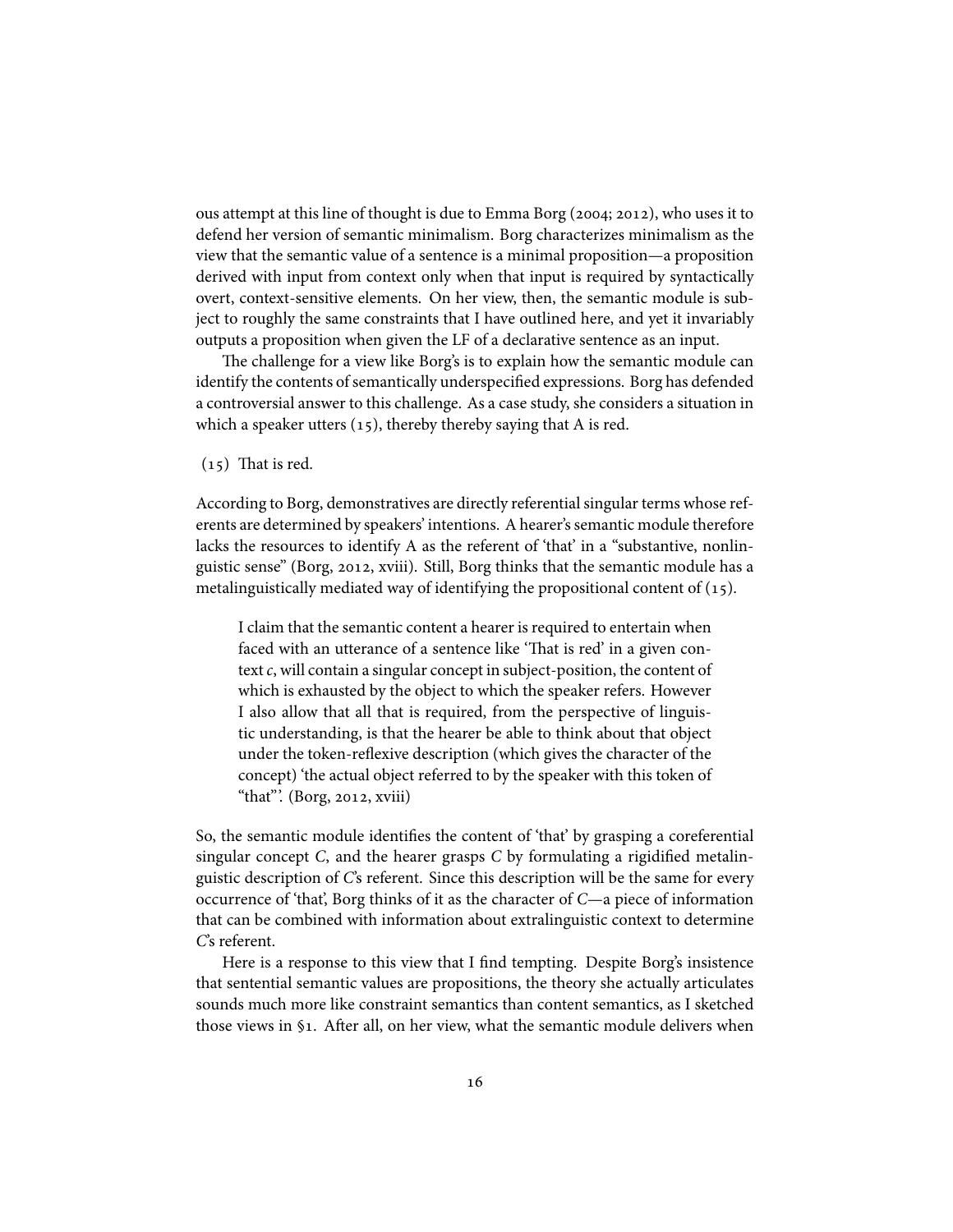ous attempt at this line of thought is due to Emma Borg (2004; 2012), who uses it to defend her version of semantic minimalism. Borg characterizes minimalism as the view that the semantic value of a sentence is a minimal proposition—a proposition derived with input from context only when that input is required by syntactically overt, context-sensitive elements. On her view, then, the semantic module is subject to roughly the same constraints that I have outlined here, and yet it invariably outputs a proposition when given the LF of a declarative sentence as an input.

The challenge for a view like Borg's is to explain how the semantic module can identify the contents of semantically underspecified expressions. Borg has defended a controversial answer to this challenge. As a case study, she considers a situation in which a speaker utters (15), thereby thereby saying that A is red.

(15) That is red.

According to Borg, demonstratives are directly referential singular terms whose referents are determined by speakers' intentions. A hearer's semantic module therefore lacks the resources to identify A as the referent of 'that' in a "substantive, nonlinguistic sense" (Borg, 2012, xviii). Still, Borg thinks that the semantic module has a metalinguistically mediated way of identifying the propositional content of (15).

> I claim that the semantic content a hearer is required to entertain when faced with an utterance of a sentence like 'That is red' in a given context *c*, will contain a singular concept in subject-position, the content of which is exhausted by the object to which the speaker refers. However I also allow that all that is required, from the perspective of linguistic understanding, is that the hearer be able to think about that object under the token-reflexive description (which gives the character of the concept) 'the actual object referred to by the speaker with this token of "that"'. (Borg, 2012, xviii)

So, the semantic module identifies the content of 'that' by grasping a coreferential singular concept *C*, and the hearer grasps *C* by formulating a rigidified metalinguistic description of *C*'s referent. Since this description will be the same for every occurrence of 'that', Borg thinks of it as the character of *C*—a piece of information that can be combined with information about extralinguistic context to determine *C*'s referent.

Here is a response to this view that I find tempting. Despite Borg's insistence that sentential semantic values are propositions, the theory she actually articulates sounds much more like constraint semantics than content semantics, as I sketched those views in §1. After all, on her view, what the semantic module delivers when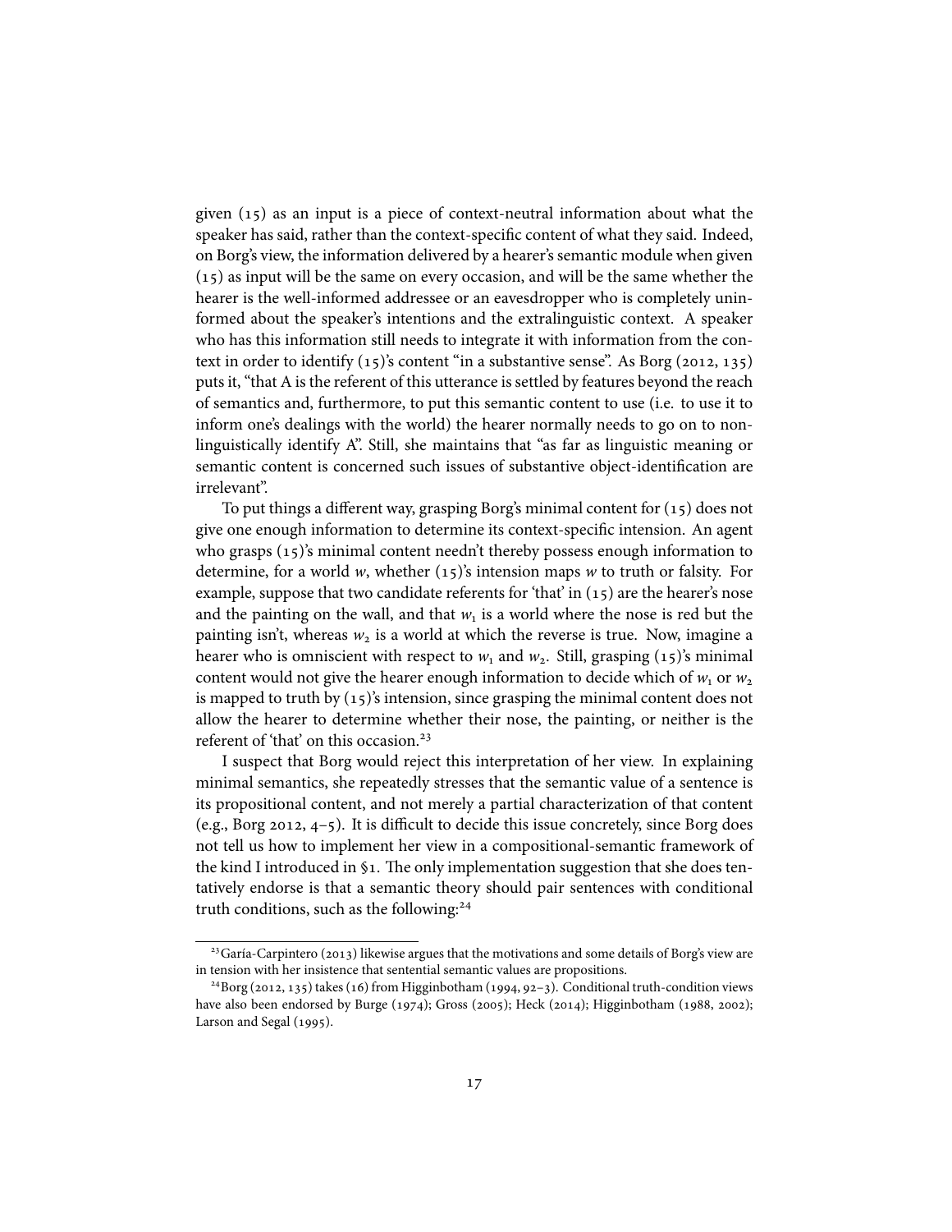given (15) as an input is a piece of context-neutral information about what the speaker has said, rather than the context-specific content of what they said. Indeed, on Borg's view, the information delivered by a hearer's semantic module when given (15) as input will be the same on every occasion, and will be the same whether the hearer is the well-informed addressee or an eavesdropper who is completely uninformed about the speaker's intentions and the extralinguistic context. A speaker who has this information still needs to integrate it with information from the context in order to identify (15)'s content "in a substantive sense". As Borg (2012, 135) puts it, "that A is the referent of this utterance is settled by features beyond the reach of semantics and, furthermore, to put this semantic content to use (i.e. to use it to inform one's dealings with the world) the hearer normally needs to go on to non-linguistically identify A". Still, she maintains that "as far as linguistic meaning or semantic content is concerned such issues of substantive object-identification are irrelevant".

To put things a different way, grasping Borg's minimal content for (15) does not give one enough information to determine its context-specific intension. An agent who grasps (15)'s minimal content needn't thereby possess enough information to determine, for a world *w*, whether (15)'s intension maps *w* to truth or falsity. For example, suppose that two candidate referents for 'that' in (15) are the hearer's nose and the painting on the wall, and that $w_1$ is a world where the nose is red but the painting isn't, whereas $w_2$ is a world at which the reverse is true. Now, imagine a hearer who is omniscient with respect to $w_1$ and $w_2$. Still, grasping (15)'s minimal content would not give the hearer enough information to decide which of $w_1$ or $w_2$ is mapped to truth by (15)'s intension, since grasping the minimal content does not allow the hearer to determine whether their nose, the painting, or neither is the referent of 'that' on this occasion.[23]

I suspect that Borg would reject this interpretation of her view. In explaining minimal semantics, she repeatedly stresses that the semantic value of a sentence is its propositional content, and not merely a partial characterization of that content (e.g., Borg 2012, 4–5). It is difficult to decide this issue concretely, since Borg does not tell us how to implement her view in a compositional-semantic framework of the kind I introduced in §1. The only implementation suggestion that she does tentatively endorse is that a semantic theory should pair sentences with conditional truth conditions, such as the following:[24]

[23] Garía-Carpintero (2013) likewise argues that the motivations and some details of Borg's view are in tension with her insistence that sentential semantic values are propositions.

[24] Borg (2012, 135) takes (16) from Higginbotham (1994, 92–3). Conditional truth-condition views have also been endorsed by Burge (1974); Gross (2005); Heck (2014); Higginbotham (1988, 2002); Larson and Segal (1995).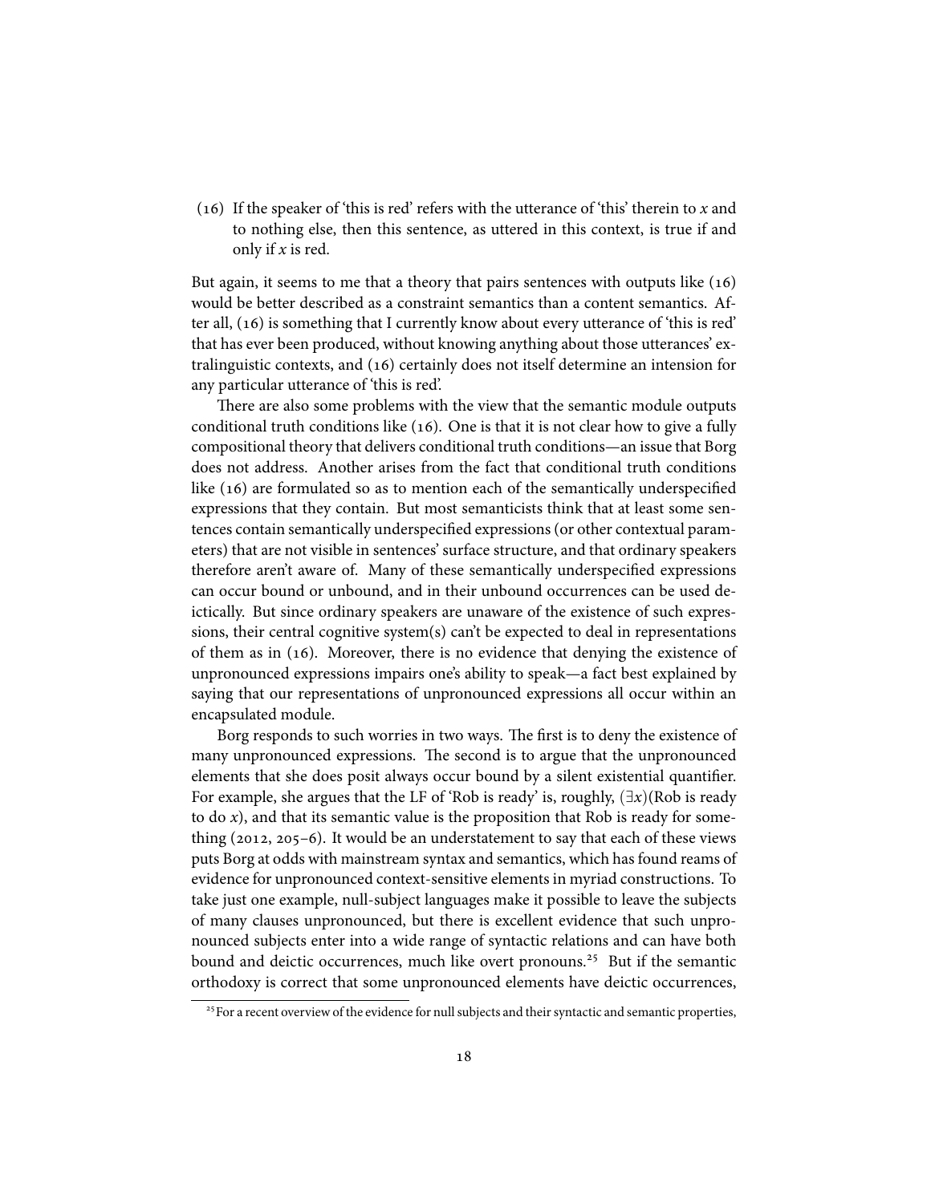(16) If the speaker of 'this is red' refers with the utterance of 'this' therein to *x* and to nothing else, then this sentence, as uttered in this context, is true if and only if *x* is red.

But again, it seems to me that a theory that pairs sentences with outputs like (16) would be better described as a constraint semantics than a content semantics. After all, (16) is something that I currently know about every utterance of 'this is red' that has ever been produced, without knowing anything about those utterances' extralinguistic contexts, and (16) certainly does not itself determine an intension for any particular utterance of 'this is red'.

There are also some problems with the view that the semantic module outputs conditional truth conditions like (16). One is that it is not clear how to give a fully compositional theory that delivers conditional truth conditions—an issue that Borg does not address. Another arises from the fact that conditional truth conditions like (16) are formulated so as to mention each of the semantically underspecified expressions that they contain. But most semanticists think that at least some sentences contain semantically underspecified expressions (or other contextual parameters) that are not visible in sentences' surface structure, and that ordinary speakers therefore aren't aware of. Many of these semantically underspecified expressions can occur bound or unbound, and in their unbound occurrences can be used deictically. But since ordinary speakers are unaware of the existence of such expressions, their central cognitive system(s) can't be expected to deal in representations of them as in (16). Moreover, there is no evidence that denying the existence of unpronounced expressions impairs one's ability to speak—a fact best explained by saying that our representations of unpronounced expressions all occur within an encapsulated module.

Borg responds to such worries in two ways. The first is to deny the existence of many unpronounced expressions. The second is to argue that the unpronounced elements that she does posit always occur bound by a silent existential quantifier. For example, she argues that the LF of 'Rob is ready' is, roughly, $(\exists x)$(Rob is ready to do $x$), and that its semantic value is the proposition that Rob is ready for something (2012, 205–6). It would be an understatement to say that each of these views puts Borg at odds with mainstream syntax and semantics, which has found reams of evidence for unpronounced context-sensitive elements in myriad constructions. To take just one example, null-subject languages make it possible to leave the subjects of many clauses unpronounced, but there is excellent evidence that such unpronounced subjects enter into a wide range of syntactic relations and can have both bound and deictic occurrences, much like overt pronouns.[25] But if the semantic orthodoxy is correct that some unpronounced elements have deictic occurrences,

[25] For a recent overview of the evidence for null subjects and their syntactic and semantic properties,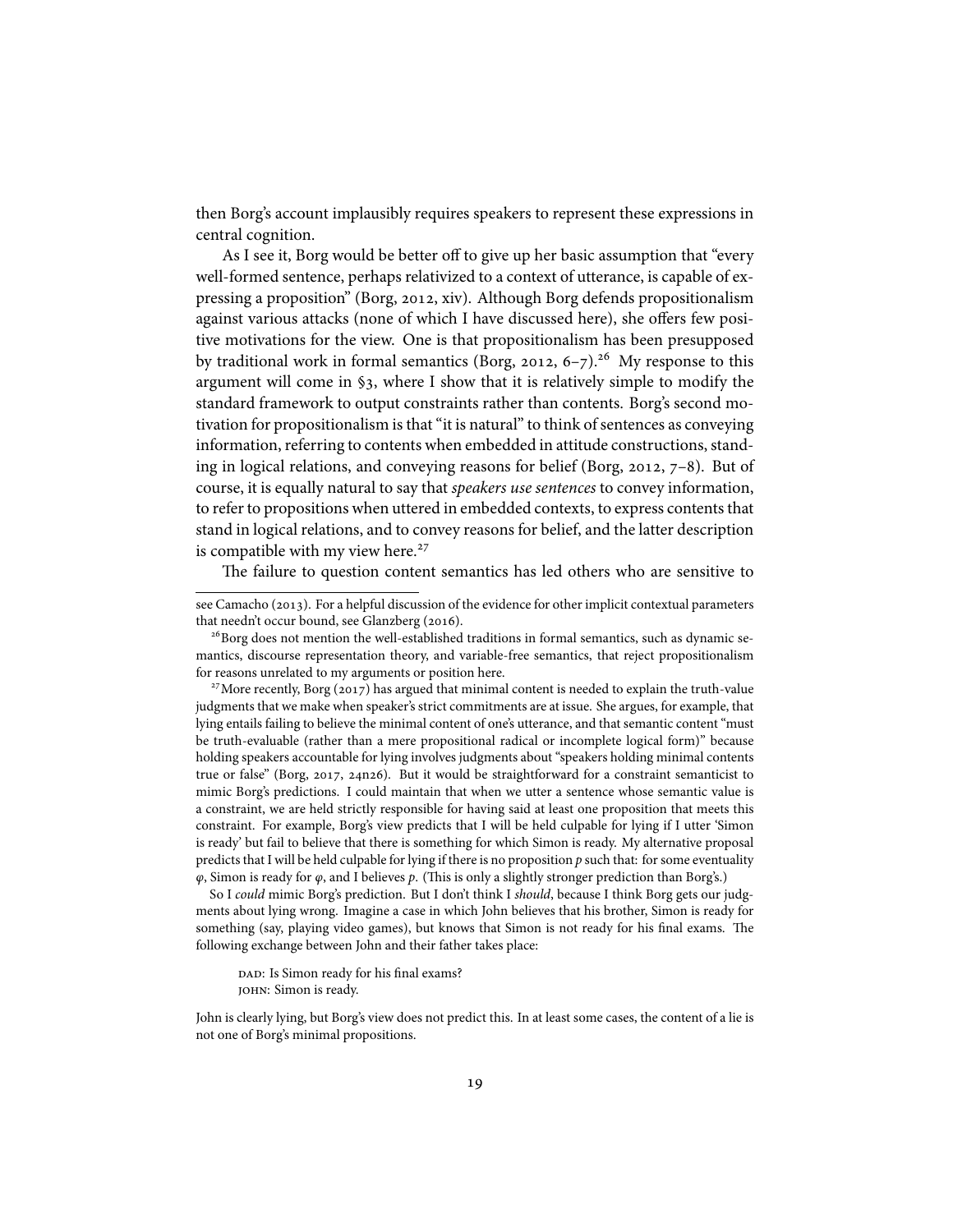then Borg's account implausibly requires speakers to represent these expressions in central cognition.

As I see it, Borg would be better off to give up her basic assumption that "every well-formed sentence, perhaps relativized to a context of utterance, is capable of expressing a proposition" (Borg, 2012, xiv). Although Borg defends propositionalism against various attacks (none of which I have discussed here), she offers few positive motivations for the view. One is that propositionalism has been presupposed by traditional work in formal semantics (Borg, 2012, 6–7).[26] My response to this argument will come in §3, where I show that it is relatively simple to modify the standard framework to output constraints rather than contents. Borg's second motivation for propositionalism is that "it is natural" to think of sentences as conveying information, referring to contents when embedded in attitude constructions, standing in logical relations, and conveying reasons for belief (Borg, 2012, 7–8). But of course, it is equally natural to say that *speakers use sentences* to convey information, to refer to propositions when uttered in embedded contexts, to express contents that stand in logical relations, and to convey reasons for belief, and the latter description is compatible with my view here.[27]

The failure to question content semantics has led others who are sensitive to

---

see Camacho (2013). For a helpful discussion of the evidence for other implicit contextual parameters that needn't occur bound, see Glanzberg (2016).

[26] Borg does not mention the well-established traditions in formal semantics, such as dynamic semantics, discourse representation theory, and variable-free semantics, that reject propositionalism for reasons unrelated to my arguments or position here.

[27] More recently, Borg (2017) has argued that minimal content is needed to explain the truth-value judgments that we make when speaker's strict commitments are at issue. She argues, for example, that lying entails failing to believe the minimal content of one's utterance, and that semantic content "must be truth-evaluable (rather than a mere propositional radical or incomplete logical form)" because holding speakers accountable for lying involves judgments about "speakers holding minimal contents true or false" (Borg, 2017, 24n26). But it would be straightforward for a constraint semanticist to mimic Borg's predictions. I could maintain that when we utter a sentence whose semantic value is a constraint, we are held strictly responsible for having said at least one proposition that meets this constraint. For example, Borg's view predicts that I will be held culpable for lying if I utter 'Simon is ready' but fail to believe that there is something for which Simon is ready. My alternative proposal predicts that I will be held culpable for lying if there is no proposition $p$ such that: for some eventuality $\varphi$, Simon is ready for $\varphi$, and I believes $p$. (This is only a slightly stronger prediction than Borg's.)

So I *could* mimic Borg's prediction. But I don't think I *should*, because I think Borg gets our judgments about lying wrong. Imagine a case in which John believes that his brother, Simon is ready for something (say, playing video games), but knows that Simon is not ready for his final exams. The following exchange between John and their father takes place:

> DAD: Is Simon ready for his final exams?
> JOHN: Simon is ready.

John is clearly lying, but Borg's view does not predict this. In at least some cases, the content of a lie is not one of Borg's minimal propositions.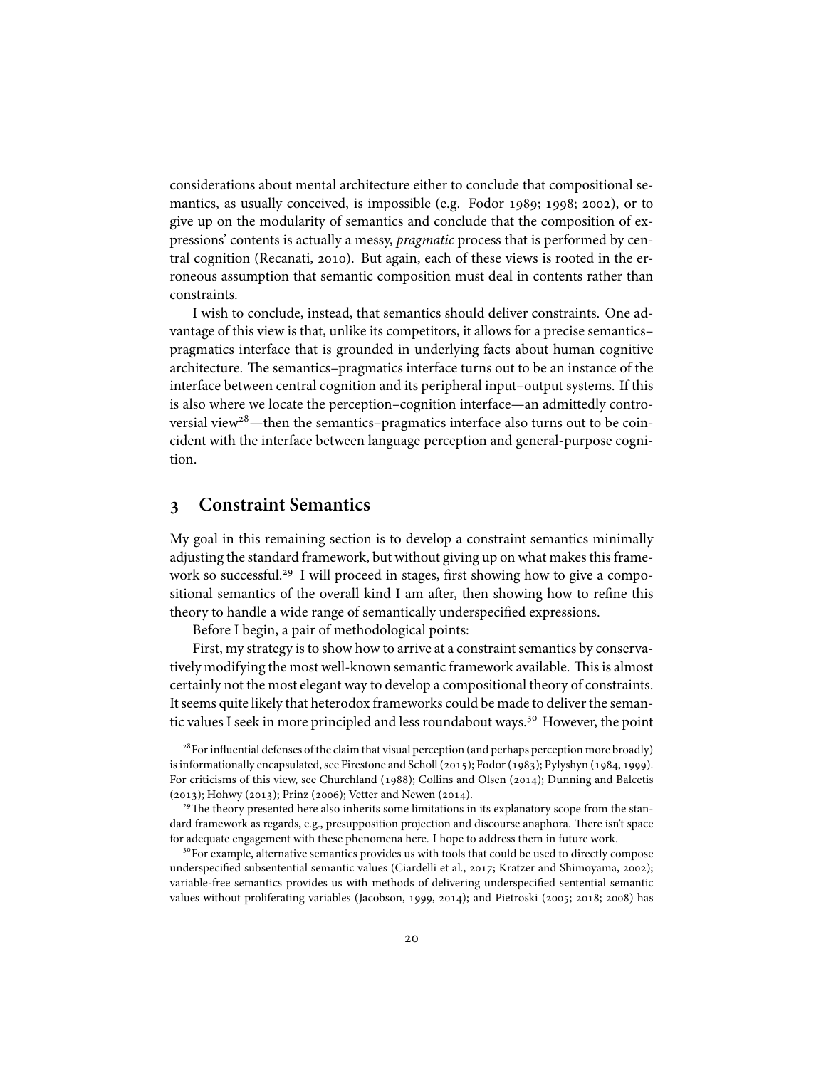considerations about mental architecture either to conclude that compositional semantics, as usually conceived, is impossible (e.g. Fodor 1989; 1998; 2002), or to give up on the modularity of semantics and conclude that the composition of expressions' contents is actually a messy, *pragmatic* process that is performed by central cognition (Recanati, 2010). But again, each of these views is rooted in the erroneous assumption that semantic composition must deal in contents rather than constraints.

I wish to conclude, instead, that semantics should deliver constraints. One advantage of this view is that, unlike its competitors, it allows for a precise semantics–pragmatics interface that is grounded in underlying facts about human cognitive architecture. The semantics–pragmatics interface turns out to be an instance of the interface between central cognition and its peripheral input–output systems. If this is also where we locate the perception–cognition interface—an admittedly controversial view[28]—then the semantics–pragmatics interface also turns out to be coincident with the interface between language perception and general-purpose cognition.

## 3 Constraint Semantics

My goal in this remaining section is to develop a constraint semantics minimally adjusting the standard framework, but without giving up on what makes this framework so successful.[29] I will proceed in stages, first showing how to give a compositional semantics of the overall kind I am after, then showing how to refine this theory to handle a wide range of semantically underspecified expressions.

Before I begin, a pair of methodological points:

First, my strategy is to show how to arrive at a constraint semantics by conservatively modifying the most well-known semantic framework available. This is almost certainly not the most elegant way to develop a compositional theory of constraints. It seems quite likely that heterodox frameworks could be made to deliver the semantic values I seek in more principled and less roundabout ways.[30] However, the point

[28] For influential defenses of the claim that visual perception (and perhaps perception more broadly) is informationally encapsulated, see Firestone and Scholl (2015); Fodor (1983); Pylyshyn (1984, 1999). For criticisms of this view, see Churchland (1988); Collins and Olsen (2014); Dunning and Balcetis (2013); Hohwy (2013); Prinz (2006); Vetter and Newen (2014).

[29] The theory presented here also inherits some limitations in its explanatory scope from the standard framework as regards, e.g., presupposition projection and discourse anaphora. There isn't space for adequate engagement with these phenomena here. I hope to address them in future work.

[30] For example, alternative semantics provides us with tools that could be used to directly compose underspecified subsentential semantic values (Ciardelli et al., 2017; Kratzer and Shimoyama, 2002); variable-free semantics provides us with methods of delivering underspecified sentential semantic values without proliferating variables (Jacobson, 1999, 2014); and Pietroski (2005; 2018; 2008) has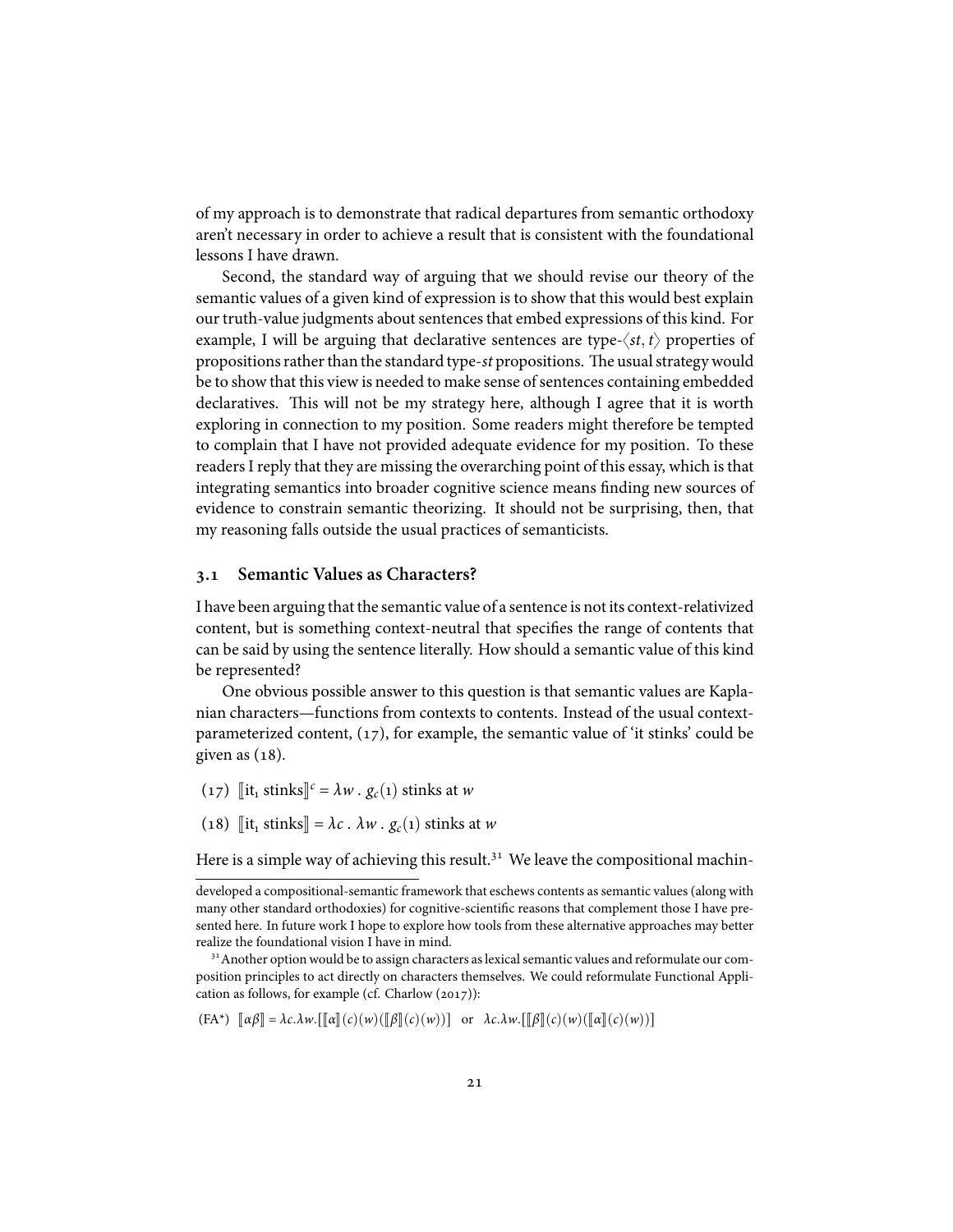of my approach is to demonstrate that radical departures from semantic orthodoxy aren't necessary in order to achieve a result that is consistent with the foundational lessons I have drawn.

Second, the standard way of arguing that we should revise our theory of the semantic values of a given kind of expression is to show that this would best explain our truth-value judgments about sentences that embed expressions of this kind. For example, I will be arguing that declarative sentences are type-$\langle st, t\rangle$ properties of propositions rather than the standard type-*st* propositions. The usual strategy would be to show that this view is needed to make sense of sentences containing embedded declaratives. This will not be my strategy here, although I agree that it is worth exploring in connection to my position. Some readers might therefore be tempted to complain that I have not provided adequate evidence for my position. To these readers I reply that they are missing the overarching point of this essay, which is that integrating semantics into broader cognitive science means finding new sources of evidence to constrain semantic theorizing. It should not be surprising, then, that my reasoning falls outside the usual practices of semanticists.

### 3.1 Semantic Values as Characters?

I have been arguing that the semantic value of a sentence is not its context-relativized content, but is something context-neutral that specifies the range of contents that can be said by using the sentence literally. How should a semantic value of this kind be represented?

One obvious possible answer to this question is that semantic values are Kaplanian characters—functions from contexts to contents. Instead of the usual context-parameterized content, (17), for example, the semantic value of 'it stinks' could be given as (18).

(17) $[\![\text{it}_1 \text{ stinks}]\!]^c = \lambda w \,.\, g_c(1) \text{ stinks at } w$

(18) $[\![\text{it}_1 \text{ stinks}]\!] = \lambda c \,.\, \lambda w \,.\, g_c(1) \text{ stinks at } w$

Here is a simple way of achieving this result.[31] We leave the compositional machin-

---

developed a compositional-semantic framework that eschews contents as semantic values (along with many other standard orthodoxies) for cognitive-scientific reasons that complement those I have presented here. In future work I hope to explore how tools from these alternative approaches may better realize the foundational vision I have in mind.

[31] Another option would be to assign characters as lexical semantic values and reformulate our composition principles to act directly on characters themselves. We could reformulate Functional Application as follows, for example (cf. Charlow (2017)):

(FA*) $[\![\alpha\beta]\!] = \lambda c.\lambda w.[[\![\alpha]\!](c)(w)([\![\beta]\!](c)(w))]$ or $\lambda c.\lambda w.[[\![\beta]\!](c)(w)([\![\alpha]\!](c)(w))]$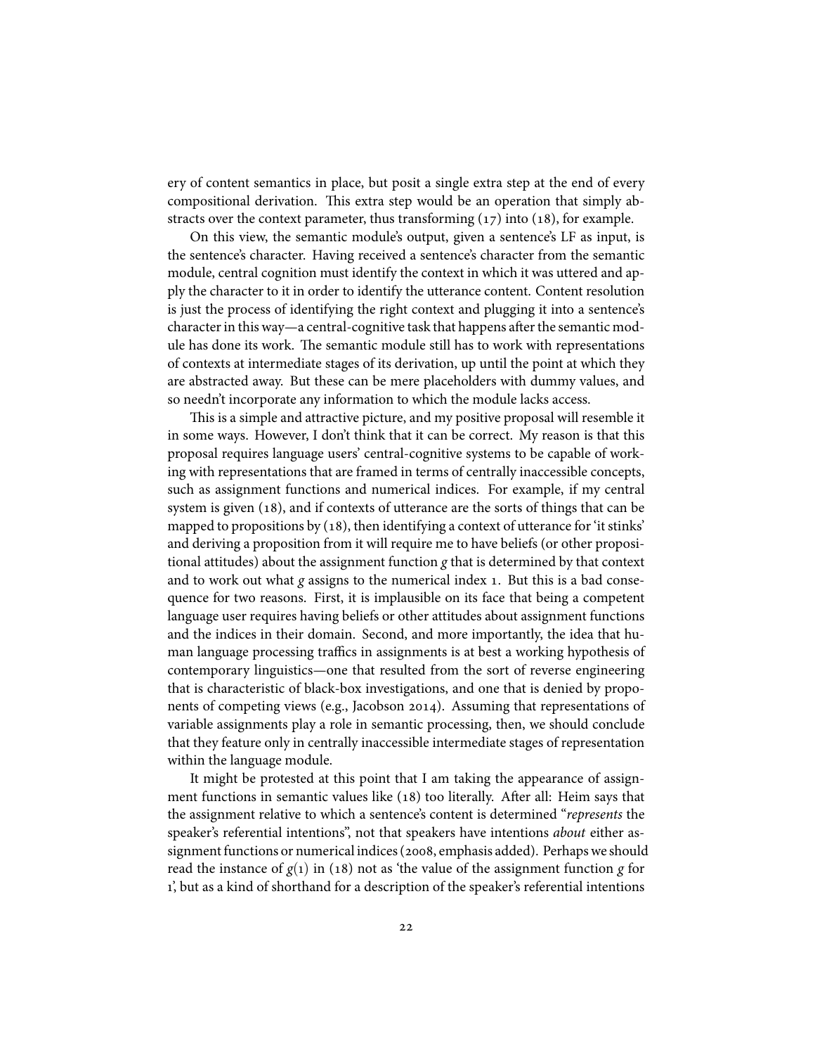ery of content semantics in place, but posit a single extra step at the end of every compositional derivation. This extra step would be an operation that simply abstracts over the context parameter, thus transforming (17) into (18), for example.

On this view, the semantic module's output, given a sentence's LF as input, is the sentence's character. Having received a sentence's character from the semantic module, central cognition must identify the context in which it was uttered and apply the character to it in order to identify the utterance content. Content resolution is just the process of identifying the right context and plugging it into a sentence's character in this way—a central-cognitive task that happens after the semantic module has done its work. The semantic module still has to work with representations of contexts at intermediate stages of its derivation, up until the point at which they are abstracted away. But these can be mere placeholders with dummy values, and so needn't incorporate any information to which the module lacks access.

This is a simple and attractive picture, and my positive proposal will resemble it in some ways. However, I don't think that it can be correct. My reason is that this proposal requires language users' central-cognitive systems to be capable of working with representations that are framed in terms of centrally inaccessible concepts, such as assignment functions and numerical indices. For example, if my central system is given (18), and if contexts of utterance are the sorts of things that can be mapped to propositions by (18), then identifying a context of utterance for 'it stinks' and deriving a proposition from it will require me to have beliefs (or other propositional attitudes) about the assignment function $g$ that is determined by that context and to work out what $g$ assigns to the numerical index 1. But this is a bad consequence for two reasons. First, it is implausible on its face that being a competent language user requires having beliefs or other attitudes about assignment functions and the indices in their domain. Second, and more importantly, the idea that human language processing traffics in assignments is at best a working hypothesis of contemporary linguistics—one that resulted from the sort of reverse engineering that is characteristic of black-box investigations, and one that is denied by proponents of competing views (e.g., Jacobson 2014). Assuming that representations of variable assignments play a role in semantic processing, then, we should conclude that they feature only in centrally inaccessible intermediate stages of representation within the language module.

It might be protested at this point that I am taking the appearance of assignment functions in semantic values like (18) too literally. After all: Heim says that the assignment relative to which a sentence's content is determined "*represents* the speaker's referential intentions", not that speakers have intentions *about* either assignment functions or numerical indices (2008, emphasis added). Perhaps we should read the instance of $g(1)$ in (18) not as 'the value of the assignment function $g$ for 1', but as a kind of shorthand for a description of the speaker's referential intentions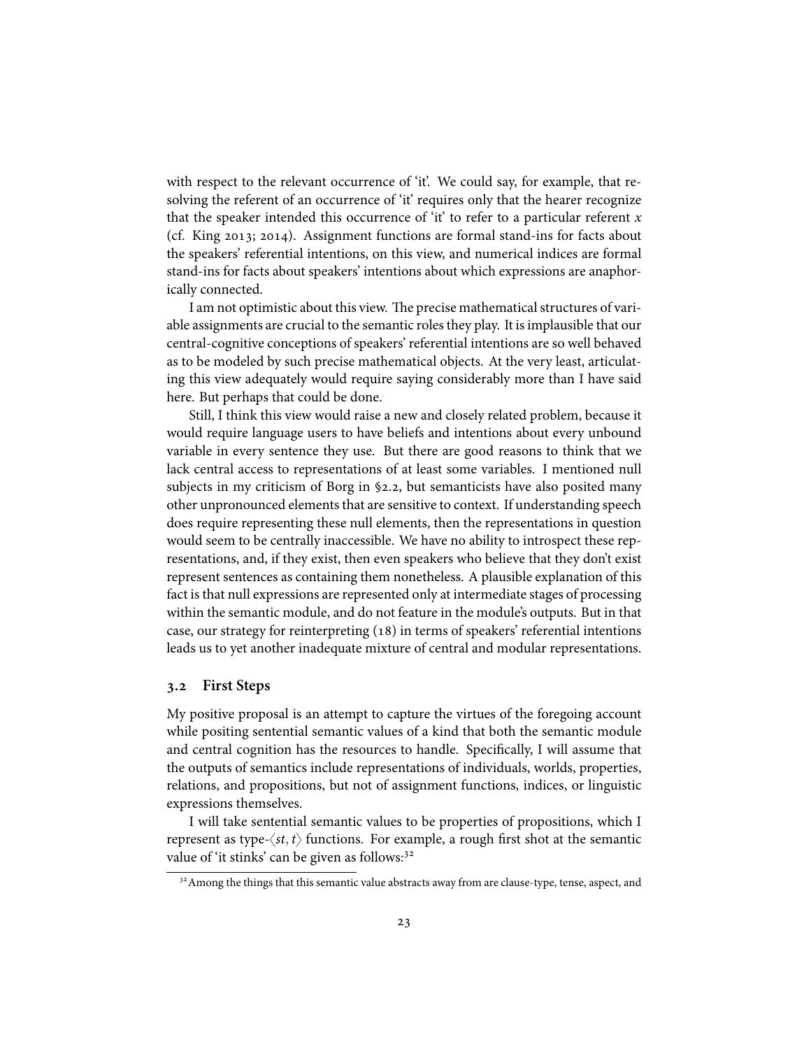with respect to the relevant occurrence of 'it'. We could say, for example, that resolving the referent of an occurrence of 'it' requires only that the hearer recognize that the speaker intended this occurrence of 'it' to refer to a particular referent $x$ (cf. King 2013; 2014). Assignment functions are formal stand-ins for facts about the speakers' referential intentions, on this view, and numerical indices are formal stand-ins for facts about speakers' intentions about which expressions are anaphorically connected.

I am not optimistic about this view. The precise mathematical structures of variable assignments are crucial to the semantic roles they play. It is implausible that our central-cognitive conceptions of speakers' referential intentions are so well behaved as to be modeled by such precise mathematical objects. At the very least, articulating this view adequately would require saying considerably more than I have said here. But perhaps that could be done.

Still, I think this view would raise a new and closely related problem, because it would require language users to have beliefs and intentions about every unbound variable in every sentence they use. But there are good reasons to think that we lack central access to representations of at least some variables. I mentioned null subjects in my criticism of Borg in §2.2, but semanticists have also posited many other unpronounced elements that are sensitive to context. If understanding speech does require representing these null elements, then the representations in question would seem to be centrally inaccessible. We have no ability to introspect these representations, and, if they exist, then even speakers who believe that they don't exist represent sentences as containing them nonetheless. A plausible explanation of this fact is that null expressions are represented only at intermediate stages of processing within the semantic module, and do not feature in the module's outputs. But in that case, our strategy for reinterpreting (18) in terms of speakers' referential intentions leads us to yet another inadequate mixture of central and modular representations.

### 3.2 First Steps

My positive proposal is an attempt to capture the virtues of the foregoing account while positing sentential semantic values of a kind that both the semantic module and central cognition has the resources to handle. Specifically, I will assume that the outputs of semantics include representations of individuals, worlds, properties, relations, and propositions, but not of assignment functions, indices, or linguistic expressions themselves.

I will take sentential semantic values to be properties of propositions, which I represent as type-$\langle st, t\rangle$ functions. For example, a rough first shot at the semantic value of 'it stinks' can be given as follows:[32]

[32] Among the things that this semantic value abstracts away from are clause-type, tense, aspect, and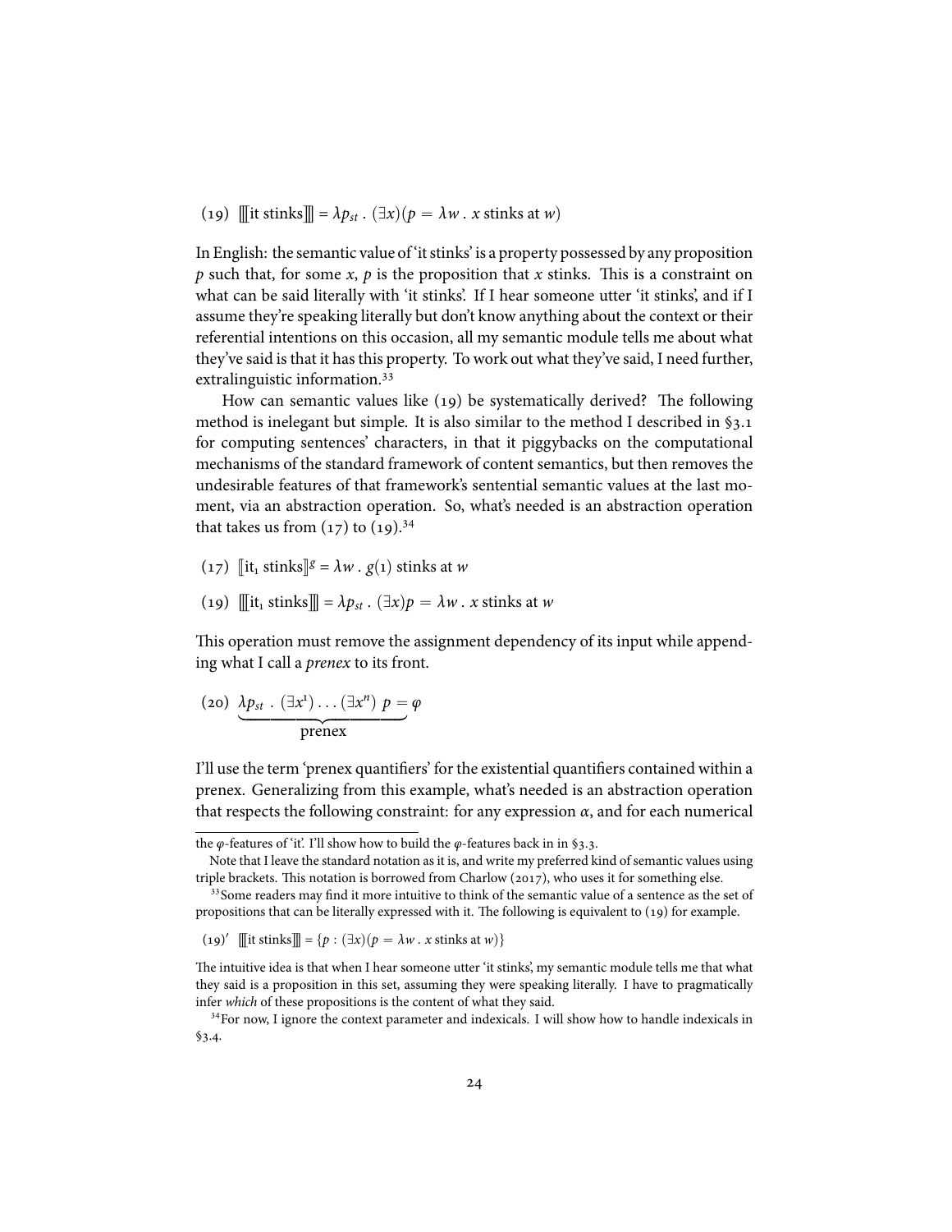(19) $[\![\![\text{it stinks}]\!]\!] = \lambda p_{st} \,.\, (\exists x)(p = \lambda w \,.\, x \text{ stinks at } w)$

In English: the semantic value of 'it stinks' is a property possessed by any proposition $p$ such that, for some $x$, $p$ is the proposition that $x$ stinks. This is a constraint on what can be said literally with 'it stinks'. If I hear someone utter 'it stinks', and if I assume they're speaking literally but don't know anything about the context or their referential intentions on this occasion, all my semantic module tells me about what they've said is that it has this property. To work out what they've said, I need further, extralinguistic information.[33]

How can semantic values like (19) be systematically derived? The following method is inelegant but simple. It is also similar to the method I described in §3.1 for computing sentences' characters, in that it piggybacks on the computational mechanisms of the standard framework of content semantics, but then removes the undesirable features of that framework's sentential semantic values at the last moment, via an abstraction operation. So, what's needed is an abstraction operation that takes us from (17) to (19).[34]

(17) $[\![\text{it}_1 \text{ stinks}]\!]^g = \lambda w \,.\, g(1) \text{ stinks at } w$

(19) $[\![\![\text{it}_1 \text{ stinks}]\!]\!] = \lambda p_{st} \,.\, (\exists x)p = \lambda w \,.\, x \text{ stinks at } w$

This operation must remove the assignment dependency of its input while appending what I call a *prenex* to its front.

(20) $\underbrace{\lambda p_{st} \,.\, (\exists x^1) \ldots (\exists x^n)\ p =}_{\text{prenex}} \varphi$

I'll use the term 'prenex quantifiers' for the existential quantifiers contained within a prenex. Generalizing from this example, what's needed is an abstraction operation that respects the following constraint: for any expression $\alpha$, and for each numerical

---

the $\varphi$-features of 'it'. I'll show how to build the $\varphi$-features back in in §3.3.

Note that I leave the standard notation as it is, and write my preferred kind of semantic values using triple brackets. This notation is borrowed from Charlow (2017), who uses it for something else.

[33] Some readers may find it more intuitive to think of the semantic value of a sentence as the set of propositions that can be literally expressed with it. The following is equivalent to (19) for example.

(19)′ $[\![\![\text{it stinks}]\!]\!] = \{p : (\exists x)(p = \lambda w \,.\, x \text{ stinks at } w)\}$

The intuitive idea is that when I hear someone utter 'it stinks', my semantic module tells me that what they said is a proposition in this set, assuming they were speaking literally. I have to pragmatically infer *which* of these propositions is the content of what they said.

[34] For now, I ignore the context parameter and indexicals. I will show how to handle indexicals in §3.4.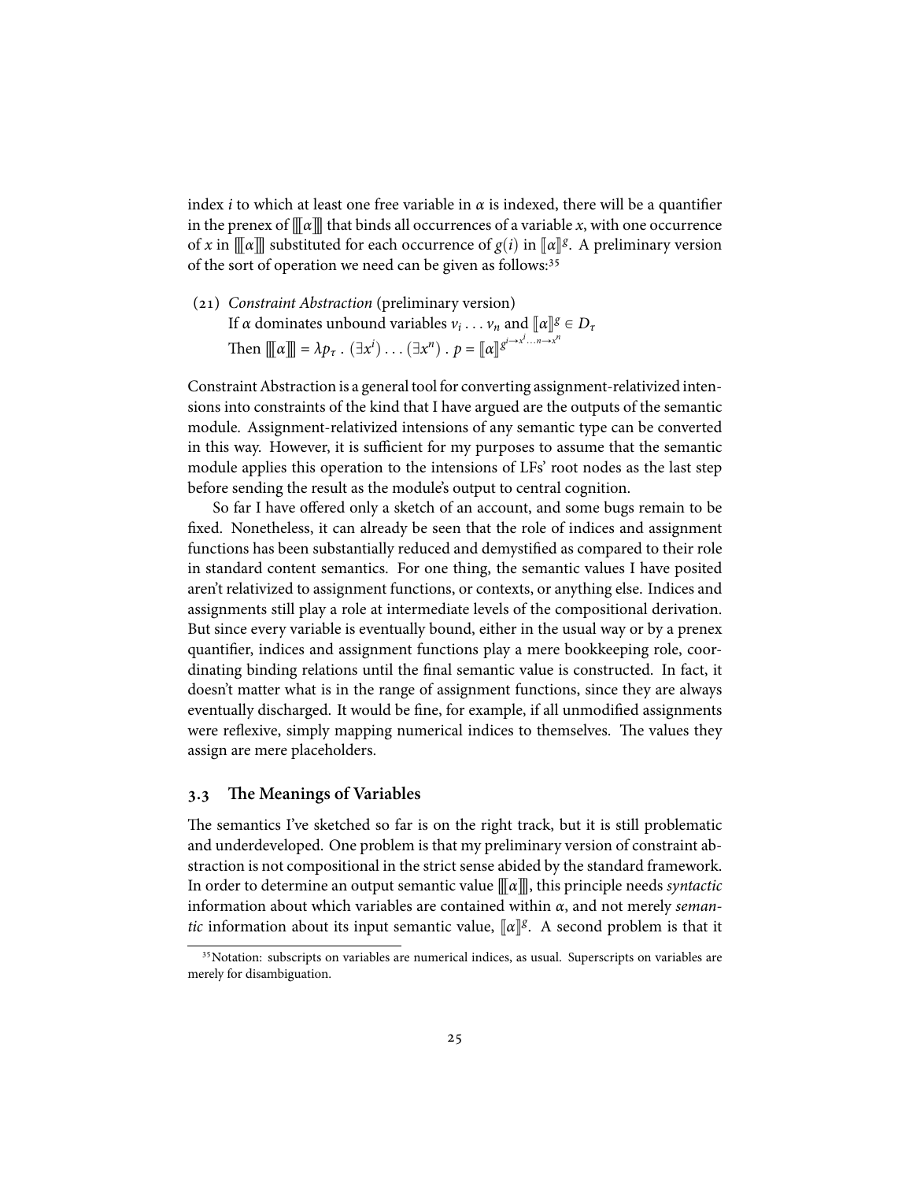index $i$ to which at least one free variable in $\alpha$ is indexed, there will be a quantifier in the prenex of $[\![[\alpha]]\!]$ that binds all occurrences of a variable $x$, with one occurrence of $x$ in $[\![[\alpha]]\!]$ substituted for each occurrence of $g(i)$ in $[\![\alpha]\!]^g$. A preliminary version of the sort of operation we need can be given as follows:[35]

(21) *Constraint Abstraction* (preliminary version)
If $\alpha$ dominates unbound variables $v_i \dots v_n$ and $[\![\alpha]\!]^g \in D_\tau$
Then $[\![[\alpha]]\!] = \lambda p_\tau \,.\, (\exists x^i) \dots (\exists x^n) \,.\, p = [\![\alpha]\!]^{g^{i \to x^i \dots n \to x^n}}$

Constraint Abstraction is a general tool for converting assignment-relativized intensions into constraints of the kind that I have argued are the outputs of the semantic module. Assignment-relativized intensions of any semantic type can be converted in this way. However, it is sufficient for my purposes to assume that the semantic module applies this operation to the intensions of LFs' root nodes as the last step before sending the result as the module's output to central cognition.

So far I have offered only a sketch of an account, and some bugs remain to be fixed. Nonetheless, it can already be seen that the role of indices and assignment functions has been substantially reduced and demystified as compared to their role in standard content semantics. For one thing, the semantic values I have posited aren't relativized to assignment functions, or contexts, or anything else. Indices and assignments still play a role at intermediate levels of the compositional derivation. But since every variable is eventually bound, either in the usual way or by a prenex quantifier, indices and assignment functions play a mere bookkeeping role, coordinating binding relations until the final semantic value is constructed. In fact, it doesn't matter what is in the range of assignment functions, since they are always eventually discharged. It would be fine, for example, if all unmodified assignments were reflexive, simply mapping numerical indices to themselves. The values they assign are mere placeholders.

## 3.3 The Meanings of Variables

The semantics I've sketched so far is on the right track, but it is still problematic and underdeveloped. One problem is that my preliminary version of constraint abstraction is not compositional in the strict sense abided by the standard framework. In order to determine an output semantic value $[\![[\alpha]]\!]$, this principle needs *syntactic* information about which variables are contained within $\alpha$, and not merely *semantic* information about its input semantic value, $[\![\alpha]\!]^g$. A second problem is that it

[35] Notation: subscripts on variables are numerical indices, as usual. Superscripts on variables are merely for disambiguation.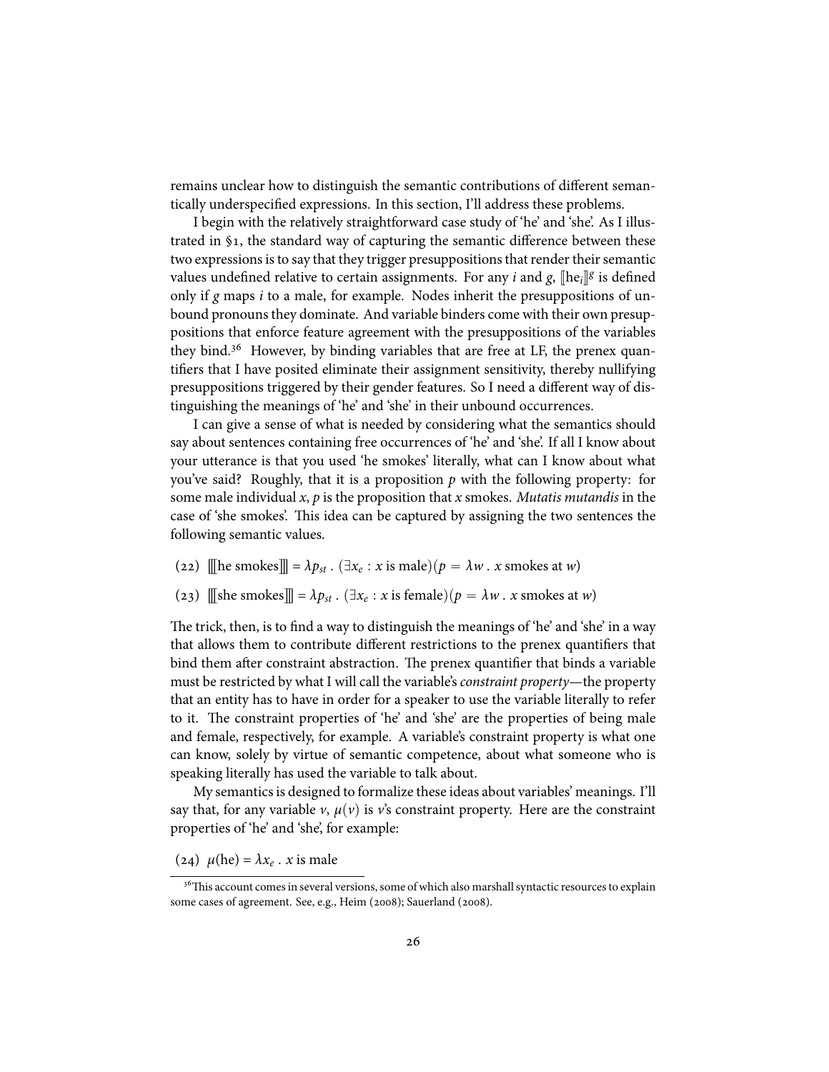remains unclear how to distinguish the semantic contributions of different semantically underspecified expressions. In this section, I'll address these problems.

I begin with the relatively straightforward case study of 'he' and 'she'. As I illustrated in §1, the standard way of capturing the semantic difference between these two expressions is to say that they trigger presuppositions that render their semantic values undefined relative to certain assignments. For any $i$ and $g$, $[\![\text{he}_i]\!]^g$ is defined only if $g$ maps $i$ to a male, for example. Nodes inherit the presuppositions of unbound pronouns they dominate. And variable binders come with their own presuppositions that enforce feature agreement with the presuppositions of the variables they bind.[36] However, by binding variables that are free at LF, the prenex quantifiers that I have posited eliminate their assignment sensitivity, thereby nullifying presuppositions triggered by their gender features. So I need a different way of distinguishing the meanings of 'he' and 'she' in their unbound occurrences.

I can give a sense of what is needed by considering what the semantics should say about sentences containing free occurrences of 'he' and 'she'. If all I know about your utterance is that you used 'he smokes' literally, what can I know about what you've said? Roughly, that it is a proposition $p$ with the following property: for some male individual $x$, $p$ is the proposition that $x$ smokes. *Mutatis mutandis* in the case of 'she smokes'. This idea can be captured by assigning the two sentences the following semantic values.

(22) $[\![\![\text{he smokes}]\!]\!] = \lambda p_{st} \,.\, (\exists x_e : x \text{ is male})(p = \lambda w \,.\, x \text{ smokes at } w)$

(23) $[\![\![\text{she smokes}]\!]\!] = \lambda p_{st} \,.\, (\exists x_e : x \text{ is female})(p = \lambda w \,.\, x \text{ smokes at } w)$

The trick, then, is to find a way to distinguish the meanings of 'he' and 'she' in a way that allows them to contribute different restrictions to the prenex quantifiers that bind them after constraint abstraction. The prenex quantifier that binds a variable must be restricted by what I will call the variable's *constraint property*—the property that an entity has to have in order for a speaker to use the variable literally to refer to it. The constraint properties of 'he' and 'she' are the properties of being male and female, respectively, for example. A variable's constraint property is what one can know, solely by virtue of semantic competence, about what someone who is speaking literally has used the variable to talk about.

My semantics is designed to formalize these ideas about variables' meanings. I'll say that, for any variable $v$, $\mu(v)$ is $v$'s constraint property. Here are the constraint properties of 'he' and 'she', for example:

(24) $\mu(\text{he}) = \lambda x_e \,.\, x \text{ is male}$

[36] This account comes in several versions, some of which also marshall syntactic resources to explain some cases of agreement. See, e.g., Heim (2008); Sauerland (2008).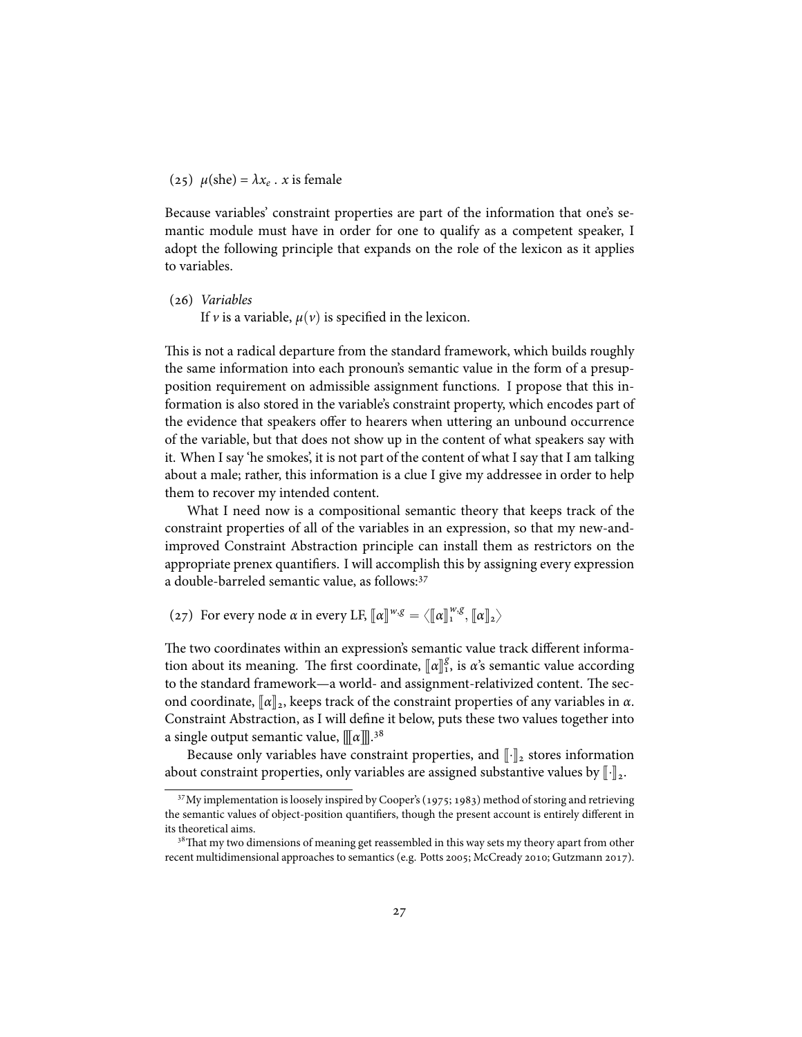(25) $\mu(\text{she}) = \lambda x_e \,.\, x$ is female

Because variables' constraint properties are part of the information that one's semantic module must have in order for one to qualify as a competent speaker, I adopt the following principle that expands on the role of the lexicon as it applies to variables.

(26) *Variables*
  If $v$ is a variable, $\mu(v)$ is specified in the lexicon.

This is not a radical departure from the standard framework, which builds roughly the same information into each pronoun's semantic value in the form of a presupposition requirement on admissible assignment functions. I propose that this information is also stored in the variable's constraint property, which encodes part of the evidence that speakers offer to hearers when uttering an unbound occurrence of the variable, but that does not show up in the content of what speakers say with it. When I say 'he smokes', it is not part of the content of what I say that I am talking about a male; rather, this information is a clue I give my addressee in order to help them to recover my intended content.

What I need now is a compositional semantic theory that keeps track of the constraint properties of all of the variables in an expression, so that my new-and-improved Constraint Abstraction principle can install them as restrictors on the appropriate prenex quantifiers. I will accomplish this by assigning every expression a double-barreled semantic value, as follows:[37]

(27) For every node $\alpha$ in every LF, $[\![\alpha]\!]^{w,g} = \langle [\![\alpha]\!]_1^{w,g}, [\![\alpha]\!]_2 \rangle$

The two coordinates within an expression's semantic value track different information about its meaning. The first coordinate, $[\![\alpha]\!]_1^{g}$, is $\alpha$'s semantic value according to the standard framework—a world- and assignment-relativized content. The second coordinate, $[\![\alpha]\!]_2$, keeps track of the constraint properties of any variables in $\alpha$. Constraint Abstraction, as I will define it below, puts these two values together into a single output semantic value, $[\![[\alpha]]\!]$.[38]

Because only variables have constraint properties, and $[\![\cdot]\!]_2$ stores information about constraint properties, only variables are assigned substantive values by $[\![\cdot]\!]_2$.

---

[37] My implementation is loosely inspired by Cooper's (1975; 1983) method of storing and retrieving the semantic values of object-position quantifiers, though the present account is entirely different in its theoretical aims.

[38] That my two dimensions of meaning get reassembled in this way sets my theory apart from other recent multidimensional approaches to semantics (e.g. Potts 2005; McCready 2010; Gutzmann 2017).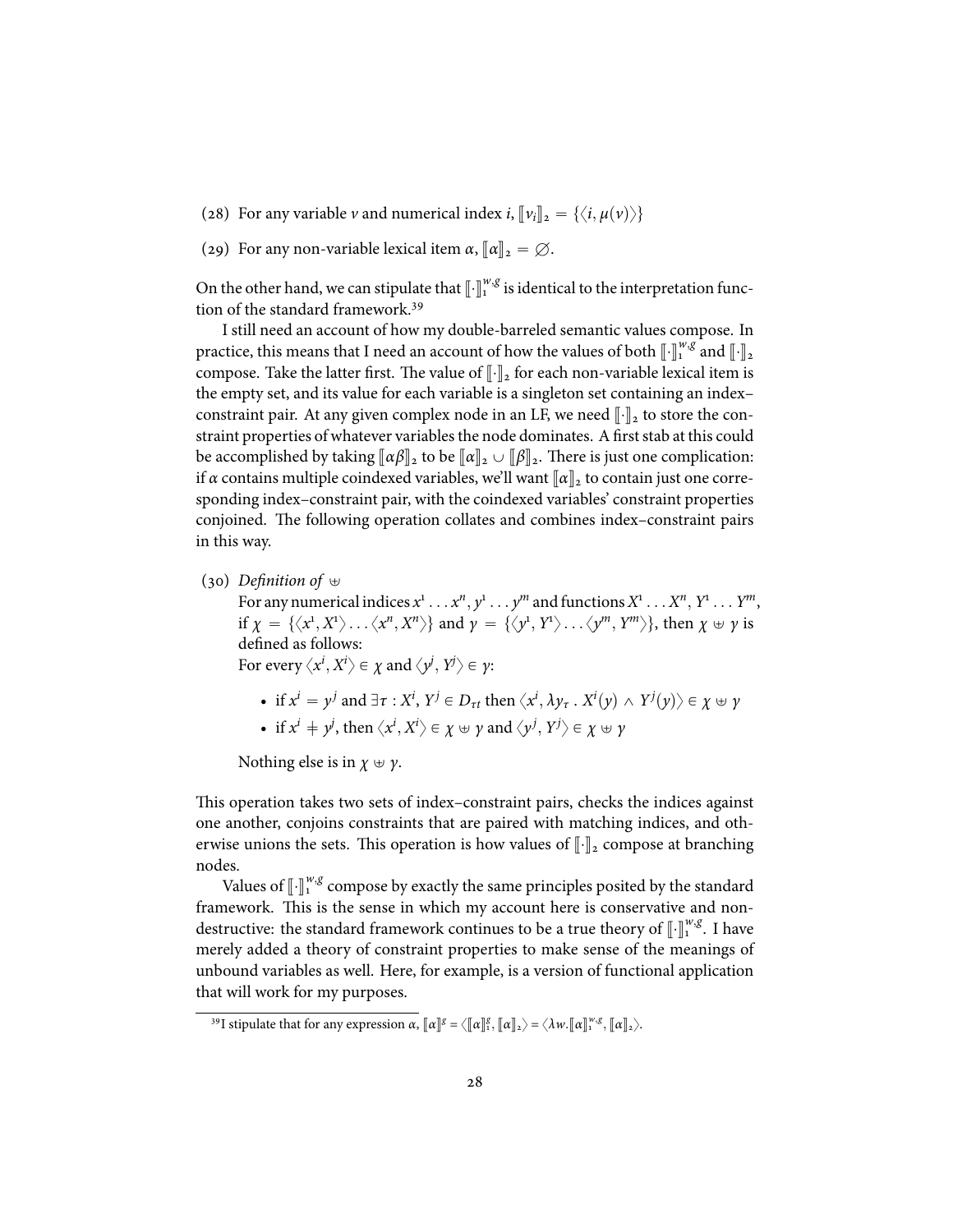(28) For any variable $v$ and numerical index $i$, $[\![v_i]\!]_2 = \{\langle i, \mu(v)\rangle\}$

(29) For any non-variable lexical item $\alpha$, $[\![\alpha]\!]_2 = \varnothing$.

On the other hand, we can stipulate that $[\![\cdot]\!]_1^{w,g}$ is identical to the interpretation function of the standard framework.[39]

I still need an account of how my double-barreled semantic values compose. In practice, this means that I need an account of how the values of both $[\![\cdot]\!]_1^{w,g}$ and $[\![\cdot]\!]_2$ compose. Take the latter first. The value of $[\![\cdot]\!]_2$ for each non-variable lexical item is the empty set, and its value for each variable is a singleton set containing an index–constraint pair. At any given complex node in an LF, we need $[\![\cdot]\!]_2$ to store the constraint properties of whatever variables the node dominates. A first stab at this could be accomplished by taking $[\![\alpha\beta]\!]_2$ to be $[\![\alpha]\!]_2 \cup [\![\beta]\!]_2$. There is just one complication: if $\alpha$ contains multiple coindexed variables, we'll want $[\![\alpha]\!]_2$ to contain just one corresponding index–constraint pair, with the coindexed variables' constraint properties conjoined. The following operation collates and combines index–constraint pairs in this way.

(30) *Definition of* $\uplus$

For any numerical indices $x^1 \ldots x^n, y^1 \ldots y^m$ and functions $X^1 \ldots X^n, Y^1 \ldots Y^m$, if $\chi = \{\langle x^1, X^1\rangle \ldots \langle x^n, X^n\rangle\}$ and $\gamma = \{\langle y^1, Y^1\rangle \ldots \langle y^m, Y^m\rangle\}$, then $\chi \uplus \gamma$ is defined as follows:

For every $\langle x^i, X^i\rangle \in \chi$ and $\langle y^j, Y^j\rangle \in \gamma$:

- if $x^i = y^j$ and $\exists\tau : X^i, Y^j \in D_{\tau t}$ then $\langle x^i, \lambda y_\tau \,.\, X^i(y) \wedge Y^j(y)\rangle \in \chi \uplus \gamma$
- if $x^i \neq y^j$, then $\langle x^i, X^i\rangle \in \chi \uplus \gamma$ and $\langle y^j, Y^j\rangle \in \chi \uplus \gamma$

Nothing else is in $\chi \uplus \gamma$.

This operation takes two sets of index–constraint pairs, checks the indices against one another, conjoins constraints that are paired with matching indices, and otherwise unions the sets. This operation is how values of $[\![\cdot]\!]_2$ compose at branching nodes.

Values of $[\![\cdot]\!]_1^{w,g}$ compose by exactly the same principles posited by the standard framework. This is the sense in which my account here is conservative and nondestructive: the standard framework continues to be a true theory of $[\![\cdot]\!]_1^{w,g}$. I have merely added a theory of constraint properties to make sense of the meanings of unbound variables as well. Here, for example, is a version of functional application that will work for my purposes.

---

[39] I stipulate that for any expression $\alpha$, $[\![\alpha]\!]^g = \langle [\![\alpha]\!]_1^g, [\![\alpha]\!]_2\rangle = \langle \lambda w.[\![\alpha]\!]_1^{w,g}, [\![\alpha]\!]_2\rangle$.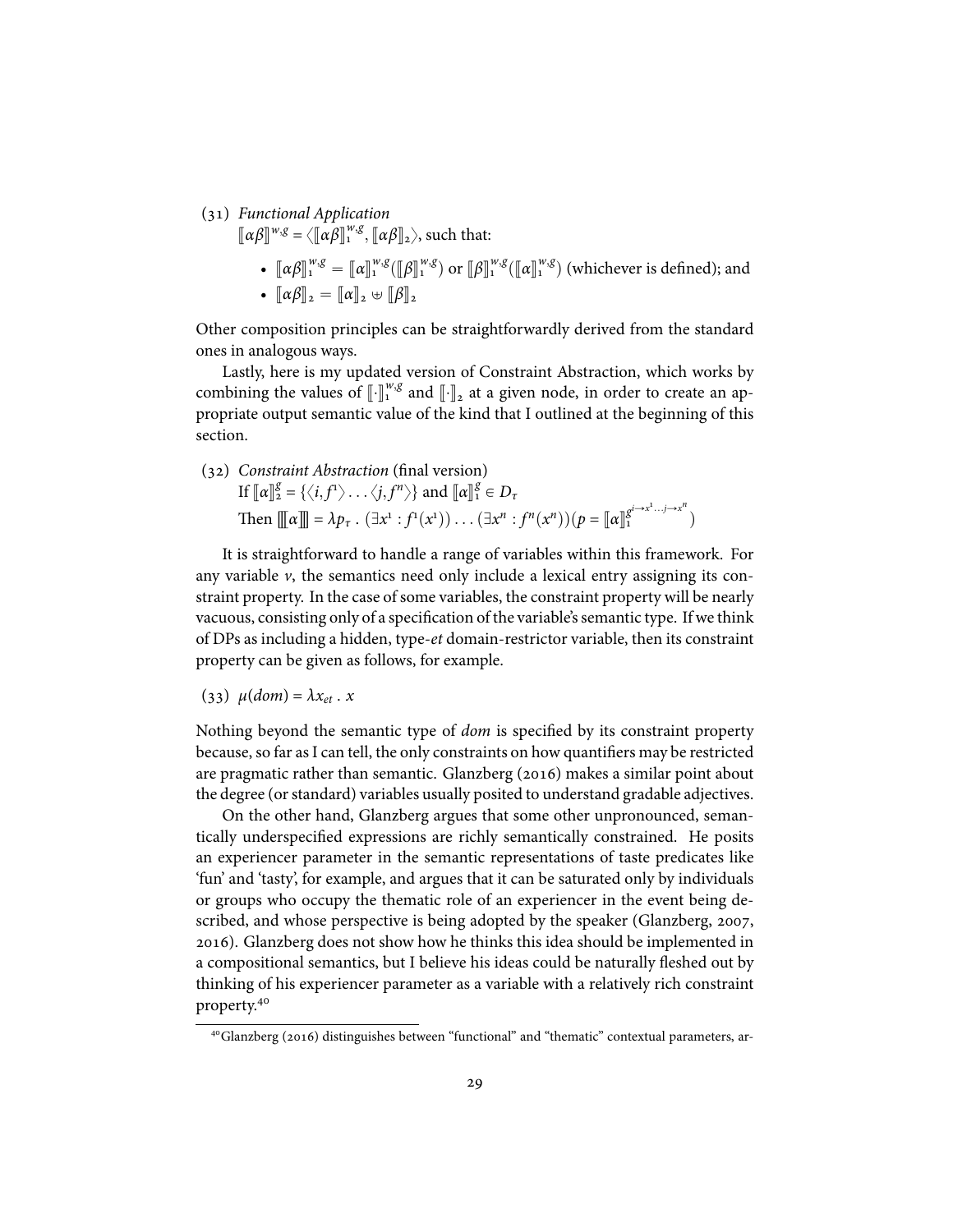(31) *Functional Application*
$[\![\alpha\beta]\!]^{w,g} = \langle [\![\alpha\beta]\!]_1^{w,g}, [\![\alpha\beta]\!]_2 \rangle$, such that:

- $[\![\alpha\beta]\!]_1^{w,g} = [\![\alpha]\!]_1^{w,g}([\![\beta]\!]_1^{w,g})$ or $[\![\beta]\!]_1^{w,g}([\![\alpha]\!]_1^{w,g})$ (whichever is defined); and
- $[\![\alpha\beta]\!]_2 = [\![\alpha]\!]_2 \uplus [\![\beta]\!]_2$

Other composition principles can be straightforwardly derived from the standard ones in analogous ways.

Lastly, here is my updated version of Constraint Abstraction, which works by combining the values of $[\![\cdot]\!]_1^{w,g}$ and $[\![\cdot]\!]_2$ at a given node, in order to create an appropriate output semantic value of the kind that I outlined at the beginning of this section.

(32) *Constraint Abstraction* (final version)
If $[\![\alpha]\!]_2^g = \{\langle i, f^1 \rangle \ldots \langle j, f^n \rangle\}$ and $[\![\alpha]\!]_1^g \in D_\tau$
Then $[\![[\![\alpha]\!]]\!] = \lambda p_\tau \,.\, (\exists x^1 : f^1(x^1)) \ldots (\exists x^n : f^n(x^n))(p = [\![\alpha]\!]_1^{g^{i \to x^1 \ldots j \to x^n}})$

It is straightforward to handle a range of variables within this framework. For any variable $v$, the semantics need only include a lexical entry assigning its constraint property. In the case of some variables, the constraint property will be nearly vacuous, consisting only of a specification of the variable's semantic type. If we think of DPs as including a hidden, type-*et* domain-restrictor variable, then its constraint property can be given as follows, for example.

(33) $\mu(dom) = \lambda x_{et} \,.\, x$

Nothing beyond the semantic type of *dom* is specified by its constraint property because, so far as I can tell, the only constraints on how quantifiers may be restricted are pragmatic rather than semantic. Glanzberg (2016) makes a similar point about the degree (or standard) variables usually posited to understand gradable adjectives.

On the other hand, Glanzberg argues that some other unpronounced, semantically underspecified expressions are richly semantically constrained. He posits an experiencer parameter in the semantic representations of taste predicates like 'fun' and 'tasty', for example, and argues that it can be saturated only by individuals or groups who occupy the thematic role of an experiencer in the event being described, and whose perspective is being adopted by the speaker (Glanzberg, 2007, 2016). Glanzberg does not show how he thinks this idea should be implemented in a compositional semantics, but I believe his ideas could be naturally fleshed out by thinking of his experiencer parameter as a variable with a relatively rich constraint property.[40]

[40] Glanzberg (2016) distinguishes between "functional" and "thematic" contextual parameters, ar-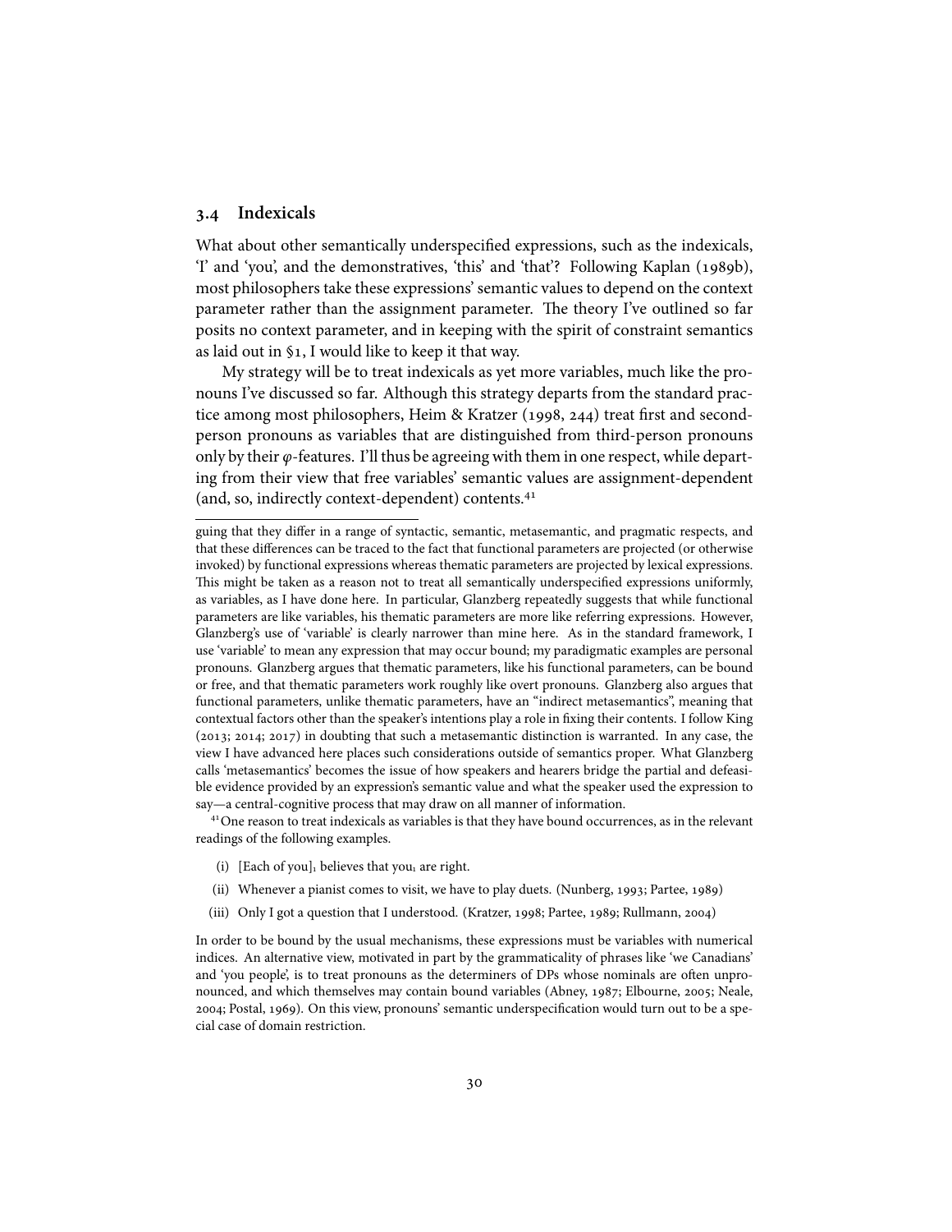### 3.4 Indexicals

What about other semantically underspecified expressions, such as the indexicals, 'I' and 'you', and the demonstratives, 'this' and 'that'? Following Kaplan (1989b), most philosophers take these expressions' semantic values to depend on the context parameter rather than the assignment parameter. The theory I've outlined so far posits no context parameter, and in keeping with the spirit of constraint semantics as laid out in §1, I would like to keep it that way.

My strategy will be to treat indexicals as yet more variables, much like the pronouns I've discussed so far. Although this strategy departs from the standard practice among most philosophers, Heim & Kratzer (1998, 244) treat first and second-person pronouns as variables that are distinguished from third-person pronouns only by their $\varphi$-features. I'll thus be agreeing with them in one respect, while departing from their view that free variables' semantic values are assignment-dependent (and, so, indirectly context-dependent) contents.[41]

---

guing that they differ in a range of syntactic, semantic, metasemantic, and pragmatic respects, and that these differences can be traced to the fact that functional parameters are projected (or otherwise invoked) by functional expressions whereas thematic parameters are projected by lexical expressions. This might be taken as a reason not to treat all semantically underspecified expressions uniformly, as variables, as I have done here. In particular, Glanzberg repeatedly suggests that while functional parameters are like variables, his thematic parameters are more like referring expressions. However, Glanzberg's use of 'variable' is clearly narrower than mine here. As in the standard framework, I use 'variable' to mean any expression that may occur bound; my paradigmatic examples are personal pronouns. Glanzberg argues that thematic parameters, like his functional parameters, can be bound or free, and that thematic parameters work roughly like overt pronouns. Glanzberg also argues that functional parameters, unlike thematic parameters, have an "indirect metasemantics", meaning that contextual factors other than the speaker's intentions play a role in fixing their contents. I follow King (2013; 2014; 2017) in doubting that such a metasemantic distinction is warranted. In any case, the view I have advanced here places such considerations outside of semantics proper. What Glanzberg calls 'metasemantics' becomes the issue of how speakers and hearers bridge the partial and defeasible evidence provided by an expression's semantic value and what the speaker used the expression to say—a central-cognitive process that may draw on all manner of information.

[41] One reason to treat indexicals as variables is that they have bound occurrences, as in the relevant readings of the following examples.

(i) [Each of you]$_1$ believes that you$_1$ are right.

(ii) Whenever a pianist comes to visit, we have to play duets. (Nunberg, 1993; Partee, 1989)

(iii) Only I got a question that I understood. (Kratzer, 1998; Partee, 1989; Rullmann, 2004)

In order to be bound by the usual mechanisms, these expressions must be variables with numerical indices. An alternative view, motivated in part by the grammaticality of phrases like 'we Canadians' and 'you people', is to treat pronouns as the determiners of DPs whose nominals are often unpronounced, and which themselves may contain bound variables (Abney, 1987; Elbourne, 2005; Neale, 2004; Postal, 1969). On this view, pronouns' semantic underspecification would turn out to be a special case of domain restriction.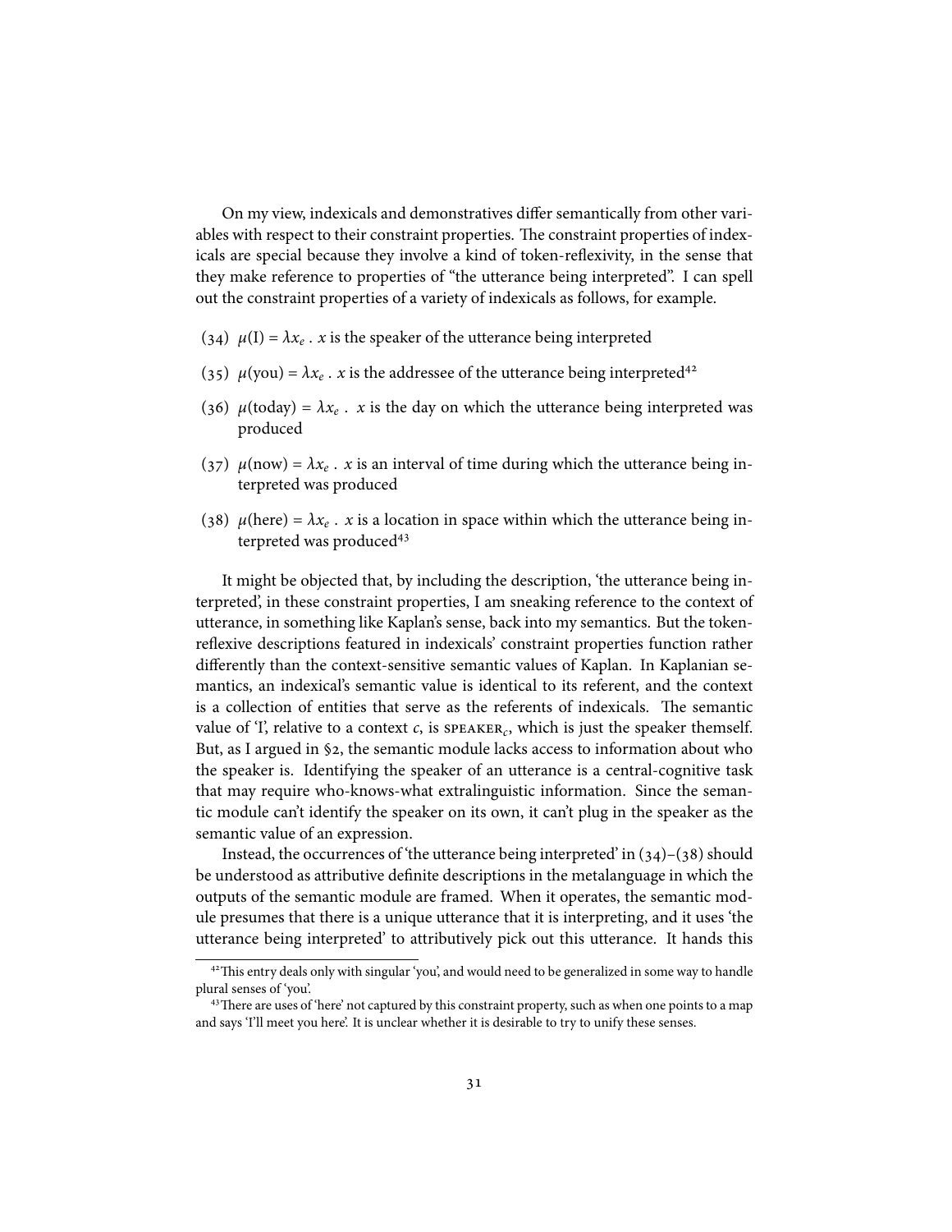On my view, indexicals and demonstratives differ semantically from other variables with respect to their constraint properties. The constraint properties of indexicals are special because they involve a kind of token-reflexivity, in the sense that they make reference to properties of "the utterance being interpreted". I can spell out the constraint properties of a variety of indexicals as follows, for example.

(34) $\mu(\text{I}) = \lambda x_e$ . $x$ is the speaker of the utterance being interpreted

(35) $\mu(\text{you}) = \lambda x_e$ . $x$ is the addressee of the utterance being interpreted[42]

(36) $\mu(\text{today}) = \lambda x_e$ . $x$ is the day on which the utterance being interpreted was produced

(37) $\mu(\text{now}) = \lambda x_e$ . $x$ is an interval of time during which the utterance being interpreted was produced

(38) $\mu(\text{here}) = \lambda x_e$ . $x$ is a location in space within which the utterance being interpreted was produced[43]

It might be objected that, by including the description, 'the utterance being interpreted', in these constraint properties, I am sneaking reference to the context of utterance, in something like Kaplan's sense, back into my semantics. But the token-reflexive descriptions featured in indexicals' constraint properties function rather differently than the context-sensitive semantic values of Kaplan. In Kaplanian semantics, an indexical's semantic value is identical to its referent, and the context is a collection of entities that serve as the referents of indexicals. The semantic value of 'I', relative to a context $c$, is $\text{SPEAKER}_c$, which is just the speaker themself. But, as I argued in §2, the semantic module lacks access to information about who the speaker is. Identifying the speaker of an utterance is a central-cognitive task that may require who-knows-what extralinguistic information. Since the semantic module can't identify the speaker on its own, it can't plug in the speaker as the semantic value of an expression.

Instead, the occurrences of 'the utterance being interpreted' in (34)–(38) should be understood as attributive definite descriptions in the metalanguage in which the outputs of the semantic module are framed. When it operates, the semantic module presumes that there is a unique utterance that it is interpreting, and it uses 'the utterance being interpreted' to attributively pick out this utterance. It hands this

[42] This entry deals only with singular 'you', and would need to be generalized in some way to handle plural senses of 'you'.

[43] There are uses of 'here' not captured by this constraint property, such as when one points to a map and says 'I'll meet you here'. It is unclear whether it is desirable to try to unify these senses.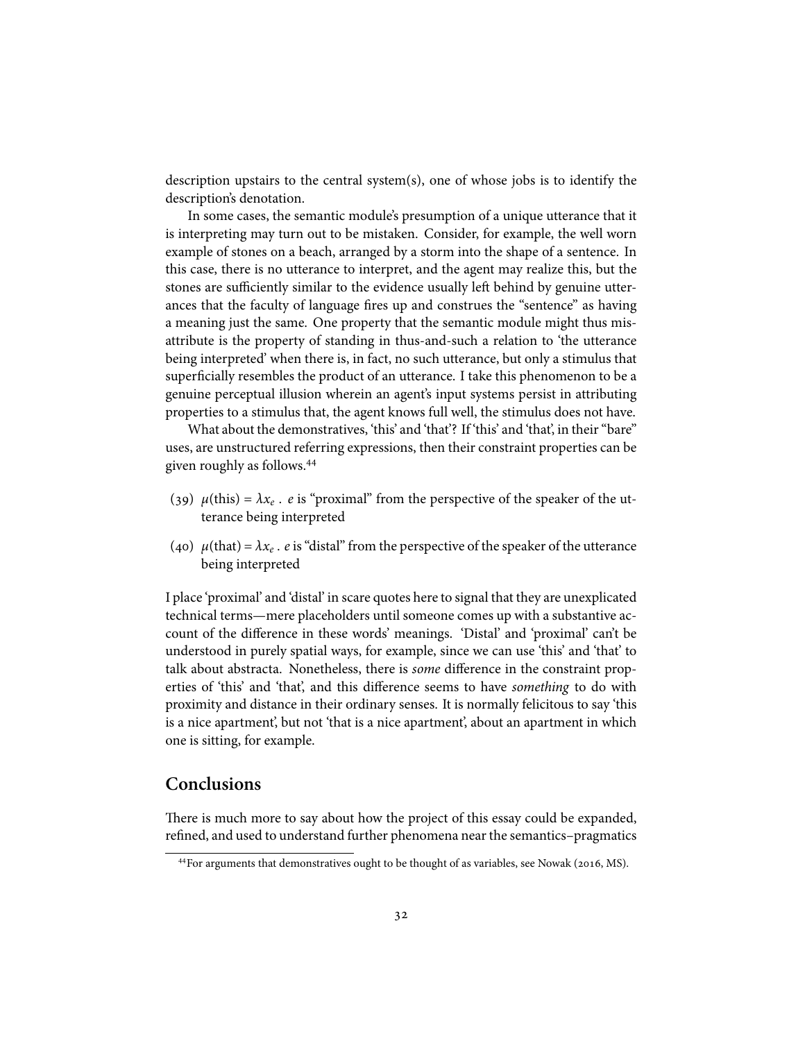description upstairs to the central system(s), one of whose jobs is to identify the description's denotation.

In some cases, the semantic module's presumption of a unique utterance that it is interpreting may turn out to be mistaken. Consider, for example, the well worn example of stones on a beach, arranged by a storm into the shape of a sentence. In this case, there is no utterance to interpret, and the agent may realize this, but the stones are sufficiently similar to the evidence usually left behind by genuine utterances that the faculty of language fires up and construes the "sentence" as having a meaning just the same. One property that the semantic module might thus misattribute is the property of standing in thus-and-such a relation to 'the utterance being interpreted' when there is, in fact, no such utterance, but only a stimulus that superficially resembles the product of an utterance. I take this phenomenon to be a genuine perceptual illusion wherein an agent's input systems persist in attributing properties to a stimulus that, the agent knows full well, the stimulus does not have.

What about the demonstratives, 'this' and 'that'? If 'this' and 'that', in their "bare" uses, are unstructured referring expressions, then their constraint properties can be given roughly as follows.[44]

(39) $\mu(\text{this}) = \lambda x_e \,.\, e$ is "proximal" from the perspective of the speaker of the utterance being interpreted

(40) $\mu(\text{that}) = \lambda x_e \,.\, e$ is "distal" from the perspective of the speaker of the utterance being interpreted

I place 'proximal' and 'distal' in scare quotes here to signal that they are unexplicated technical terms—mere placeholders until someone comes up with a substantive account of the difference in these words' meanings. 'Distal' and 'proximal' can't be understood in purely spatial ways, for example, since we can use 'this' and 'that' to talk about abstracta. Nonetheless, there is *some* difference in the constraint properties of 'this' and 'that', and this difference seems to have *something* to do with proximity and distance in their ordinary senses. It is normally felicitous to say 'this is a nice apartment', but not 'that is a nice apartment', about an apartment in which one is sitting, for example.

## Conclusions

There is much more to say about how the project of this essay could be expanded, refined, and used to understand further phenomena near the semantics–pragmatics

[44] For arguments that demonstratives ought to be thought of as variables, see Nowak (2016, MS).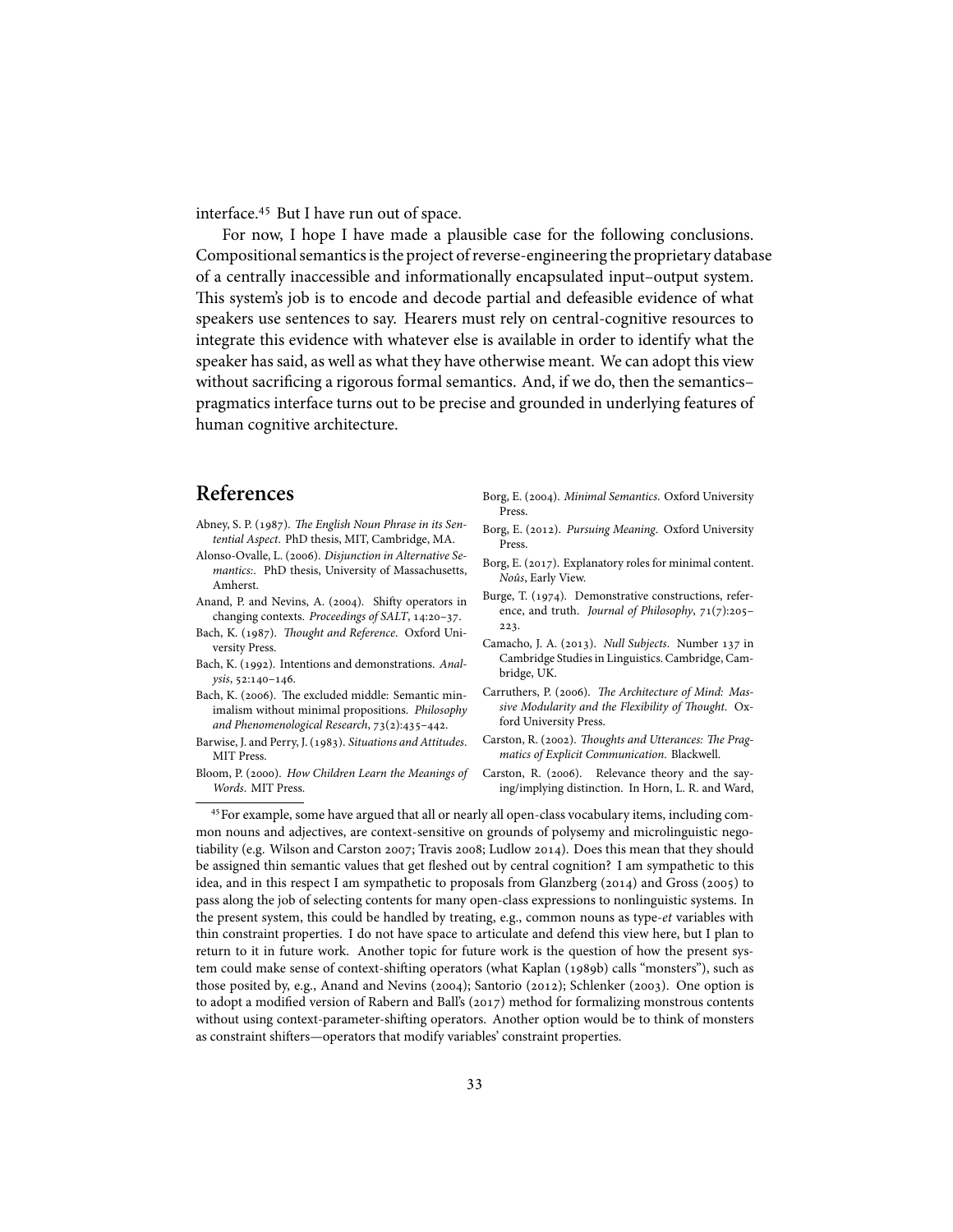interface.[45] But I have run out of space.

For now, I hope I have made a plausible case for the following conclusions. Compositional semantics is the project of reverse-engineering the proprietary database of a centrally inaccessible and informationally encapsulated input–output system. This system's job is to encode and decode partial and defeasible evidence of what speakers use sentences to say. Hearers must rely on central-cognitive resources to integrate this evidence with whatever else is available in order to identify what the speaker has said, as well as what they have otherwise meant. We can adopt this view without sacrificing a rigorous formal semantics. And, if we do, then the semantics–pragmatics interface turns out to be precise and grounded in underlying features of human cognitive architecture.

## References

Abney, S. P. (1987). *The English Noun Phrase in its Sentential Aspect*. PhD thesis, MIT, Cambridge, MA.

Alonso-Ovalle, L. (2006). *Disjunction in Alternative Semantics:*. PhD thesis, University of Massachusetts, Amherst.

Anand, P. and Nevins, A. (2004). Shifty operators in changing contexts. *Proceedings of SALT*, 14:20–37.

Bach, K. (1987). *Thought and Reference*. Oxford University Press.

Bach, K. (1992). Intentions and demonstrations. *Analysis*, 52:140–146.

Bach, K. (2006). The excluded middle: Semantic minimalism without minimal propositions. *Philosophy and Phenomenological Research*, 73(2):435–442.

Barwise, J. and Perry, J. (1983). *Situations and Attitudes*. MIT Press.

Bloom, P. (2000). *How Children Learn the Meanings of Words*. MIT Press.

Borg, E. (2004). *Minimal Semantics*. Oxford University Press.

Borg, E. (2012). *Pursuing Meaning*. Oxford University Press.

Borg, E. (2017). Explanatory roles for minimal content. *Noûs*, Early View.

Burge, T. (1974). Demonstrative constructions, reference, and truth. *Journal of Philosophy*, 71(7):205–223.

Camacho, J. A. (2013). *Null Subjects*. Number 137 in Cambridge Studies in Linguistics. Cambridge, Cambridge, UK.

Carruthers, P. (2006). *The Architecture of Mind: Massive Modularity and the Flexibility of Thought*. Oxford University Press.

Carston, R. (2002). *Thoughts and Utterances: The Pragmatics of Explicit Communication*. Blackwell.

Carston, R. (2006). Relevance theory and the saying/implying distinction. In Horn, L. R. and Ward,

---

[45] For example, some have argued that all or nearly all open-class vocabulary items, including common nouns and adjectives, are context-sensitive on grounds of polysemy and microlinguistic negotiability (e.g. Wilson and Carston 2007; Travis 2008; Ludlow 2014). Does this mean that they should be assigned thin semantic values that get fleshed out by central cognition? I am sympathetic to this idea, and in this respect I am sympathetic to proposals from Glanzberg (2014) and Gross (2005) to pass along the job of selecting contents for many open-class expressions to nonlinguistic systems. In the present system, this could be handled by treating, e.g., common nouns as type-*et* variables with thin constraint properties. I do not have space to articulate and defend this view here, but I plan to return to it in future work. Another topic for future work is the question of how the present system could make sense of context-shifting operators (what Kaplan (1989b) calls "monsters"), such as those posited by, e.g., Anand and Nevins (2004); Santorio (2012); Schlenker (2003). One option is to adopt a modified version of Rabern and Ball's (2017) method for formalizing monstrous contents without using context-parameter-shifting operators. Another option would be to think of monsters as constraint shifters—operators that modify variables' constraint properties.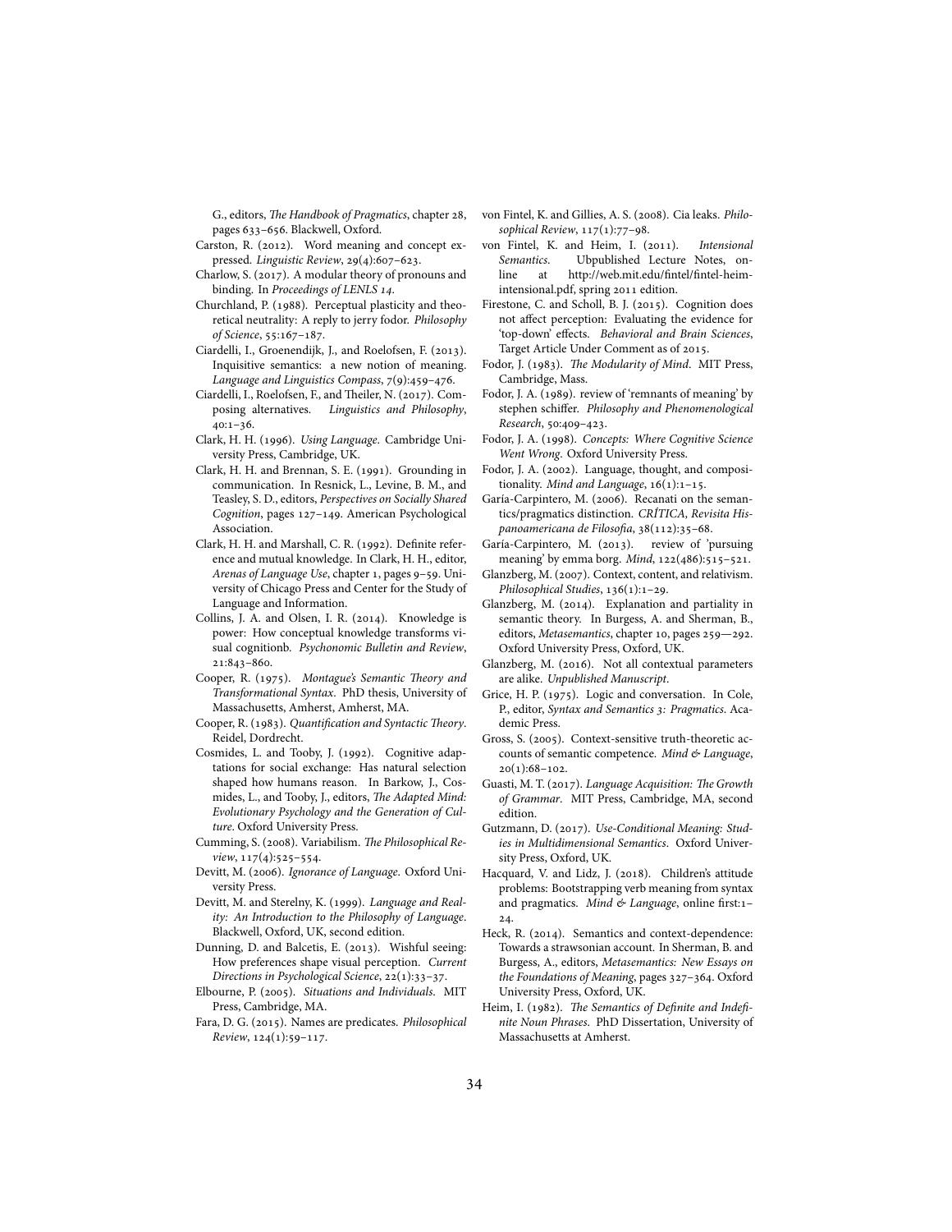G., editors, *The Handbook of Pragmatics*, chapter 28, pages 633–656. Blackwell, Oxford.

Carston, R. (2012). Word meaning and concept expressed. *Linguistic Review*, 29(4):607–623.

Charlow, S. (2017). A modular theory of pronouns and binding. In *Proceedings of LENLS 14*.

Churchland, P. (1988). Perceptual plasticity and theoretical neutrality: A reply to jerry fodor. *Philosophy of Science*, 55:167–187.

Ciardelli, I., Groenendijk, J., and Roelofsen, F. (2013). Inquisitive semantics: a new notion of meaning. *Language and Linguistics Compass*, 7(9):459–476.

Ciardelli, I., Roelofsen, F., and Theiler, N. (2017). Composing alternatives. *Linguistics and Philosophy*, 40:1–36.

Clark, H. H. (1996). *Using Language*. Cambridge University Press, Cambridge, UK.

Clark, H. H. and Brennan, S. E. (1991). Grounding in communication. In Resnick, L., Levine, B. M., and Teasley, S. D., editors, *Perspectives on Socially Shared Cognition*, pages 127–149. American Psychological Association.

Clark, H. H. and Marshall, C. R. (1992). Definite reference and mutual knowledge. In Clark, H. H., editor, *Arenas of Language Use*, chapter 1, pages 9–59. University of Chicago Press and Center for the Study of Language and Information.

Collins, J. A. and Olsen, I. R. (2014). Knowledge is power: How conceptual knowledge transforms visual cognitionb. *Psychonomic Bulletin and Review*, 21:843–860.

Cooper, R. (1975). *Montague's Semantic Theory and Transformational Syntax*. PhD thesis, University of Massachusetts, Amherst, Amherst, MA.

Cooper, R. (1983). *Quantification and Syntactic Theory*. Reidel, Dordrecht.

Cosmides, L. and Tooby, J. (1992). Cognitive adaptations for social exchange: Has natural selection shaped how humans reason. In Barkow, J., Cosmides, L., and Tooby, J., editors, *The Adapted Mind: Evolutionary Psychology and the Generation of Culture*. Oxford University Press.

Cumming, S. (2008). Variabilism. *The Philosophical Review*, 117(4):525–554.

Devitt, M. (2006). *Ignorance of Language*. Oxford University Press.

Devitt, M. and Sterelny, K. (1999). *Language and Reality: An Introduction to the Philosophy of Language*. Blackwell, Oxford, UK, second edition.

Dunning, D. and Balcetis, E. (2013). Wishful seeing: How preferences shape visual perception. *Current Directions in Psychological Science*, 22(1):33–37.

Elbourne, P. (2005). *Situations and Individuals*. MIT Press, Cambridge, MA.

Fara, D. G. (2015). Names are predicates. *Philosophical Review*, 124(1):59–117.

von Fintel, K. and Gillies, A. S. (2008). Cia leaks. *Philosophical Review*, 117(1):77–98.

von Fintel, K. and Heim, I. (2011). *Intensional Semantics*. Ubpublished Lecture Notes, online at http://web.mit.edu/fintel/fintel-heim-intensional.pdf, spring 2011 edition.

Firestone, C. and Scholl, B. J. (2015). Cognition does not affect perception: Evaluating the evidence for 'top-down' effects. *Behavioral and Brain Sciences*, Target Article Under Comment as of 2015.

Fodor, J. (1983). *The Modularity of Mind*. MIT Press, Cambridge, Mass.

Fodor, J. A. (1989). review of 'remnants of meaning' by stephen schiffer. *Philosophy and Phenomenological Research*, 50:409–423.

Fodor, J. A. (1998). *Concepts: Where Cognitive Science Went Wrong*. Oxford University Press.

Fodor, J. A. (2002). Language, thought, and compositionality. *Mind and Language*, 16(1):1–15.

García-Carpintero, M. (2006). Recanati on the semantics/pragmatics distinction. *CRÍTICA, Revisita Hispanoamericana de Filosofia*, 38(112):35–68.

García-Carpintero, M. (2013). review of 'pursuing meaning' by emma borg. *Mind*, 122(486):515–521.

Glanzberg, M. (2007). Context, content, and relativism. *Philosophical Studies*, 136(1):1–29.

Glanzberg, M. (2014). Explanation and partiality in semantic theory. In Burgess, A. and Sherman, B., editors, *Metasemantics*, chapter 10, pages 259—292. Oxford University Press, Oxford, UK.

Glanzberg, M. (2016). Not all contextual parameters are alike. *Unpublished Manuscript*.

Grice, H. P. (1975). Logic and conversation. In Cole, P., editor, *Syntax and Semantics 3: Pragmatics*. Academic Press.

Gross, S. (2005). Context-sensitive truth-theoretic accounts of semantic competence. *Mind & Language*, 20(1):68–102.

Guasti, M. T. (2017). *Language Acquisition: The Growth of Grammar*. MIT Press, Cambridge, MA, second edition.

Gutzmann, D. (2017). *Use-Conditional Meaning: Studies in Multidimensional Semantics*. Oxford University Press, Oxford, UK.

Hacquard, V. and Lidz, J. (2018). Children's attitude problems: Bootstrapping verb meaning from syntax and pragmatics. *Mind & Language*, online first:1–24.

Heck, R. (2014). Semantics and context-dependence: Towards a strawsonian account. In Sherman, B. and Burgess, A., editors, *Metasemantics: New Essays on the Foundations of Meaning*, pages 327–364. Oxford University Press, Oxford, UK.

Heim, I. (1982). *The Semantics of Definite and Indefinite Noun Phrases*. PhD Dissertation, University of Massachusetts at Amherst.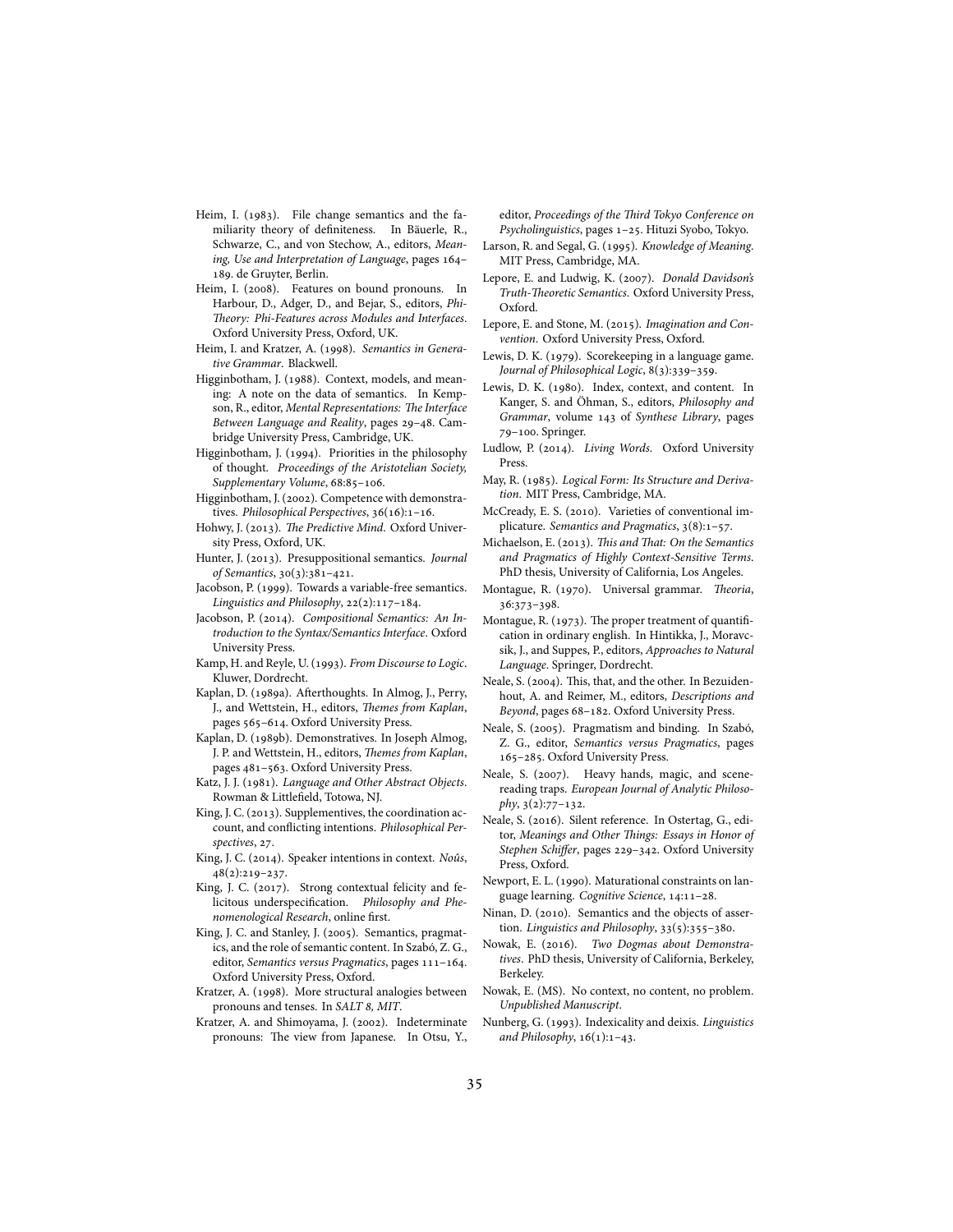Heim, I. (1983). File change semantics and the familiarity theory of definiteness. In Bäuerle, R., Schwarze, C., and von Stechow, A., editors, *Meaning, Use and Interpretation of Language*, pages 164–189. de Gruyter, Berlin.

Heim, I. (2008). Features on bound pronouns. In Harbour, D., Adger, D., and Bejar, S., editors, *Phi-Theory: Phi-Features across Modules and Interfaces*. Oxford University Press, Oxford, UK.

Heim, I. and Kratzer, A. (1998). *Semantics in Generative Grammar*. Blackwell.

Higginbotham, J. (1988). Context, models, and meaning: A note on the data of semantics. In Kempson, R., editor, *Mental Representations: The Interface Between Language and Reality*, pages 29–48. Cambridge University Press, Cambridge, UK.

Higginbotham, J. (1994). Priorities in the philosophy of thought. *Proceedings of the Aristotelian Society, Supplementary Volume*, 68:85–106.

Higginbotham, J. (2002). Competence with demonstratives. *Philosophical Perspectives*, 36(16):1–16.

Hohwy, J. (2013). *The Predictive Mind*. Oxford University Press, Oxford, UK.

Hunter, J. (2013). Presuppositional semantics. *Journal of Semantics*, 30(3):381–421.

Jacobson, P. (1999). Towards a variable-free semantics. *Linguistics and Philosophy*, 22(2):117–184.

Jacobson, P. (2014). *Compositional Semantics: An Introduction to the Syntax/Semantics Interface*. Oxford University Press.

Kamp, H. and Reyle, U. (1993). *From Discourse to Logic*. Kluwer, Dordrecht.

Kaplan, D. (1989a). Afterthoughts. In Almog, J., Perry, J., and Wettstein, H., editors, *Themes from Kaplan*, pages 565–614. Oxford University Press.

Kaplan, D. (1989b). Demonstratives. In Joseph Almog, J. P. and Wettstein, H., editors, *Themes from Kaplan*, pages 481–563. Oxford University Press.

Katz, J. J. (1981). *Language and Other Abstract Objects*. Rowman & Littlefield, Totowa, NJ.

King, J. C. (2013). Supplementives, the coordination account, and conflicting intentions. *Philosophical Perspectives*, 27.

King, J. C. (2014). Speaker intentions in context. *Noûs*, 48(2):219–237.

King, J. C. (2017). Strong contextual felicity and felicitous underspecification. *Philosophy and Phenomenological Research*, online first.

King, J. C. and Stanley, J. (2005). Semantics, pragmatics, and the role of semantic content. In Szabó, Z. G., editor, *Semantics versus Pragmatics*, pages 111–164. Oxford University Press, Oxford.

Kratzer, A. (1998). More structural analogies between pronouns and tenses. In *SALT 8, MIT*.

Kratzer, A. and Shimoyama, J. (2002). Indeterminate pronouns: The view from Japanese. In Otsu, Y., editor, *Proceedings of the Third Tokyo Conference on Psycholinguistics*, pages 1–25. Hituzi Syobo, Tokyo.

Larson, R. and Segal, G. (1995). *Knowledge of Meaning*. MIT Press, Cambridge, MA.

Lepore, E. and Ludwig, K. (2007). *Donald Davidson's Truth-Theoretic Semantics*. Oxford University Press, Oxford.

Lepore, E. and Stone, M. (2015). *Imagination and Convention*. Oxford University Press, Oxford.

Lewis, D. K. (1979). Scorekeeping in a language game. *Journal of Philosophical Logic*, 8(3):339–359.

Lewis, D. K. (1980). Index, context, and content. In Kanger, S. and Öhman, S., editors, *Philosophy and Grammar*, volume 143 of *Synthese Library*, pages 79–100. Springer.

Ludlow, P. (2014). *Living Words*. Oxford University Press.

May, R. (1985). *Logical Form: Its Structure and Derivation*. MIT Press, Cambridge, MA.

McCready, E. S. (2010). Varieties of conventional implicature. *Semantics and Pragmatics*, 3(8):1–57.

Michaelson, E. (2013). *This and That: On the Semantics and Pragmatics of Highly Context-Sensitive Terms*. PhD thesis, University of California, Los Angeles.

Montague, R. (1970). Universal grammar. *Theoria*, 36:373–398.

Montague, R. (1973). The proper treatment of quantification in ordinary english. In Hintikka, J., Moravcsik, J., and Suppes, P., editors, *Approaches to Natural Language*. Springer, Dordrecht.

Neale, S. (2004). This, that, and the other. In Bezuidenhout, A. and Reimer, M., editors, *Descriptions and Beyond*, pages 68–182. Oxford University Press.

Neale, S. (2005). Pragmatism and binding. In Szabó, Z. G., editor, *Semantics versus Pragmatics*, pages 165–285. Oxford University Press.

Neale, S. (2007). Heavy hands, magic, and scene-reading traps. *European Journal of Analytic Philosophy*, 3(2):77–132.

Neale, S. (2016). Silent reference. In Ostertag, G., editor, *Meanings and Other Things: Essays in Honor of Stephen Schiffer*, pages 229–342. Oxford University Press, Oxford.

Newport, E. L. (1990). Maturational constraints on language learning. *Cognitive Science*, 14:11–28.

Ninan, D. (2010). Semantics and the objects of assertion. *Linguistics and Philosophy*, 33(5):355–380.

Nowak, E. (2016). *Two Dogmas about Demonstratives*. PhD thesis, University of California, Berkeley, Berkeley.

Nowak, E. (MS). No context, no content, no problem. *Unpublished Manuscript*.

Nunberg, G. (1993). Indexicality and deixis. *Linguistics and Philosophy*, 16(1):1–43.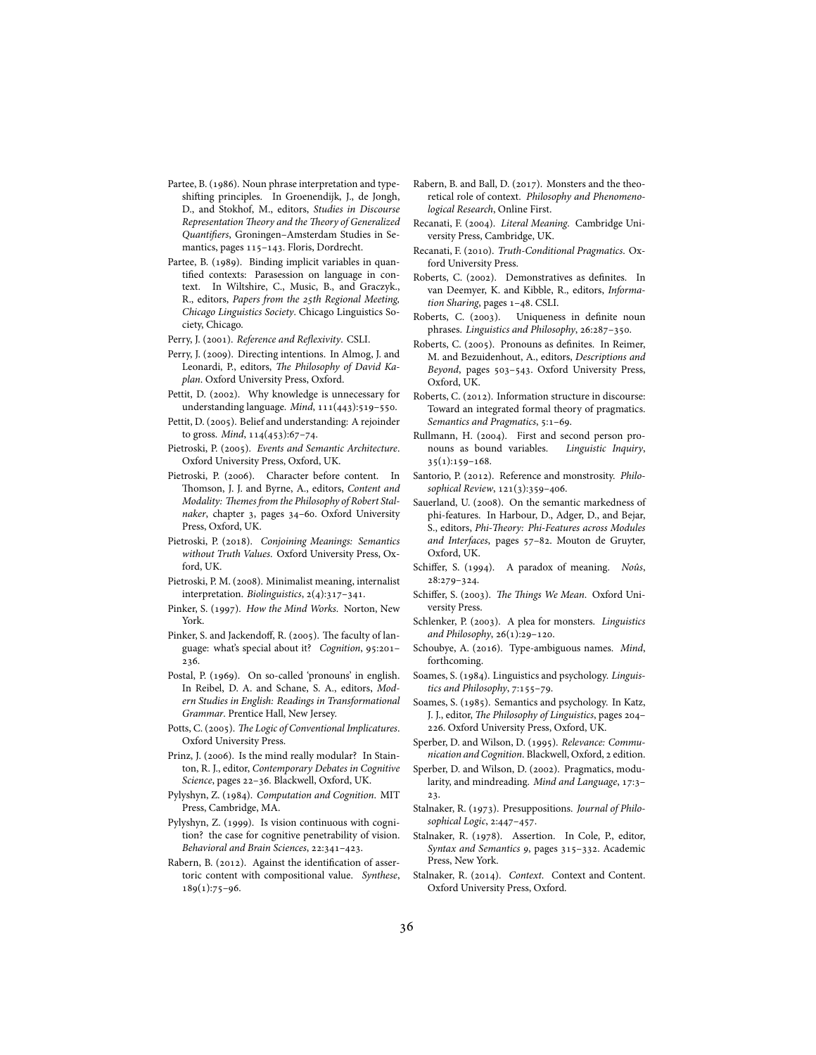Partee, B. (1986). Noun phrase interpretation and type-shifting principles. In Groenendijk, J., de Jongh, D., and Stokhof, M., editors, *Studies in Discourse Representation Theory and the Theory of Generalized Quantifiers*, Groningen–Amsterdam Studies in Semantics, pages 115–143. Floris, Dordrecht.

Partee, B. (1989). Binding implicit variables in quantified contexts: Parasession on language in context. In Wiltshire, C., Music, B., and Graczyk., R., editors, *Papers from the 25th Regional Meeting, Chicago Linguistics Society*. Chicago Linguistics Society, Chicago.

Perry, J. (2001). *Reference and Reflexivity*. CSLI.

Perry, J. (2009). Directing intentions. In Almog, J. and Leonardi, P., editors, *The Philosophy of David Kaplan*. Oxford University Press, Oxford.

Pettit, D. (2002). Why knowledge is unnecessary for understanding language. *Mind*, 111(443):519–550.

Pettit, D. (2005). Belief and understanding: A rejoinder to gross. *Mind*, 114(453):67–74.

Pietroski, P. (2005). *Events and Semantic Architecture*. Oxford University Press, Oxford, UK.

Pietroski, P. (2006). Character before content. In Thomson, J. J. and Byrne, A., editors, *Content and Modality: Themes from the Philosophy of Robert Stalnaker*, chapter 3, pages 34–60. Oxford University Press, Oxford, UK.

Pietroski, P. (2018). *Conjoining Meanings: Semantics without Truth Values*. Oxford University Press, Oxford, UK.

Pietroski, P. M. (2008). Minimalist meaning, internalist interpretation. *Biolinguistics*, 2(4):317–341.

Pinker, S. (1997). *How the Mind Works*. Norton, New York.

Pinker, S. and Jackendoff, R. (2005). The faculty of language: what's special about it? *Cognition*, 95:201–236.

Postal, P. (1969). On so-called 'pronouns' in english. In Reibel, D. A. and Schane, S. A., editors, *Modern Studies in English: Readings in Transformational Grammar*. Prentice Hall, New Jersey.

Potts, C. (2005). *The Logic of Conventional Implicatures*. Oxford University Press.

Prinz, J. (2006). Is the mind really modular? In Stainton, R. J., editor, *Contemporary Debates in Cognitive Science*, pages 22–36. Blackwell, Oxford, UK.

Pylyshyn, Z. (1984). *Computation and Cognition*. MIT Press, Cambridge, MA.

Pylyshyn, Z. (1999). Is vision continuous with cognition? the case for cognitive penetrability of vision. *Behavioral and Brain Sciences*, 22:341–423.

Rabern, B. (2012). Against the identification of assertoric content with compositional value. *Synthese*, 189(1):75–96.

Rabern, B. and Ball, D. (2017). Monsters and the theoretical role of context. *Philosophy and Phenomenological Research*, Online First.

Recanati, F. (2004). *Literal Meaning*. Cambridge University Press, Cambridge, UK.

Recanati, F. (2010). *Truth-Conditional Pragmatics*. Oxford University Press.

Roberts, C. (2002). Demonstratives as definites. In van Deemyer, K. and Kibble, R., editors, *Information Sharing*, pages 1–48. CSLI.

Roberts, C. (2003). Uniqueness in definite noun phrases. *Linguistics and Philosophy*, 26:287–350.

Roberts, C. (2005). Pronouns as definites. In Reimer, M. and Bezuidenhout, A., editors, *Descriptions and Beyond*, pages 503–543. Oxford University Press, Oxford, UK.

Roberts, C. (2012). Information structure in discourse: Toward an integrated formal theory of pragmatics. *Semantics and Pragmatics*, 5:1–69.

Rullmann, H. (2004). First and second person pronouns as bound variables. *Linguistic Inquiry*, 35(1):159–168.

Santorio, P. (2012). Reference and monstrosity. *Philosophical Review*, 121(3):359–406.

Sauerland, U. (2008). On the semantic markedness of phi-features. In Harbour, D., Adger, D., and Bejar, S., editors, *Phi-Theory: Phi-Features across Modules and Interfaces*, pages 57–82. Mouton de Gruyter, Oxford, UK.

Schiffer, S. (1994). A paradox of meaning. *Noûs*, 28:279–324.

Schiffer, S. (2003). *The Things We Mean*. Oxford University Press.

Schlenker, P. (2003). A plea for monsters. *Linguistics and Philosophy*, 26(1):29–120.

Schoubye, A. (2016). Type-ambiguous names. *Mind*, forthcoming.

Soames, S. (1984). Linguistics and psychology. *Linguistics and Philosophy*, 7:155–79.

Soames, S. (1985). Semantics and psychology. In Katz, J. J., editor, *The Philosophy of Linguistics*, pages 204–226. Oxford University Press, Oxford, UK.

Sperber, D. and Wilson, D. (1995). *Relevance: Communication and Cognition*. Blackwell, Oxford, 2 edition.

Sperber, D. and Wilson, D. (2002). Pragmatics, modularity, and mindreading. *Mind and Language*, 17:3–23.

Stalnaker, R. (1973). Presuppositions. *Journal of Philosophical Logic*, 2:447–457.

Stalnaker, R. (1978). Assertion. In Cole, P., editor, *Syntax and Semantics 9*, pages 315–332. Academic Press, New York.

Stalnaker, R. (2014). *Context*. Context and Content. Oxford University Press, Oxford.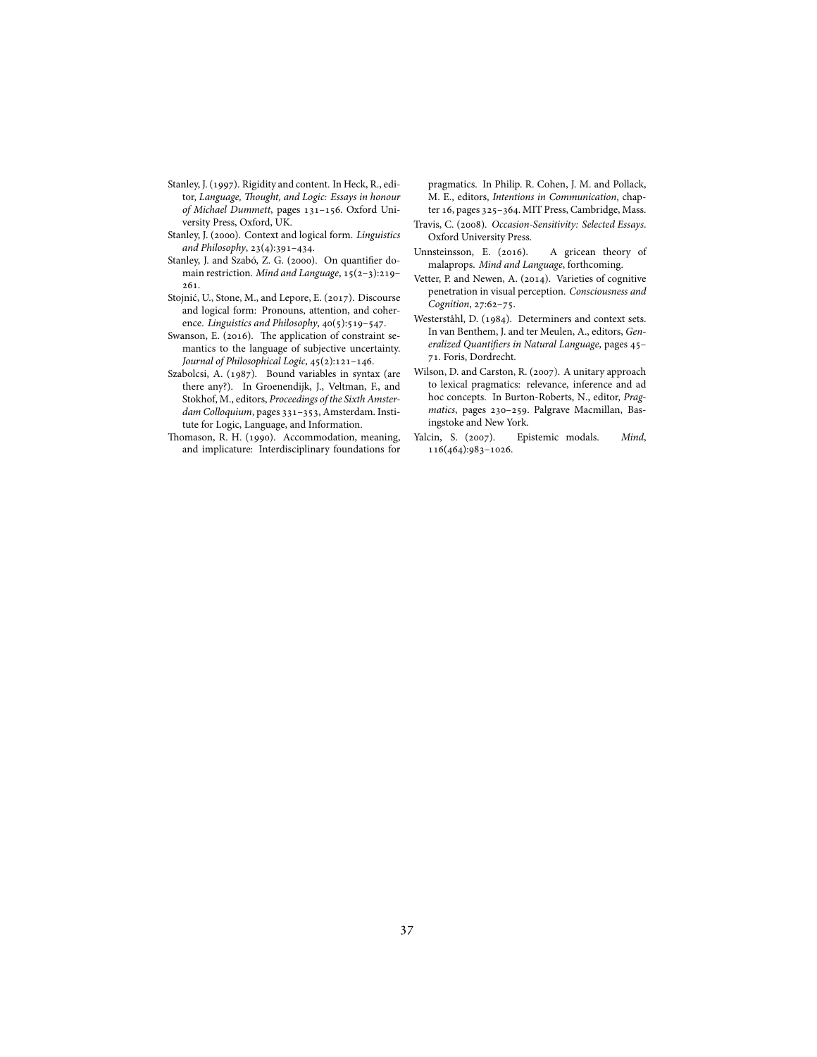Stanley, J. (1997). Rigidity and content. In Heck, R., editor, *Language, Thought, and Logic: Essays in honour of Michael Dummett*, pages 131–156. Oxford University Press, Oxford, UK.

Stanley, J. (2000). Context and logical form. *Linguistics and Philosophy*, 23(4):391–434.

Stanley, J. and Szabó, Z. G. (2000). On quantifier domain restriction. *Mind and Language*, 15(2–3):219–261.

Stojnić, U., Stone, M., and Lepore, E. (2017). Discourse and logical form: Pronouns, attention, and coherence. *Linguistics and Philosophy*, 40(5):519–547.

Swanson, E. (2016). The application of constraint semantics to the language of subjective uncertainty. *Journal of Philosophical Logic*, 45(2):121–146.

Szabolcsi, A. (1987). Bound variables in syntax (are there any?). In Groenendijk, J., Veltman, F., and Stokhof, M., editors, *Proceedings of the Sixth Amsterdam Colloquium*, pages 331–353, Amsterdam. Institute for Logic, Language, and Information.

Thomason, R. H. (1990). Accommodation, meaning, and implicature: Interdisciplinary foundations for pragmatics. In Philip. R. Cohen, J. M. and Pollack, M. E., editors, *Intentions in Communication*, chapter 16, pages 325–364. MIT Press, Cambridge, Mass.

Travis, C. (2008). *Occasion-Sensitivity: Selected Essays*. Oxford University Press.

Unnsteinsson, E. (2016). A gricean theory of malaprops. *Mind and Language*, forthcoming.

Vetter, P. and Newen, A. (2014). Varieties of cognitive penetration in visual perception. *Consciousness and Cognition*, 27:62–75.

Westerståhl, D. (1984). Determiners and context sets. In van Benthem, J. and ter Meulen, A., editors, *Generalized Quantifiers in Natural Language*, pages 45–71. Foris, Dordrecht.

Wilson, D. and Carston, R. (2007). A unitary approach to lexical pragmatics: relevance, inference and ad hoc concepts. In Burton-Roberts, N., editor, *Pragmatics*, pages 230–259. Palgrave Macmillan, Basingstoke and New York.

Yalcin, S. (2007). Epistemic modals. *Mind*, 116(464):983–1026.